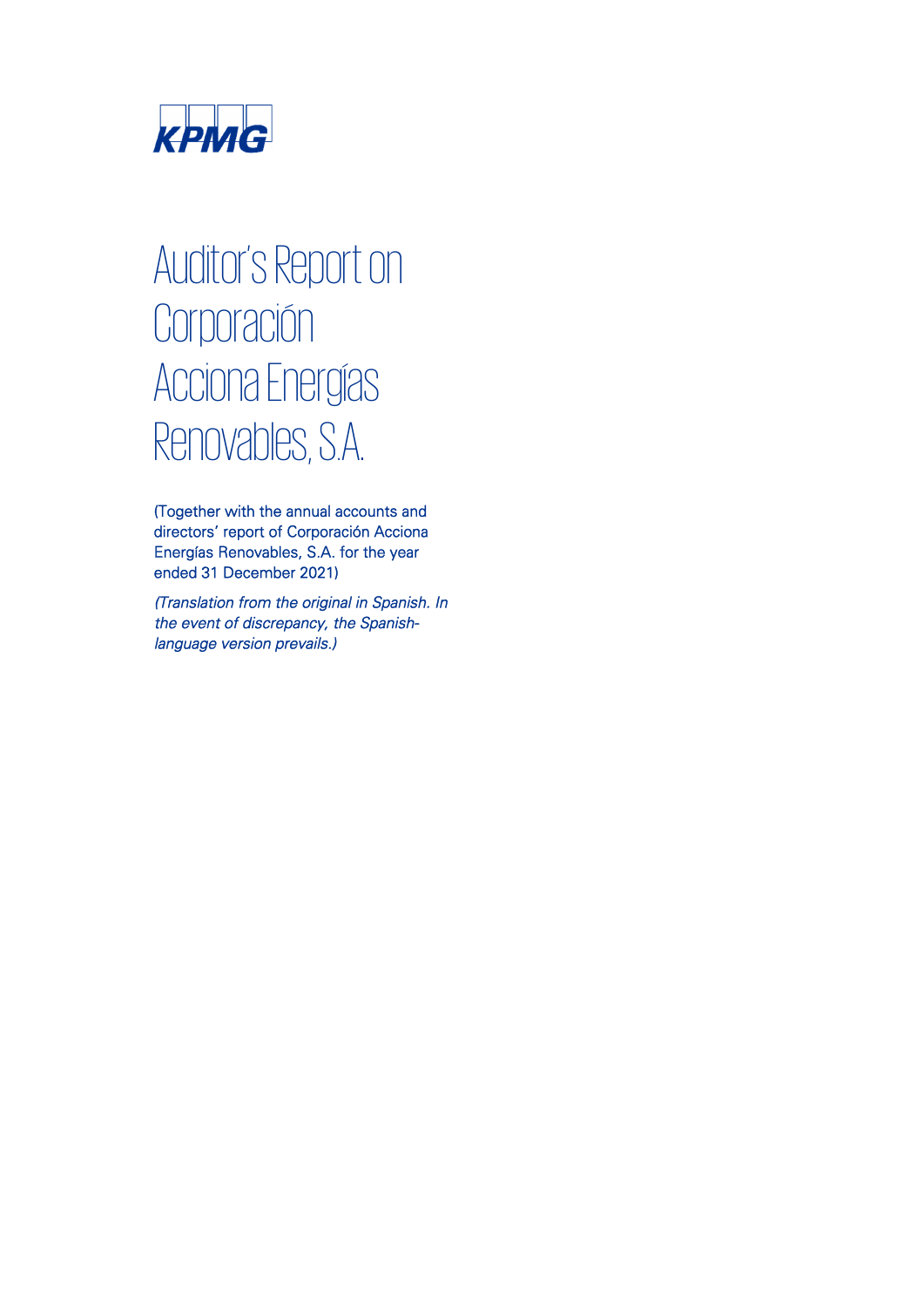KPMG

# Auditor's Report on Corporación Acciona Energías Renovables, S.A.

(Together with the annual accounts and directors' report of Corporación Acciona Energías Renovables, S.A. for the year ended 31 December 2021)

*(Translation from the original in Spanish. In the event of discrepancy, the Spanish-language version prevails.)*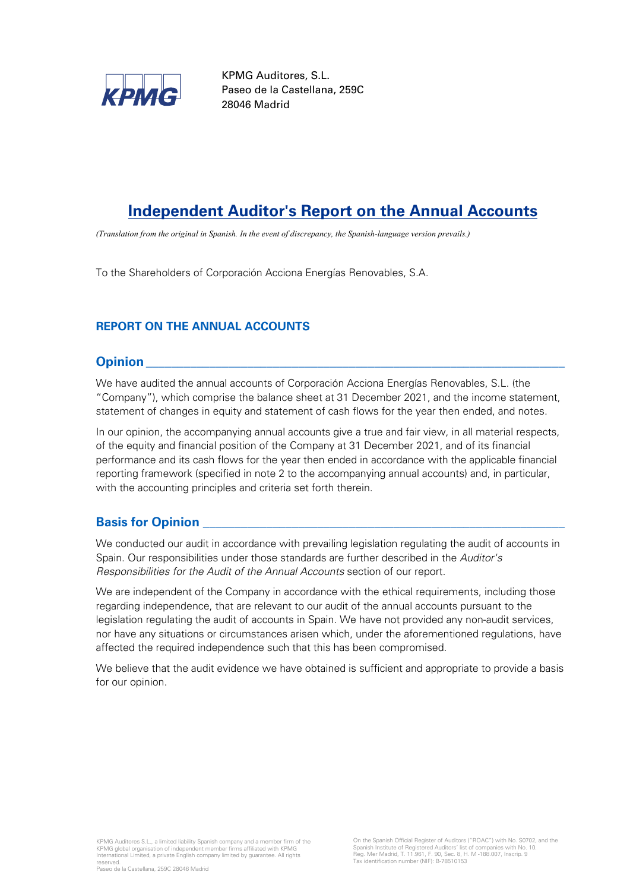KPMG Auditores, S.L.
Paseo de la Castellana, 259C
28046 Madrid

# Independent Auditor's Report on the Annual Accounts

*(Translation from the original in Spanish. In the event of discrepancy, the Spanish-language version prevails.)*

To the Shareholders of Corporación Acciona Energías Renovables, S.A.

## REPORT ON THE ANNUAL ACCOUNTS

### Opinion

We have audited the annual accounts of Corporación Acciona Energías Renovables, S.L. (the "Company"), which comprise the balance sheet at 31 December 2021, and the income statement, statement of changes in equity and statement of cash flows for the year then ended, and notes.

In our opinion, the accompanying annual accounts give a true and fair view, in all material respects, of the equity and financial position of the Company at 31 December 2021, and of its financial performance and its cash flows for the year then ended in accordance with the applicable financial reporting framework (specified in note 2 to the accompanying annual accounts) and, in particular, with the accounting principles and criteria set forth therein.

### Basis for Opinion

We conducted our audit in accordance with prevailing legislation regulating the audit of accounts in Spain. Our responsibilities under those standards are further described in the *Auditor's Responsibilities for the Audit of the Annual Accounts* section of our report.

We are independent of the Company in accordance with the ethical requirements, including those regarding independence, that are relevant to our audit of the annual accounts pursuant to the legislation regulating the audit of accounts in Spain. We have not provided any non-audit services, nor have any situations or circumstances arisen which, under the aforementioned regulations, have affected the required independence such that this has been compromised.

We believe that the audit evidence we have obtained is sufficient and appropriate to provide a basis for our opinion.

KPMG Auditores S.L., a limited liability Spanish company and a member firm of the KPMG global organisation of independent member firms affiliated with KPMG International Limited, a private English company limited by guarantee. All rights reserved.
Paseo de la Castellana, 259C 28046 Madrid

On the Spanish Official Register of Auditors ("ROAC") with No. S0702, and the Spanish Institute of Registered Auditors' list of companies with No. 10.
Reg. Mer Madrid, T. 11.961, F. 90, Sec. 8, H. M -188.007, Inscrip. 9
Tax identification number (NIF): B-78510153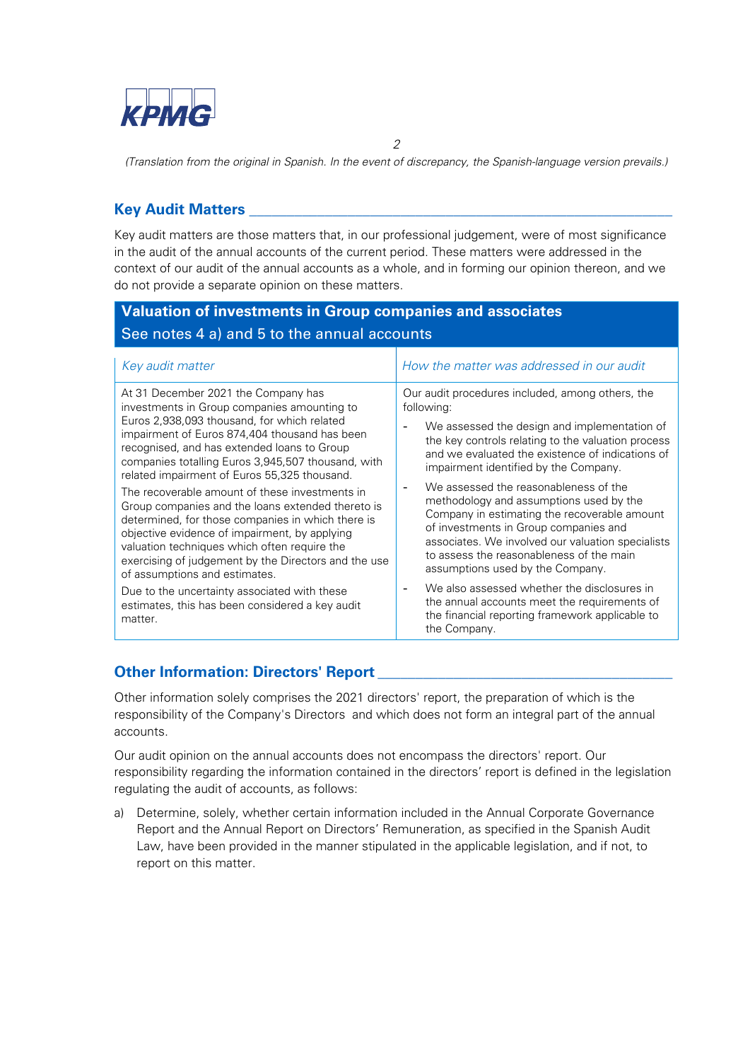(Translation from the original in Spanish. In the event of discrepancy, the Spanish-language version prevails.)

## Key Audit Matters

Key audit matters are those matters that, in our professional judgement, were of most significance in the audit of the annual accounts of the current period. These matters were addressed in the context of our audit of the annual accounts as a whole, and in forming our opinion thereon, and we do not provide a separate opinion on these matters.

**Valuation of investments in Group companies and associates**
See notes 4 a) and 5 to the annual accounts

| *Key audit matter* | *How the matter was addressed in our audit* |
|---|---|
| At 31 December 2021 the Company has investments in Group companies amounting to Euros 2,938,093 thousand, for which related impairment of Euros 874,404 thousand has been recognised, and has extended loans to Group companies totalling Euros 3,945,507 thousand, with related impairment of Euros 55,325 thousand.<br><br>The recoverable amount of these investments in Group companies and the loans extended thereto is determined, for those companies in which there is objective evidence of impairment, by applying valuation techniques which often require the exercising of judgement by the Directors and the use of assumptions and estimates.<br><br>Due to the uncertainty associated with these estimates, this has been considered a key audit matter. | Our audit procedures included, among others, the following:<br><br>- We assessed the design and implementation of the key controls relating to the valuation process and we evaluated the existence of indications of impairment identified by the Company.<br>- We assessed the reasonableness of the methodology and assumptions used by the Company in estimating the recoverable amount of investments in Group companies and associates. We involved our valuation specialists to assess the reasonableness of the main assumptions used by the Company.<br>- We also assessed whether the disclosures in the annual accounts meet the requirements of the financial reporting framework applicable to the Company. |

## Other Information: Directors' Report

Other information solely comprises the 2021 directors' report, the preparation of which is the responsibility of the Company's Directors and which does not form an integral part of the annual accounts.

Our audit opinion on the annual accounts does not encompass the directors' report. Our responsibility regarding the information contained in the directors' report is defined in the legislation regulating the audit of accounts, as follows:

a) Determine, solely, whether certain information included in the Annual Corporate Governance Report and the Annual Report on Directors' Remuneration, as specified in the Spanish Audit Law, have been provided in the manner stipulated in the applicable legislation, and if not, to report on this matter.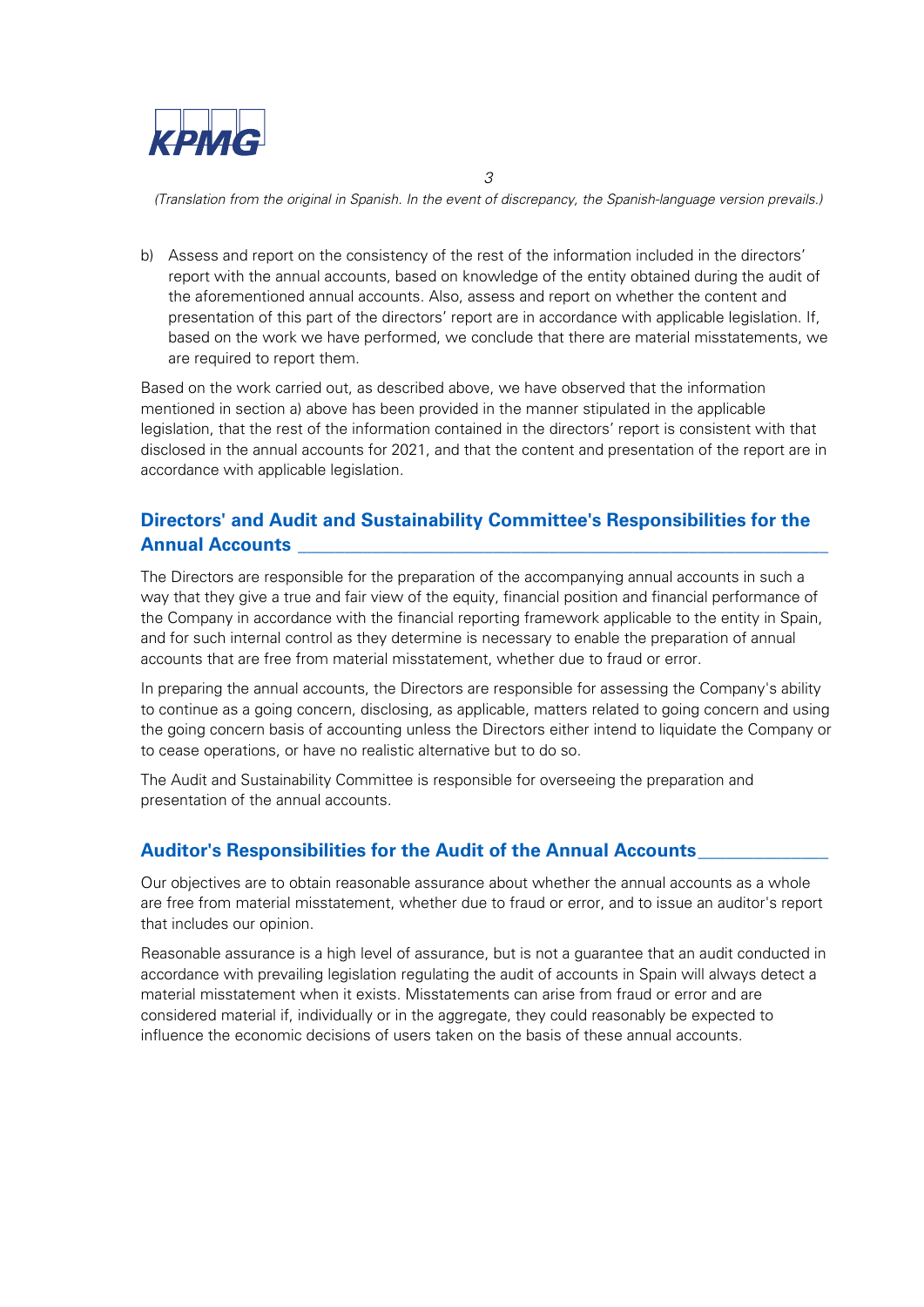*(Translation from the original in Spanish. In the event of discrepancy, the Spanish-language version prevails.)*

b) Assess and report on the consistency of the rest of the information included in the directors' report with the annual accounts, based on knowledge of the entity obtained during the audit of the aforementioned annual accounts. Also, assess and report on whether the content and presentation of this part of the directors' report are in accordance with applicable legislation. If, based on the work we have performed, we conclude that there are material misstatements, we are required to report them.

Based on the work carried out, as described above, we have observed that the information mentioned in section a) above has been provided in the manner stipulated in the applicable legislation, that the rest of the information contained in the directors' report is consistent with that disclosed in the annual accounts for 2021, and that the content and presentation of the report are in accordance with applicable legislation.

## Directors' and Audit and Sustainability Committee's Responsibilities for the Annual Accounts

The Directors are responsible for the preparation of the accompanying annual accounts in such a way that they give a true and fair view of the equity, financial position and financial performance of the Company in accordance with the financial reporting framework applicable to the entity in Spain, and for such internal control as they determine is necessary to enable the preparation of annual accounts that are free from material misstatement, whether due to fraud or error.

In preparing the annual accounts, the Directors are responsible for assessing the Company's ability to continue as a going concern, disclosing, as applicable, matters related to going concern and using the going concern basis of accounting unless the Directors either intend to liquidate the Company or to cease operations, or have no realistic alternative but to do so.

The Audit and Sustainability Committee is responsible for overseeing the preparation and presentation of the annual accounts.

## Auditor's Responsibilities for the Audit of the Annual Accounts

Our objectives are to obtain reasonable assurance about whether the annual accounts as a whole are free from material misstatement, whether due to fraud or error, and to issue an auditor's report that includes our opinion.

Reasonable assurance is a high level of assurance, but is not a guarantee that an audit conducted in accordance with prevailing legislation regulating the audit of accounts in Spain will always detect a material misstatement when it exists. Misstatements can arise from fraud or error and are considered material if, individually or in the aggregate, they could reasonably be expected to influence the economic decisions of users taken on the basis of these annual accounts.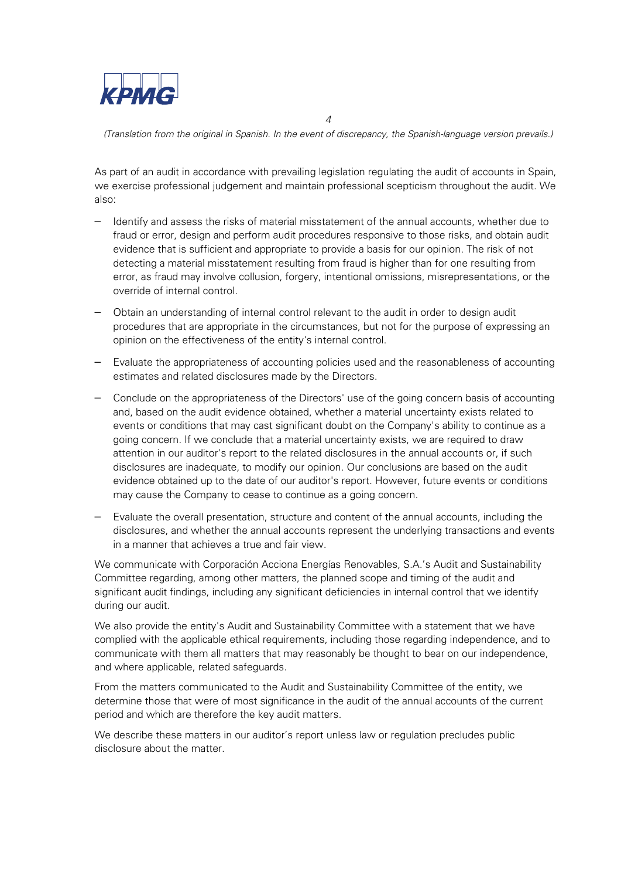*(Translation from the original in Spanish. In the event of discrepancy, the Spanish-language version prevails.)*

As part of an audit in accordance with prevailing legislation regulating the audit of accounts in Spain, we exercise professional judgement and maintain professional scepticism throughout the audit. We also:

– Identify and assess the risks of material misstatement of the annual accounts, whether due to fraud or error, design and perform audit procedures responsive to those risks, and obtain audit evidence that is sufficient and appropriate to provide a basis for our opinion. The risk of not detecting a material misstatement resulting from fraud is higher than for one resulting from error, as fraud may involve collusion, forgery, intentional omissions, misrepresentations, or the override of internal control.

– Obtain an understanding of internal control relevant to the audit in order to design audit procedures that are appropriate in the circumstances, but not for the purpose of expressing an opinion on the effectiveness of the entity's internal control.

– Evaluate the appropriateness of accounting policies used and the reasonableness of accounting estimates and related disclosures made by the Directors.

– Conclude on the appropriateness of the Directors' use of the going concern basis of accounting and, based on the audit evidence obtained, whether a material uncertainty exists related to events or conditions that may cast significant doubt on the Company's ability to continue as a going concern. If we conclude that a material uncertainty exists, we are required to draw attention in our auditor's report to the related disclosures in the annual accounts or, if such disclosures are inadequate, to modify our opinion. Our conclusions are based on the audit evidence obtained up to the date of our auditor's report. However, future events or conditions may cause the Company to cease to continue as a going concern.

– Evaluate the overall presentation, structure and content of the annual accounts, including the disclosures, and whether the annual accounts represent the underlying transactions and events in a manner that achieves a true and fair view.

We communicate with Corporación Acciona Energías Renovables, S.A.'s Audit and Sustainability Committee regarding, among other matters, the planned scope and timing of the audit and significant audit findings, including any significant deficiencies in internal control that we identify during our audit.

We also provide the entity's Audit and Sustainability Committee with a statement that we have complied with the applicable ethical requirements, including those regarding independence, and to communicate with them all matters that may reasonably be thought to bear on our independence, and where applicable, related safeguards.

From the matters communicated to the Audit and Sustainability Committee of the entity, we determine those that were of most significance in the audit of the annual accounts of the current period and which are therefore the key audit matters.

We describe these matters in our auditor's report unless law or regulation precludes public disclosure about the matter.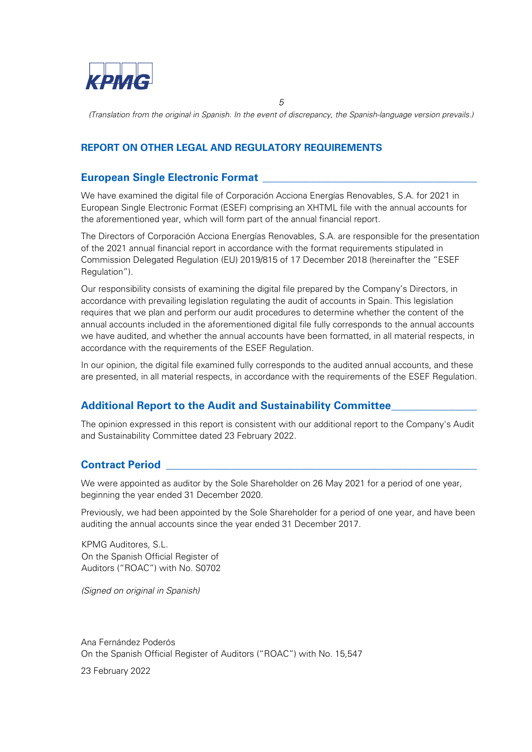*(Translation from the original in Spanish. In the event of discrepancy, the Spanish-language version prevails.)*

## REPORT ON OTHER LEGAL AND REGULATORY REQUIREMENTS

### European Single Electronic Format

We have examined the digital file of Corporación Acciona Energías Renovables, S.A. for 2021 in European Single Electronic Format (ESEF) comprising an XHTML file with the annual accounts for the aforementioned year, which will form part of the annual financial report.

The Directors of Corporación Acciona Energías Renovables, S.A. are responsible for the presentation of the 2021 annual financial report in accordance with the format requirements stipulated in Commission Delegated Regulation (EU) 2019/815 of 17 December 2018 (hereinafter the "ESEF Regulation").

Our responsibility consists of examining the digital file prepared by the Company's Directors, in accordance with prevailing legislation regulating the audit of accounts in Spain. This legislation requires that we plan and perform our audit procedures to determine whether the content of the annual accounts included in the aforementioned digital file fully corresponds to the annual accounts we have audited, and whether the annual accounts have been formatted, in all material respects, in accordance with the requirements of the ESEF Regulation.

In our opinion, the digital file examined fully corresponds to the audited annual accounts, and these are presented, in all material respects, in accordance with the requirements of the ESEF Regulation.

### Additional Report to the Audit and Sustainability Committee

The opinion expressed in this report is consistent with our additional report to the Company's Audit and Sustainability Committee dated 23 February 2022.

### Contract Period

We were appointed as auditor by the Sole Shareholder on 26 May 2021 for a period of one year, beginning the year ended 31 December 2020.

Previously, we had been appointed by the Sole Shareholder for a period of one year, and have been auditing the annual accounts since the year ended 31 December 2017.

KPMG Auditores, S.L.
On the Spanish Official Register of
Auditors ("ROAC") with No. S0702

*(Signed on original in Spanish)*

Ana Fernández Poderós
On the Spanish Official Register of Auditors ("ROAC") with No. 15,547

23 February 2022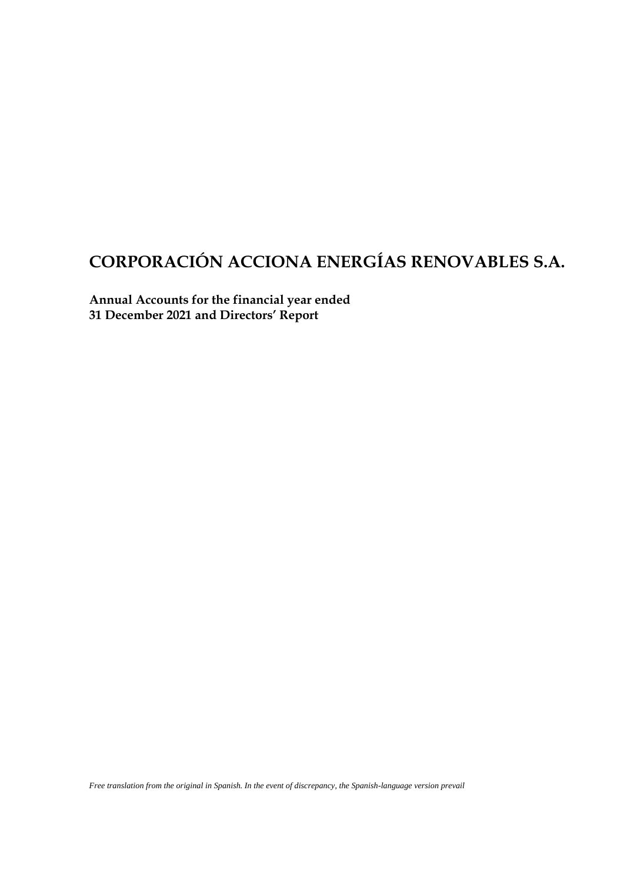# CORPORACIÓN ACCIONA ENERGÍAS RENOVABLES S.A.

**Annual Accounts for the financial year ended**
**31 December 2021 and Directors' Report**

*Free translation from the original in Spanish. In the event of discrepancy, the Spanish-language version prevail*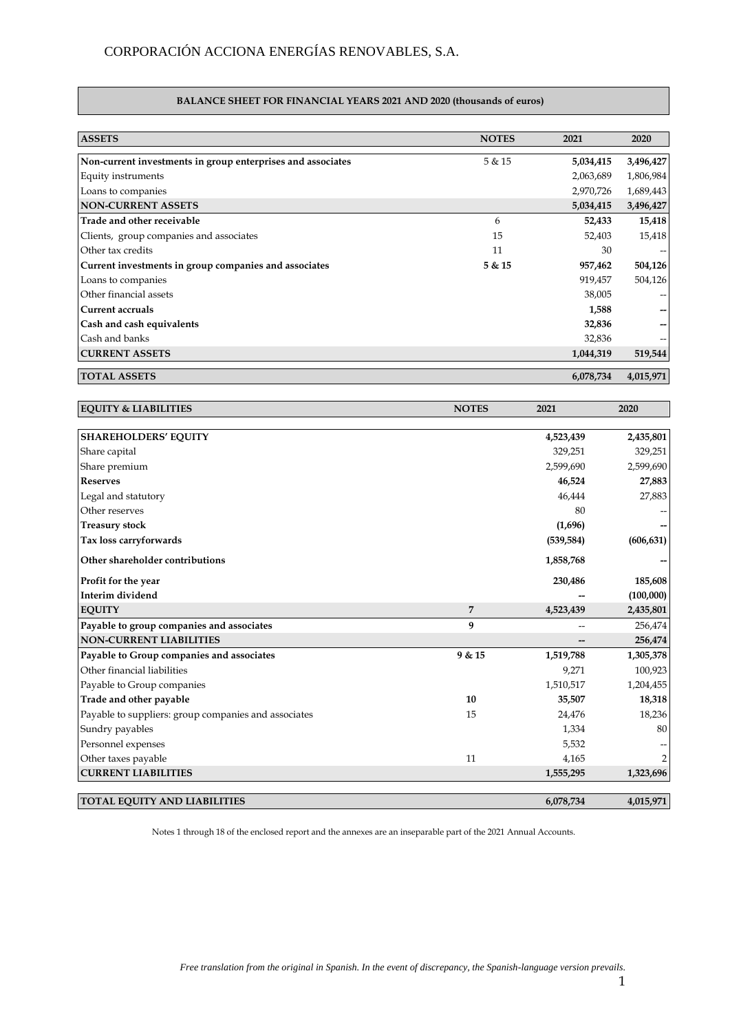# CORPORACIÓN ACCIONA ENERGÍAS RENOVABLES, S.A.

## BALANCE SHEET FOR FINANCIAL YEARS 2021 AND 2020 (thousands of euros)

| ASSETS | NOTES | 2021 | 2020 |
|---|---|---|---|
| **Non-current investments in group enterprises and associates** | 5 & 15 | **5,034,415** | **3,496,427** |
| Equity instruments | | 2,063,689 | 1,806,984 |
| Loans to companies | | 2,970,726 | 1,689,443 |
| **NON-CURRENT ASSETS** | | **5,034,415** | **3,496,427** |
| **Trade and other receivable** | 6 | **52,433** | **15,418** |
| Clients, group companies and associates | 15 | 52,403 | 15,418 |
| Other tax credits | 11 | 30 | -- |
| **Current investments in group companies and associates** | **5 & 15** | **957,462** | **504,126** |
| Loans to companies | | 919,457 | 504,126 |
| Other financial assets | | 38,005 | -- |
| **Current accruals** | | **1,588** | **--** |
| **Cash and cash equivalents** | | **32,836** | **--** |
| Cash and banks | | 32,836 | -- |
| **CURRENT ASSETS** | | **1,044,319** | **519,544** |
| **TOTAL ASSETS** | | **6,078,734** | **4,015,971** |

| EQUITY & LIABILITIES | NOTES | 2021 | 2020 |
|---|---|---|---|
| **SHAREHOLDERS' EQUITY** | | **4,523,439** | **2,435,801** |
| Share capital | | 329,251 | 329,251 |
| Share premium | | 2,599,690 | 2,599,690 |
| **Reserves** | | **46,524** | **27,883** |
| Legal and statutory | | 46,444 | 27,883 |
| Other reserves | | 80 | -- |
| **Treasury stock** | | **(1,696)** | **--** |
| **Tax loss carryforwards** | | **(539,584)** | **(606,631)** |
| **Other shareholder contributions** | | **1,858,768** | **--** |
| **Profit for the year** | | **230,486** | **185,608** |
| **Interim dividend** | | **--** | **(100,000)** |
| **EQUITY** | **7** | **4,523,439** | **2,435,801** |
| **Payable to group companies and associates** | **9** | -- | 256,474 |
| **NON-CURRENT LIABILITIES** | | **--** | **256,474** |
| **Payable to Group companies and associates** | **9 & 15** | **1,519,788** | **1,305,378** |
| Other financial liabilities | | 9,271 | 100,923 |
| Payable to Group companies | | 1,510,517 | 1,204,455 |
| **Trade and other payable** | **10** | **35,507** | **18,318** |
| Payable to suppliers: group companies and associates | 15 | 24,476 | 18,236 |
| Sundry payables | | 1,334 | 80 |
| Personnel expenses | | 5,532 | -- |
| Other taxes payable | 11 | 4,165 | 2 |
| **CURRENT LIABILITIES** | | **1,555,295** | **1,323,696** |
| **TOTAL EQUITY AND LIABILITIES** | | **6,078,734** | **4,015,971** |

Notes 1 through 18 of the enclosed report and the annexes are an inseparable part of the 2021 Annual Accounts.

*Free translation from the original in Spanish. In the event of discrepancy, the Spanish-language version prevails.*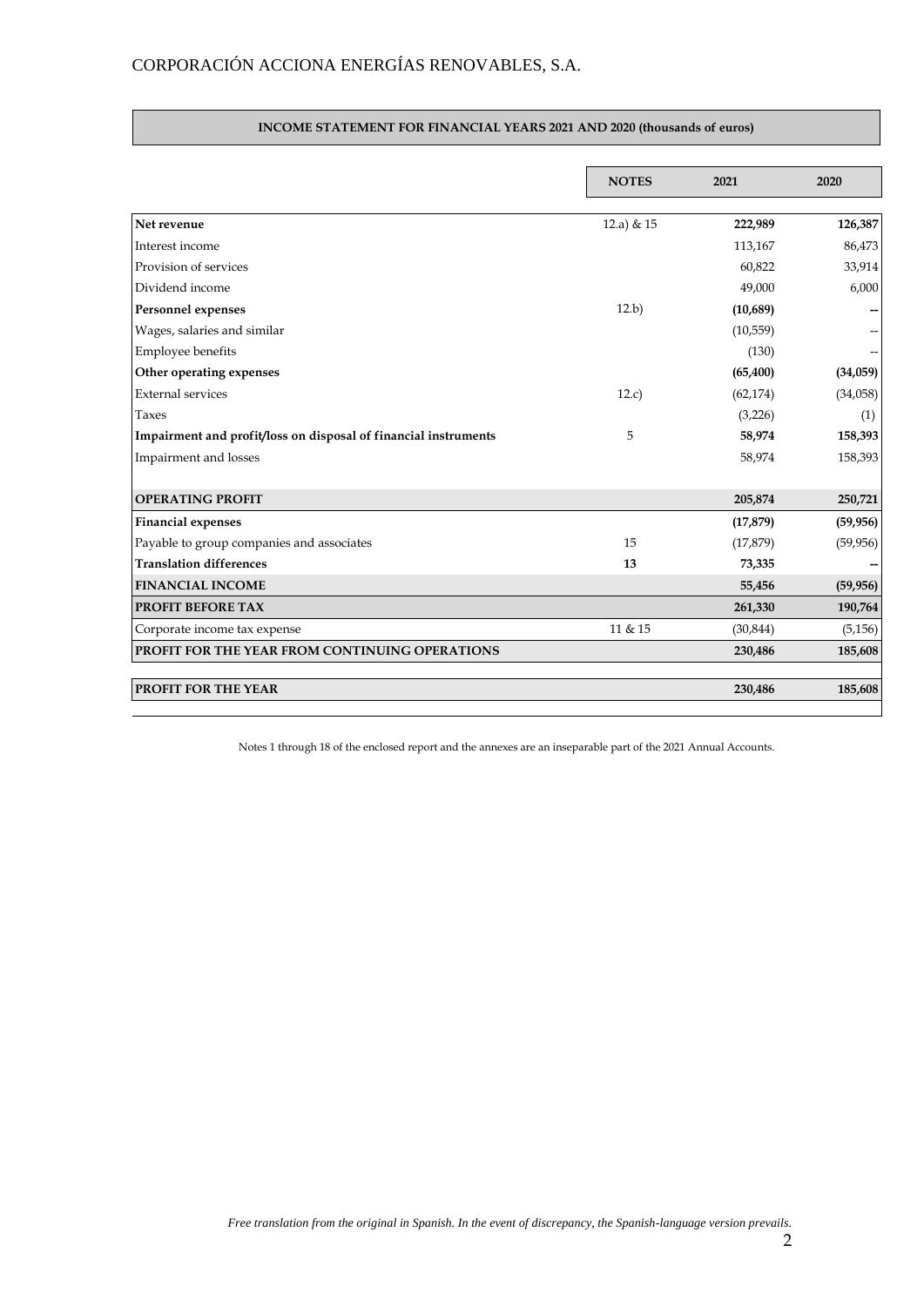CORPORACIÓN ACCIONA ENERGÍAS RENOVABLES, S.A.

## INCOME STATEMENT FOR FINANCIAL YEARS 2021 AND 2020 (thousands of euros)

| | NOTES | 2021 | 2020 |
|---|---|---|---|
| **Net revenue** | 12.a) & 15 | **222,989** | **126,387** |
| Interest income | | 113,167 | 86,473 |
| Provision of services | | 60,822 | 33,914 |
| Dividend income | | 49,000 | 6,000 |
| **Personnel expenses** | 12.b) | **(10,689)** | **--** |
| Wages, salaries and similar | | (10,559) | -- |
| Employee benefits | | (130) | -- |
| **Other operating expenses** | | **(65,400)** | **(34,059)** |
| External services | 12.c) | (62,174) | (34,058) |
| Taxes | | (3,226) | (1) |
| **Impairment and profit/loss on disposal of financial instruments** | 5 | **58,974** | **158,393** |
| Impairment and losses | | 58,974 | 158,393 |
| **OPERATING PROFIT** | | **205,874** | **250,721** |
| **Financial expenses** | | **(17,879)** | **(59,956)** |
| Payable to group companies and associates | 15 | (17,879) | (59,956) |
| **Translation differences** | **13** | **73,335** | **--** |
| **FINANCIAL INCOME** | | **55,456** | **(59,956)** |
| **PROFIT BEFORE TAX** | | **261,330** | **190,764** |
| Corporate income tax expense | 11 & 15 | (30,844) | (5,156) |
| **PROFIT FOR THE YEAR FROM CONTINUING OPERATIONS** | | **230,486** | **185,608** |
| **PROFIT FOR THE YEAR** | | **230,486** | **185,608** |

Notes 1 through 18 of the enclosed report and the annexes are an inseparable part of the 2021 Annual Accounts.

*Free translation from the original in Spanish. In the event of discrepancy, the Spanish-language version prevails.*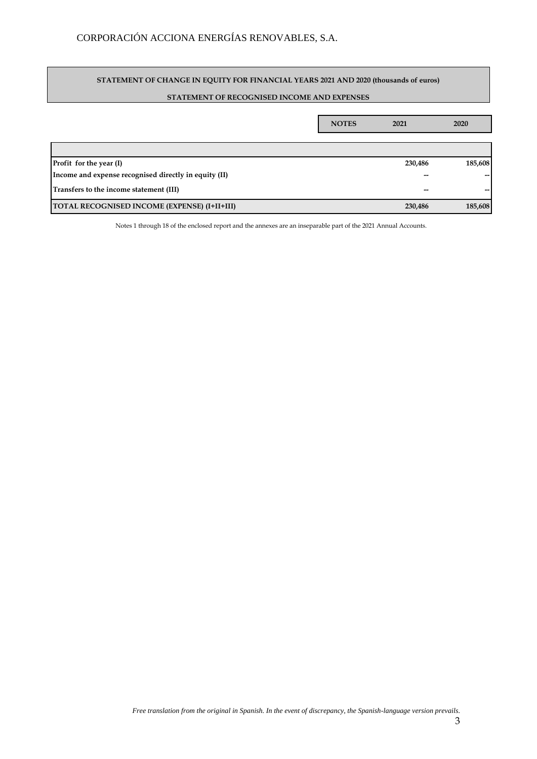CORPORACIÓN ACCIONA ENERGÍAS RENOVABLES, S.A.

**STATEMENT OF CHANGE IN EQUITY FOR FINANCIAL YEARS 2021 AND 2020 (thousands of euros)**

**STATEMENT OF RECOGNISED INCOME AND EXPENSES**

| | NOTES | 2021 | 2020 |
|---|---|---|---|
| **Profit for the year (I)** | | **230,486** | **185,608** |
| **Income and expense recognised directly in equity (II)** | | **--** | **--** |
| **Transfers to the income statement (III)** | | **--** | **--** |
| **TOTAL RECOGNISED INCOME (EXPENSE) (I+II+III)** | | **230,486** | **185,608** |

Notes 1 through 18 of the enclosed report and the annexes are an inseparable part of the 2021 Annual Accounts.

*Free translation from the original in Spanish. In the event of discrepancy, the Spanish-language version prevails.*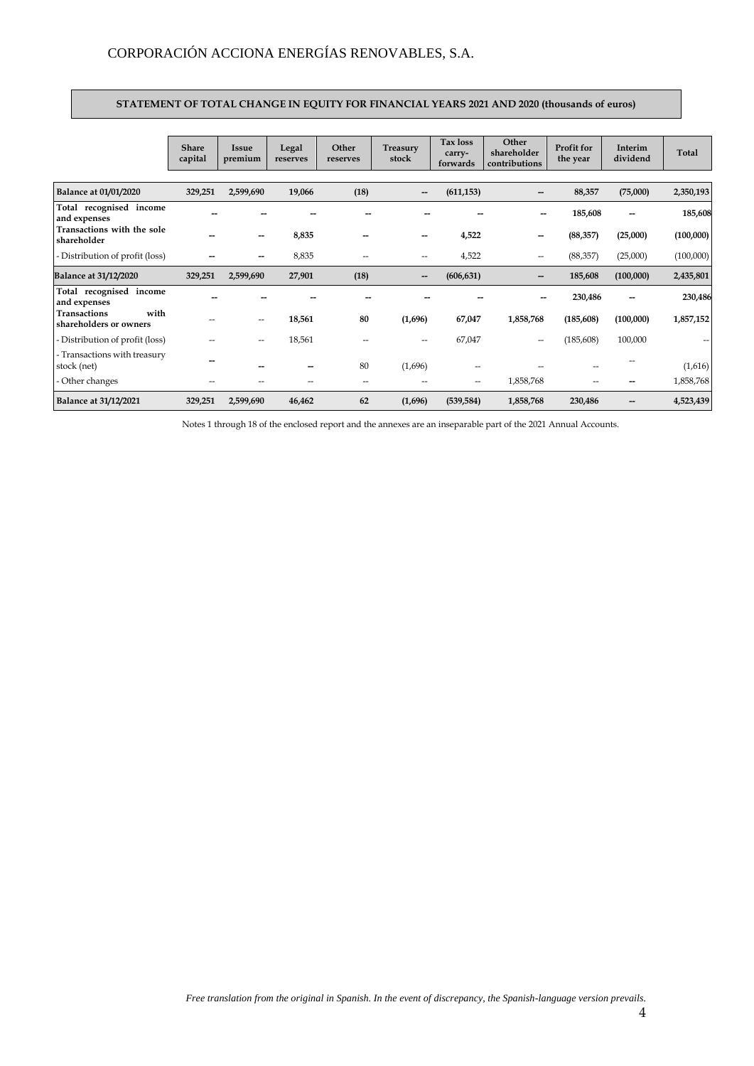CORPORACIÓN ACCIONA ENERGÍAS RENOVABLES, S.A.

## STATEMENT OF TOTAL CHANGE IN EQUITY FOR FINANCIAL YEARS 2021 AND 2020 (thousands of euros)

| | Share capital | Issue premium | Legal reserves | Other reserves | Treasury stock | Tax loss carry-forwards | Other shareholder contributions | Profit for the year | Interim dividend | Total |
|---|---|---|---|---|---|---|---|---|---|---|
| **Balance at 01/01/2020** | **329,251** | **2,599,690** | **19,066** | **(18)** | **--** | **(611,153)** | **--** | **88,357** | **(75,000)** | **2,350,193** |
| **Total recognised income and expenses** | **--** | **--** | **--** | **--** | **--** | **--** | **--** | **185,608** | **--** | **185,608** |
| **Transactions with the sole shareholder** | **--** | **--** | **8,835** | **--** | **--** | **4,522** | **--** | **(88,357)** | **(25,000)** | **(100,000)** |
| - Distribution of profit (loss) | -- | -- | 8,835 | -- | -- | 4,522 | -- | (88,357) | (25,000) | (100,000) |
| **Balance at 31/12/2020** | **329,251** | **2,599,690** | **27,901** | **(18)** | **--** | **(606,631)** | **--** | **185,608** | **(100,000)** | **2,435,801** |
| **Total recognised income and expenses** | **--** | **--** | **--** | **--** | **--** | **--** | **--** | **230,486** | **--** | **230,486** |
| **Transactions with shareholders or owners** | -- | -- | **18,561** | **80** | **(1,696)** | **67,047** | **1,858,768** | **(185,608)** | **(100,000)** | **1,857,152** |
| - Distribution of profit (loss) | -- | -- | 18,561 | -- | -- | 67,047 | -- | (185,608) | 100,000 | -- |
| - Transactions with treasury stock (net) | -- | -- | -- | 80 | (1,696) | -- | -- | -- | -- | (1,616) |
| - Other changes | -- | -- | -- | -- | -- | -- | 1,858,768 | -- | -- | 1,858,768 |
| **Balance at 31/12/2021** | **329,251** | **2,599,690** | **46,462** | **62** | **(1,696)** | **(539,584)** | **1,858,768** | **230,486** | **--** | **4,523,439** |

Notes 1 through 18 of the enclosed report and the annexes are an inseparable part of the 2021 Annual Accounts.

*Free translation from the original in Spanish. In the event of discrepancy, the Spanish-language version prevails.*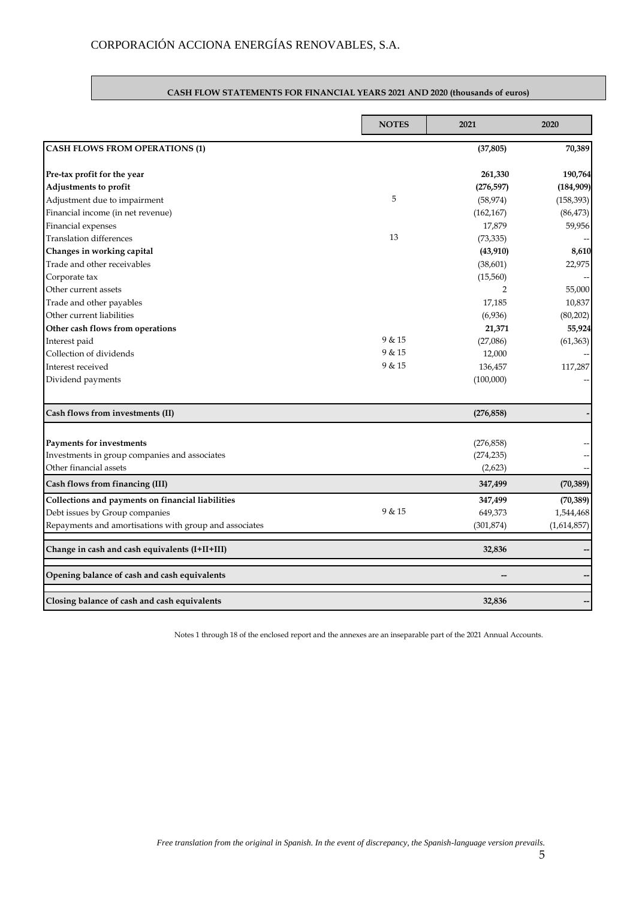CORPORACIÓN ACCIONA ENERGÍAS RENOVABLES, S.A.

**CASH FLOW STATEMENTS FOR FINANCIAL YEARS 2021 AND 2020 (thousands of euros)**

| | NOTES | 2021 | 2020 |
|---|---|---|---|
| **CASH FLOWS FROM OPERATIONS (1)** | | **(37,805)** | **70,389** |
| **Pre-tax profit for the year** | | **261,330** | **190,764** |
| **Adjustments to profit** | | **(276,597)** | **(184,909)** |
| Adjustment due to impairment | 5 | (58,974) | (158,393) |
| Financial income (in net revenue) | | (162,167) | (86,473) |
| Financial expenses | | 17,879 | 59,956 |
| Translation differences | 13 | (73,335) | -- |
| **Changes in working capital** | | **(43,910)** | **8,610** |
| Trade and other receivables | | (38,601) | 22,975 |
| Corporate tax | | (15,560) | -- |
| Other current assets | | 2 | 55,000 |
| Trade and other payables | | 17,185 | 10,837 |
| Other current liabilities | | (6,936) | (80,202) |
| **Other cash flows from operations** | | **21,371** | **55,924** |
| Interest paid | 9 & 15 | (27,086) | (61,363) |
| Collection of dividends | 9 & 15 | 12,000 | -- |
| Interest received | 9 & 15 | 136,457 | 117,287 |
| Dividend payments | | (100,000) | -- |
| **Cash flows from investments (II)** | | **(276,858)** | **-** |
| **Payments for investments** | | (276,858) | -- |
| Investments in group companies and associates | | (274,235) | -- |
| Other financial assets | | (2,623) | -- |
| **Cash flows from financing (III)** | | **347,499** | **(70,389)** |
| **Collections and payments on financial liabilities** | | **347,499** | **(70,389)** |
| Debt issues by Group companies | 9 & 15 | 649,373 | 1,544,468 |
| Repayments and amortisations with group and associates | | (301,874) | (1,614,857) |
| **Change in cash and cash equivalents (I+II+III)** | | **32,836** | **--** |
| **Opening balance of cash and cash equivalents** | | **--** | **--** |
| **Closing balance of cash and cash equivalents** | | **32,836** | **--** |

Notes 1 through 18 of the enclosed report and the annexes are an inseparable part of the 2021 Annual Accounts.

*Free translation from the original in Spanish. In the event of discrepancy, the Spanish-language version prevails.*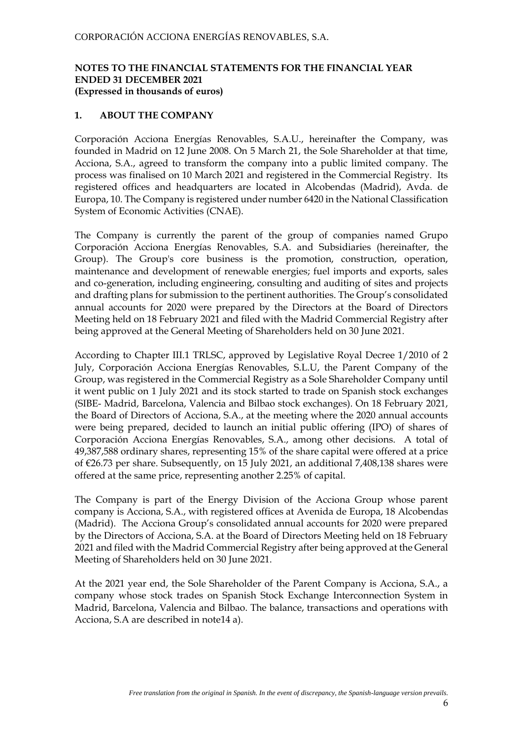CORPORACIÓN ACCIONA ENERGÍAS RENOVABLES, S.A.

**NOTES TO THE FINANCIAL STATEMENTS FOR THE FINANCIAL YEAR ENDED 31 DECEMBER 2021**
**(Expressed in thousands of euros)**

## 1. ABOUT THE COMPANY

Corporación Acciona Energías Renovables, S.A.U., hereinafter the Company, was founded in Madrid on 12 June 2008. On 5 March 21, the Sole Shareholder at that time, Acciona, S.A., agreed to transform the company into a public limited company. The process was finalised on 10 March 2021 and registered in the Commercial Registry. Its registered offices and headquarters are located in Alcobendas (Madrid), Avda. de Europa, 10. The Company is registered under number 6420 in the National Classification System of Economic Activities (CNAE).

The Company is currently the parent of the group of companies named Grupo Corporación Acciona Energías Renovables, S.A. and Subsidiaries (hereinafter, the Group). The Group's core business is the promotion, construction, operation, maintenance and development of renewable energies; fuel imports and exports, sales and co-generation, including engineering, consulting and auditing of sites and projects and drafting plans for submission to the pertinent authorities. The Group's consolidated annual accounts for 2020 were prepared by the Directors at the Board of Directors Meeting held on 18 February 2021 and filed with the Madrid Commercial Registry after being approved at the General Meeting of Shareholders held on 30 June 2021.

According to Chapter III.1 TRLSC, approved by Legislative Royal Decree 1/2010 of 2 July, Corporación Acciona Energías Renovables, S.L.U, the Parent Company of the Group, was registered in the Commercial Registry as a Sole Shareholder Company until it went public on 1 July 2021 and its stock started to trade on Spanish stock exchanges (SIBE- Madrid, Barcelona, Valencia and Bilbao stock exchanges). On 18 February 2021, the Board of Directors of Acciona, S.A., at the meeting where the 2020 annual accounts were being prepared, decided to launch an initial public offering (IPO) of shares of Corporación Acciona Energías Renovables, S.A., among other decisions. A total of 49,387,588 ordinary shares, representing 15% of the share capital were offered at a price of €26.73 per share. Subsequently, on 15 July 2021, an additional 7,408,138 shares were offered at the same price, representing another 2.25% of capital.

The Company is part of the Energy Division of the Acciona Group whose parent company is Acciona, S.A., with registered offices at Avenida de Europa, 18 Alcobendas (Madrid). The Acciona Group's consolidated annual accounts for 2020 were prepared by the Directors of Acciona, S.A. at the Board of Directors Meeting held on 18 February 2021 and filed with the Madrid Commercial Registry after being approved at the General Meeting of Shareholders held on 30 June 2021.

At the 2021 year end, the Sole Shareholder of the Parent Company is Acciona, S.A., a company whose stock trades on Spanish Stock Exchange Interconnection System in Madrid, Barcelona, Valencia and Bilbao. The balance, transactions and operations with Acciona, S.A are described in note14 a).

*Free translation from the original in Spanish. In the event of discrepancy, the Spanish-language version prevails.*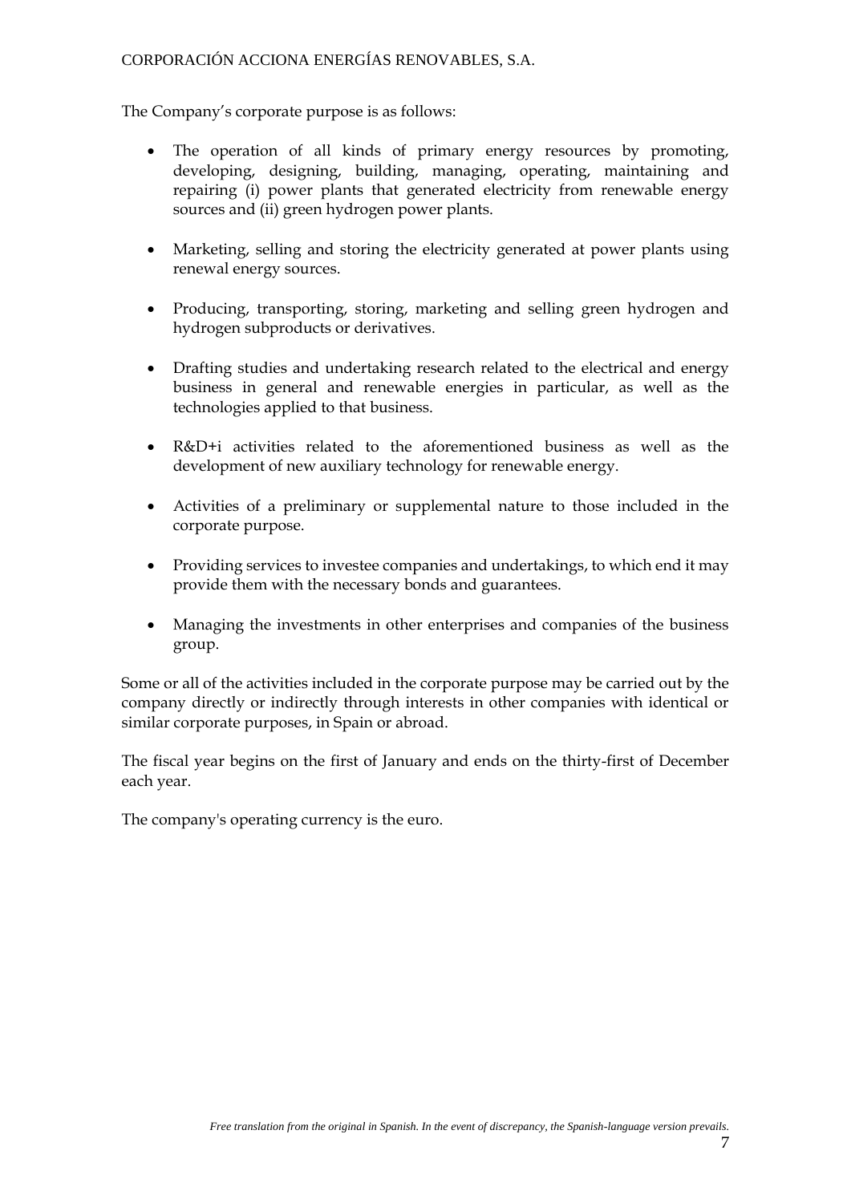The Company's corporate purpose is as follows:

- The operation of all kinds of primary energy resources by promoting, developing, designing, building, managing, operating, maintaining and repairing (i) power plants that generated electricity from renewable energy sources and (ii) green hydrogen power plants.
- Marketing, selling and storing the electricity generated at power plants using renewal energy sources.
- Producing, transporting, storing, marketing and selling green hydrogen and hydrogen subproducts or derivatives.
- Drafting studies and undertaking research related to the electrical and energy business in general and renewable energies in particular, as well as the technologies applied to that business.
- R&D+i activities related to the aforementioned business as well as the development of new auxiliary technology for renewable energy.
- Activities of a preliminary or supplemental nature to those included in the corporate purpose.
- Providing services to investee companies and undertakings, to which end it may provide them with the necessary bonds and guarantees.
- Managing the investments in other enterprises and companies of the business group.

Some or all of the activities included in the corporate purpose may be carried out by the company directly or indirectly through interests in other companies with identical or similar corporate purposes, in Spain or abroad.

The fiscal year begins on the first of January and ends on the thirty-first of December each year.

The company's operating currency is the euro.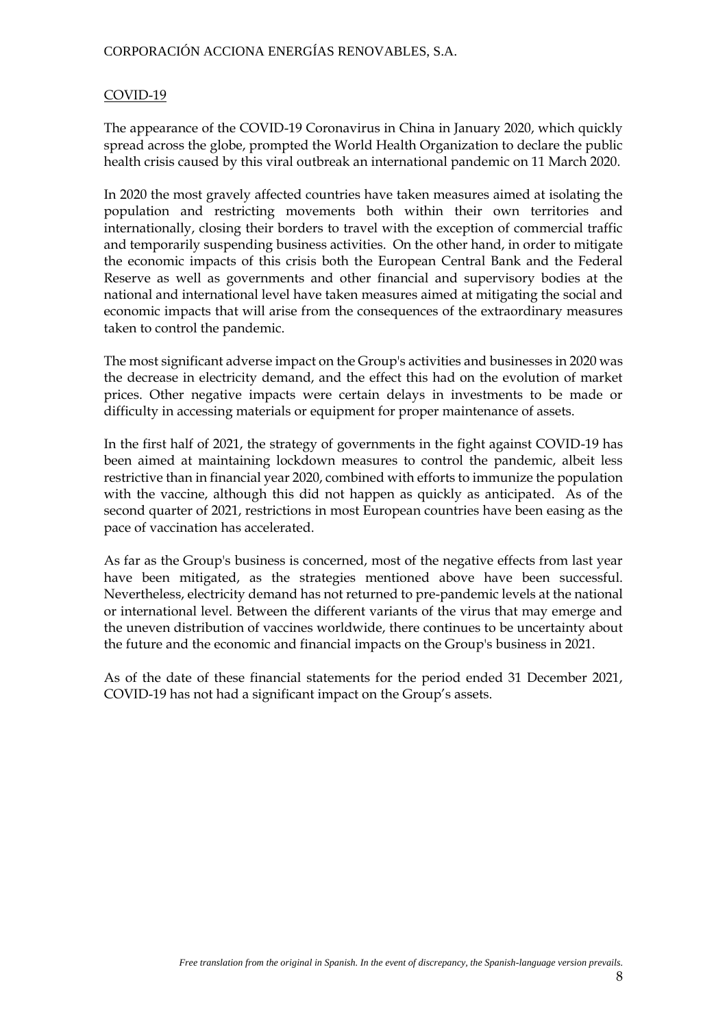## COVID-19

The appearance of the COVID-19 Coronavirus in China in January 2020, which quickly spread across the globe, prompted the World Health Organization to declare the public health crisis caused by this viral outbreak an international pandemic on 11 March 2020.

In 2020 the most gravely affected countries have taken measures aimed at isolating the population and restricting movements both within their own territories and internationally, closing their borders to travel with the exception of commercial traffic and temporarily suspending business activities. On the other hand, in order to mitigate the economic impacts of this crisis both the European Central Bank and the Federal Reserve as well as governments and other financial and supervisory bodies at the national and international level have taken measures aimed at mitigating the social and economic impacts that will arise from the consequences of the extraordinary measures taken to control the pandemic.

The most significant adverse impact on the Group's activities and businesses in 2020 was the decrease in electricity demand, and the effect this had on the evolution of market prices. Other negative impacts were certain delays in investments to be made or difficulty in accessing materials or equipment for proper maintenance of assets.

In the first half of 2021, the strategy of governments in the fight against COVID-19 has been aimed at maintaining lockdown measures to control the pandemic, albeit less restrictive than in financial year 2020, combined with efforts to immunize the population with the vaccine, although this did not happen as quickly as anticipated. As of the second quarter of 2021, restrictions in most European countries have been easing as the pace of vaccination has accelerated.

As far as the Group's business is concerned, most of the negative effects from last year have been mitigated, as the strategies mentioned above have been successful. Nevertheless, electricity demand has not returned to pre-pandemic levels at the national or international level. Between the different variants of the virus that may emerge and the uneven distribution of vaccines worldwide, there continues to be uncertainty about the future and the economic and financial impacts on the Group's business in 2021.

As of the date of these financial statements for the period ended 31 December 2021, COVID-19 has not had a significant impact on the Group's assets.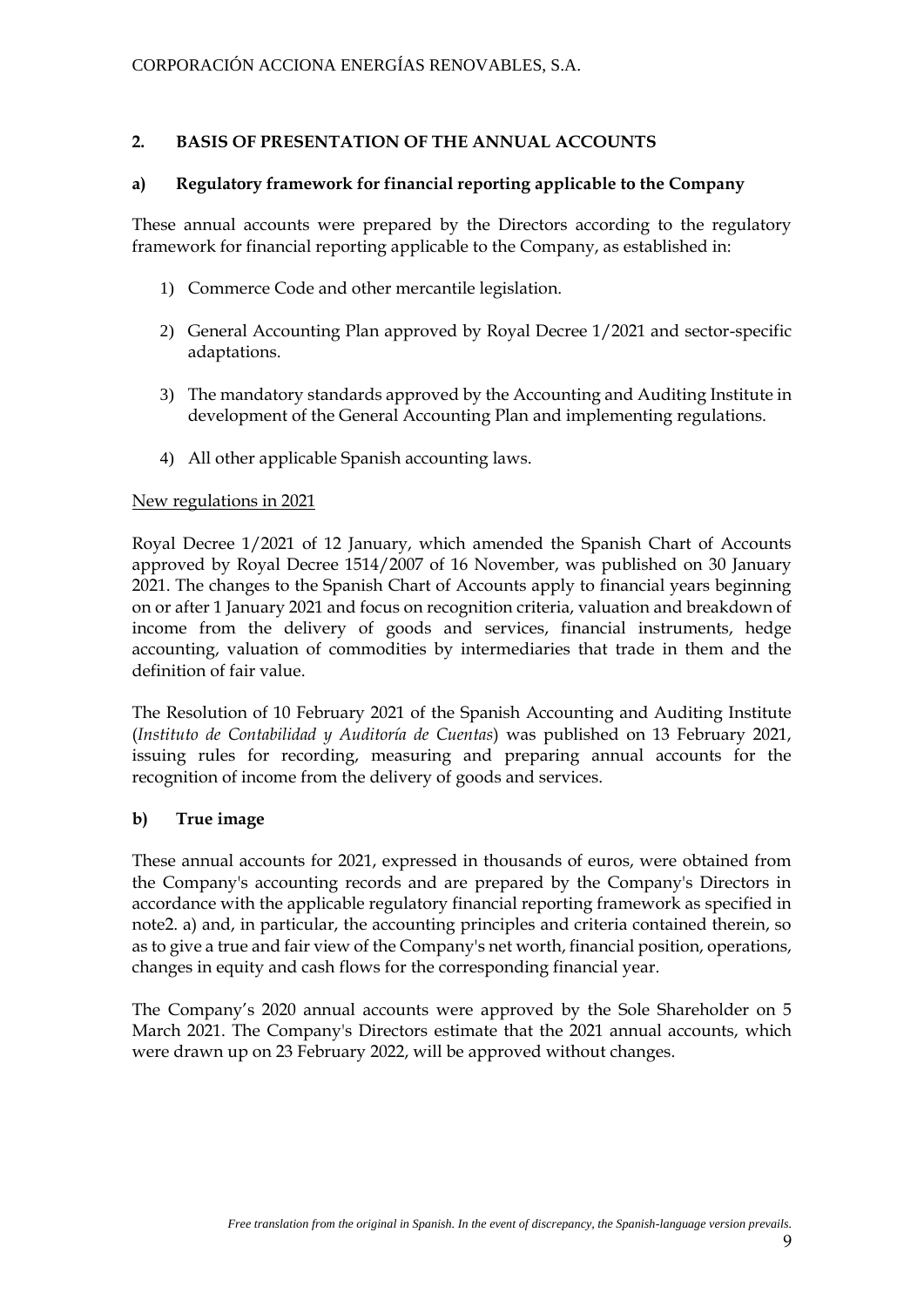## 2. BASIS OF PRESENTATION OF THE ANNUAL ACCOUNTS

### a) Regulatory framework for financial reporting applicable to the Company

These annual accounts were prepared by the Directors according to the regulatory framework for financial reporting applicable to the Company, as established in:

1) Commerce Code and other mercantile legislation.

2) General Accounting Plan approved by Royal Decree 1/2021 and sector-specific adaptations.

3) The mandatory standards approved by the Accounting and Auditing Institute in development of the General Accounting Plan and implementing regulations.

4) All other applicable Spanish accounting laws.

New regulations in 2021

Royal Decree 1/2021 of 12 January, which amended the Spanish Chart of Accounts approved by Royal Decree 1514/2007 of 16 November, was published on 30 January 2021. The changes to the Spanish Chart of Accounts apply to financial years beginning on or after 1 January 2021 and focus on recognition criteria, valuation and breakdown of income from the delivery of goods and services, financial instruments, hedge accounting, valuation of commodities by intermediaries that trade in them and the definition of fair value.

The Resolution of 10 February 2021 of the Spanish Accounting and Auditing Institute (*Instituto de Contabilidad y Auditoría de Cuentas*) was published on 13 February 2021, issuing rules for recording, measuring and preparing annual accounts for the recognition of income from the delivery of goods and services.

### b) True image

These annual accounts for 2021, expressed in thousands of euros, were obtained from the Company's accounting records and are prepared by the Company's Directors in accordance with the applicable regulatory financial reporting framework as specified in note2. a) and, in particular, the accounting principles and criteria contained therein, so as to give a true and fair view of the Company's net worth, financial position, operations, changes in equity and cash flows for the corresponding financial year.

The Company's 2020 annual accounts were approved by the Sole Shareholder on 5 March 2021. The Company's Directors estimate that the 2021 annual accounts, which were drawn up on 23 February 2022, will be approved without changes.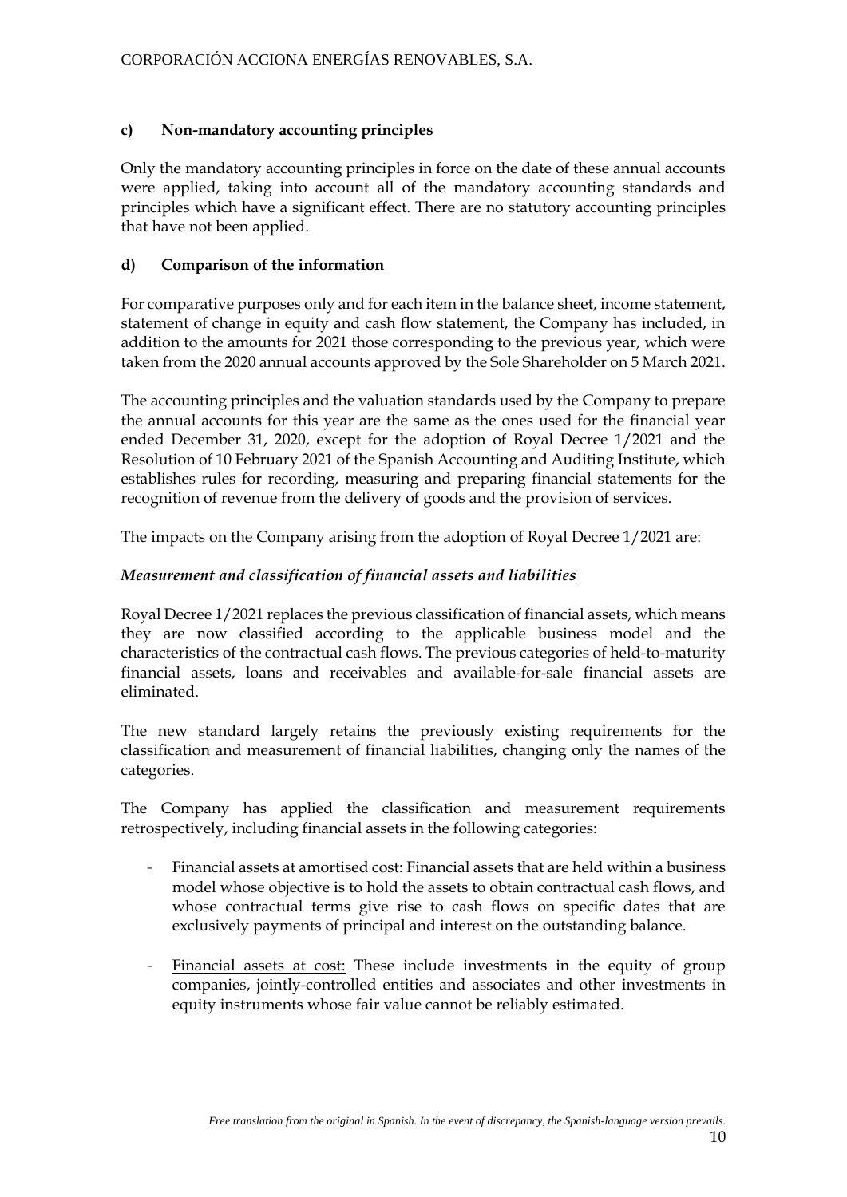### c) Non-mandatory accounting principles

Only the mandatory accounting principles in force on the date of these annual accounts were applied, taking into account all of the mandatory accounting standards and principles which have a significant effect. There are no statutory accounting principles that have not been applied.

### d) Comparison of the information

For comparative purposes only and for each item in the balance sheet, income statement, statement of change in equity and cash flow statement, the Company has included, in addition to the amounts for 2021 those corresponding to the previous year, which were taken from the 2020 annual accounts approved by the Sole Shareholder on 5 March 2021.

The accounting principles and the valuation standards used by the Company to prepare the annual accounts for this year are the same as the ones used for the financial year ended December 31, 2020, except for the adoption of Royal Decree 1/2021 and the Resolution of 10 February 2021 of the Spanish Accounting and Auditing Institute, which establishes rules for recording, measuring and preparing financial statements for the recognition of revenue from the delivery of goods and the provision of services.

The impacts on the Company arising from the adoption of Royal Decree 1/2021 are:

***Measurement and classification of financial assets and liabilities***

Royal Decree 1/2021 replaces the previous classification of financial assets, which means they are now classified according to the applicable business model and the characteristics of the contractual cash flows. The previous categories of held-to-maturity financial assets, loans and receivables and available-for-sale financial assets are eliminated.

The new standard largely retains the previously existing requirements for the classification and measurement of financial liabilities, changing only the names of the categories.

The Company has applied the classification and measurement requirements retrospectively, including financial assets in the following categories:

- Financial assets at amortised cost: Financial assets that are held within a business model whose objective is to hold the assets to obtain contractual cash flows, and whose contractual terms give rise to cash flows on specific dates that are exclusively payments of principal and interest on the outstanding balance.

- Financial assets at cost: These include investments in the equity of group companies, jointly-controlled entities and associates and other investments in equity instruments whose fair value cannot be reliably estimated.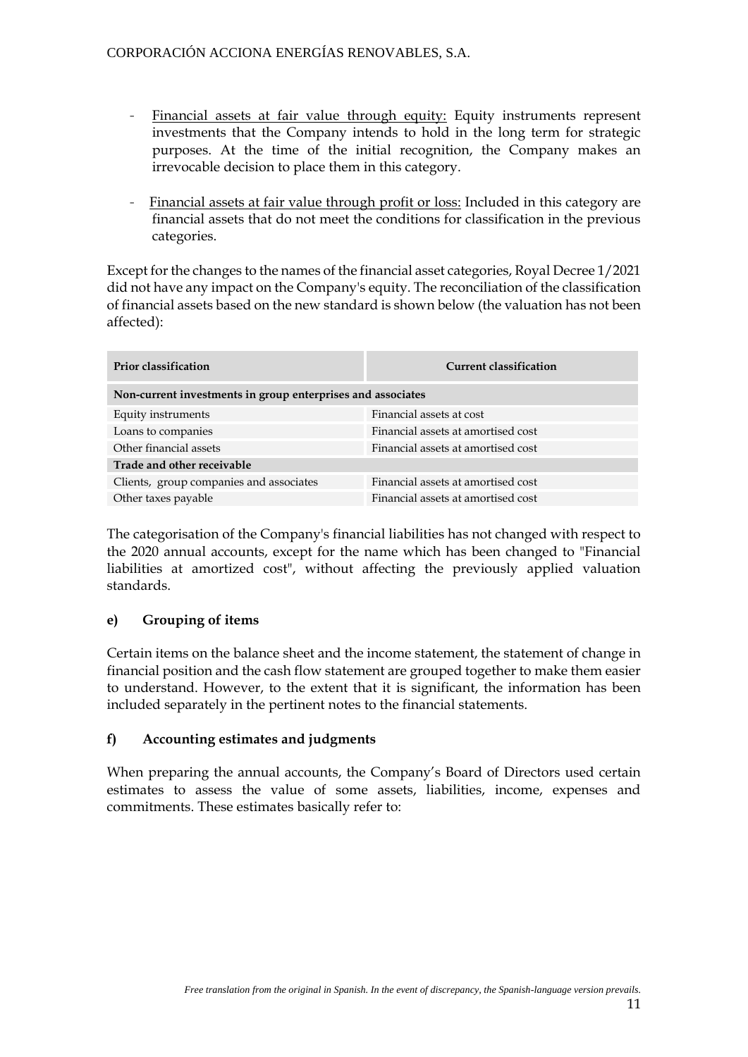- Financial assets at fair value through equity: Equity instruments represent investments that the Company intends to hold in the long term for strategic purposes. At the time of the initial recognition, the Company makes an irrevocable decision to place them in this category.

- Financial assets at fair value through profit or loss: Included in this category are financial assets that do not meet the conditions for classification in the previous categories.

Except for the changes to the names of the financial asset categories, Royal Decree 1/2021 did not have any impact on the Company's equity. The reconciliation of the classification of financial assets based on the new standard is shown below (the valuation has not been affected):

| Prior classification | Current classification |
|---|---|
| **Non-current investments in group enterprises and associates** | |
| Equity instruments | Financial assets at cost |
| Loans to companies | Financial assets at amortised cost |
| Other financial assets | Financial assets at amortised cost |
| **Trade and other receivable** | |
| Clients, group companies and associates | Financial assets at amortised cost |
| Other taxes payable | Financial assets at amortised cost |

The categorisation of the Company's financial liabilities has not changed with respect to the 2020 annual accounts, except for the name which has been changed to "Financial liabilities at amortized cost", without affecting the previously applied valuation standards.

### e) Grouping of items

Certain items on the balance sheet and the income statement, the statement of change in financial position and the cash flow statement are grouped together to make them easier to understand. However, to the extent that it is significant, the information has been included separately in the pertinent notes to the financial statements.

### f) Accounting estimates and judgments

When preparing the annual accounts, the Company's Board of Directors used certain estimates to assess the value of some assets, liabilities, income, expenses and commitments. These estimates basically refer to: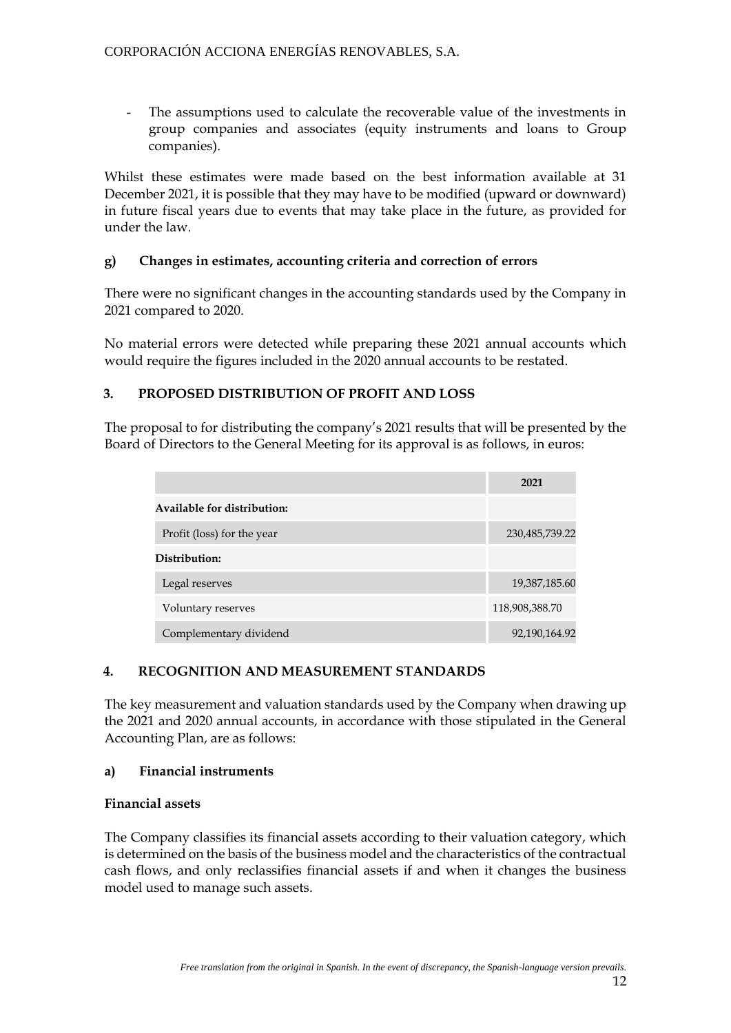- The assumptions used to calculate the recoverable value of the investments in group companies and associates (equity instruments and loans to Group companies).

Whilst these estimates were made based on the best information available at 31 December 2021, it is possible that they may have to be modified (upward or downward) in future fiscal years due to events that may take place in the future, as provided for under the law.

### g) Changes in estimates, accounting criteria and correction of errors

There were no significant changes in the accounting standards used by the Company in 2021 compared to 2020.

No material errors were detected while preparing these 2021 annual accounts which would require the figures included in the 2020 annual accounts to be restated.

## 3. PROPOSED DISTRIBUTION OF PROFIT AND LOSS

The proposal to for distributing the company's 2021 results that will be presented by the Board of Directors to the General Meeting for its approval is as follows, in euros:

| | 2021 |
|---|---|
| **Available for distribution:** | |
| Profit (loss) for the year | 230,485,739.22 |
| **Distribution:** | |
| Legal reserves | 19,387,185.60 |
| Voluntary reserves | 118,908,388.70 |
| Complementary dividend | 92,190,164.92 |

## 4. RECOGNITION AND MEASUREMENT STANDARDS

The key measurement and valuation standards used by the Company when drawing up the 2021 and 2020 annual accounts, in accordance with those stipulated in the General Accounting Plan, are as follows:

### a) Financial instruments

**Financial assets**

The Company classifies its financial assets according to their valuation category, which is determined on the basis of the business model and the characteristics of the contractual cash flows, and only reclassifies financial assets if and when it changes the business model used to manage such assets.

*Free translation from the original in Spanish. In the event of discrepancy, the Spanish-language version prevails.*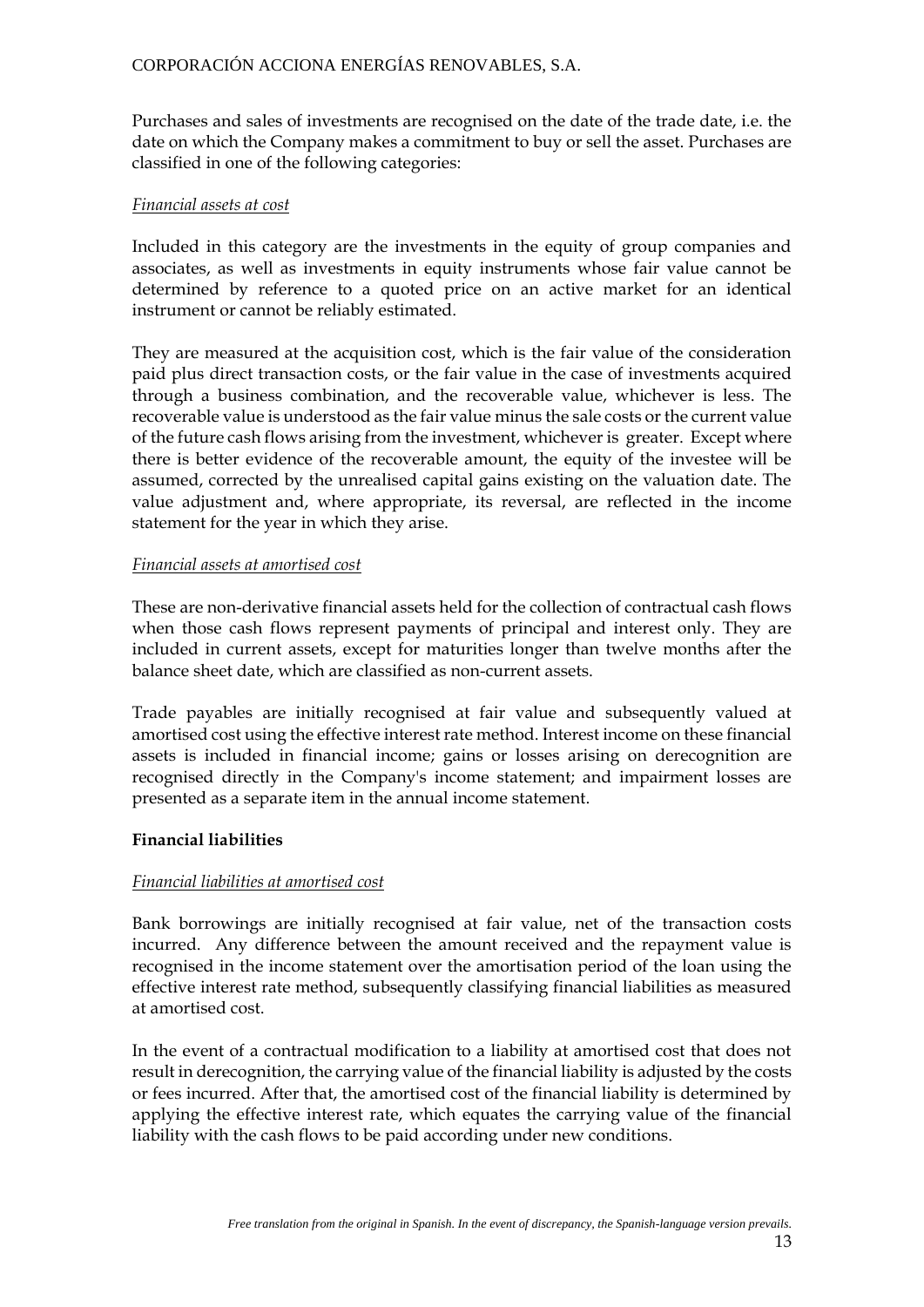Purchases and sales of investments are recognised on the date of the trade date, i.e. the date on which the Company makes a commitment to buy or sell the asset. Purchases are classified in one of the following categories:

*Financial assets at cost*

Included in this category are the investments in the equity of group companies and associates, as well as investments in equity instruments whose fair value cannot be determined by reference to a quoted price on an active market for an identical instrument or cannot be reliably estimated.

They are measured at the acquisition cost, which is the fair value of the consideration paid plus direct transaction costs, or the fair value in the case of investments acquired through a business combination, and the recoverable value, whichever is less. The recoverable value is understood as the fair value minus the sale costs or the current value of the future cash flows arising from the investment, whichever is greater. Except where there is better evidence of the recoverable amount, the equity of the investee will be assumed, corrected by the unrealised capital gains existing on the valuation date. The value adjustment and, where appropriate, its reversal, are reflected in the income statement for the year in which they arise.

*Financial assets at amortised cost*

These are non-derivative financial assets held for the collection of contractual cash flows when those cash flows represent payments of principal and interest only. They are included in current assets, except for maturities longer than twelve months after the balance sheet date, which are classified as non-current assets.

Trade payables are initially recognised at fair value and subsequently valued at amortised cost using the effective interest rate method. Interest income on these financial assets is included in financial income; gains or losses arising on derecognition are recognised directly in the Company's income statement; and impairment losses are presented as a separate item in the annual income statement.

**Financial liabilities**

*Financial liabilities at amortised cost*

Bank borrowings are initially recognised at fair value, net of the transaction costs incurred. Any difference between the amount received and the repayment value is recognised in the income statement over the amortisation period of the loan using the effective interest rate method, subsequently classifying financial liabilities as measured at amortised cost.

In the event of a contractual modification to a liability at amortised cost that does not result in derecognition, the carrying value of the financial liability is adjusted by the costs or fees incurred. After that, the amortised cost of the financial liability is determined by applying the effective interest rate, which equates the carrying value of the financial liability with the cash flows to be paid according under new conditions.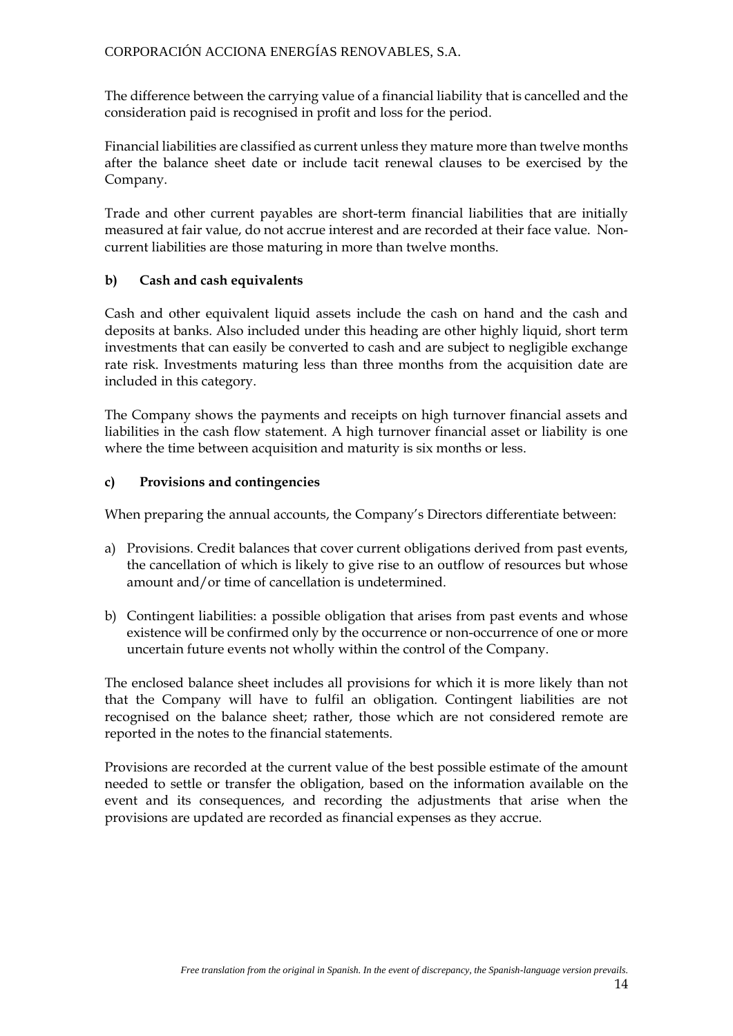The difference between the carrying value of a financial liability that is cancelled and the consideration paid is recognised in profit and loss for the period.

Financial liabilities are classified as current unless they mature more than twelve months after the balance sheet date or include tacit renewal clauses to be exercised by the Company.

Trade and other current payables are short-term financial liabilities that are initially measured at fair value, do not accrue interest and are recorded at their face value. Non-current liabilities are those maturing in more than twelve months.

### b) Cash and cash equivalents

Cash and other equivalent liquid assets include the cash on hand and the cash and deposits at banks. Also included under this heading are other highly liquid, short term investments that can easily be converted to cash and are subject to negligible exchange rate risk. Investments maturing less than three months from the acquisition date are included in this category.

The Company shows the payments and receipts on high turnover financial assets and liabilities in the cash flow statement. A high turnover financial asset or liability is one where the time between acquisition and maturity is six months or less.

### c) Provisions and contingencies

When preparing the annual accounts, the Company's Directors differentiate between:

a) Provisions. Credit balances that cover current obligations derived from past events, the cancellation of which is likely to give rise to an outflow of resources but whose amount and/or time of cancellation is undetermined.

b) Contingent liabilities: a possible obligation that arises from past events and whose existence will be confirmed only by the occurrence or non-occurrence of one or more uncertain future events not wholly within the control of the Company.

The enclosed balance sheet includes all provisions for which it is more likely than not that the Company will have to fulfil an obligation. Contingent liabilities are not recognised on the balance sheet; rather, those which are not considered remote are reported in the notes to the financial statements.

Provisions are recorded at the current value of the best possible estimate of the amount needed to settle or transfer the obligation, based on the information available on the event and its consequences, and recording the adjustments that arise when the provisions are updated are recorded as financial expenses as they accrue.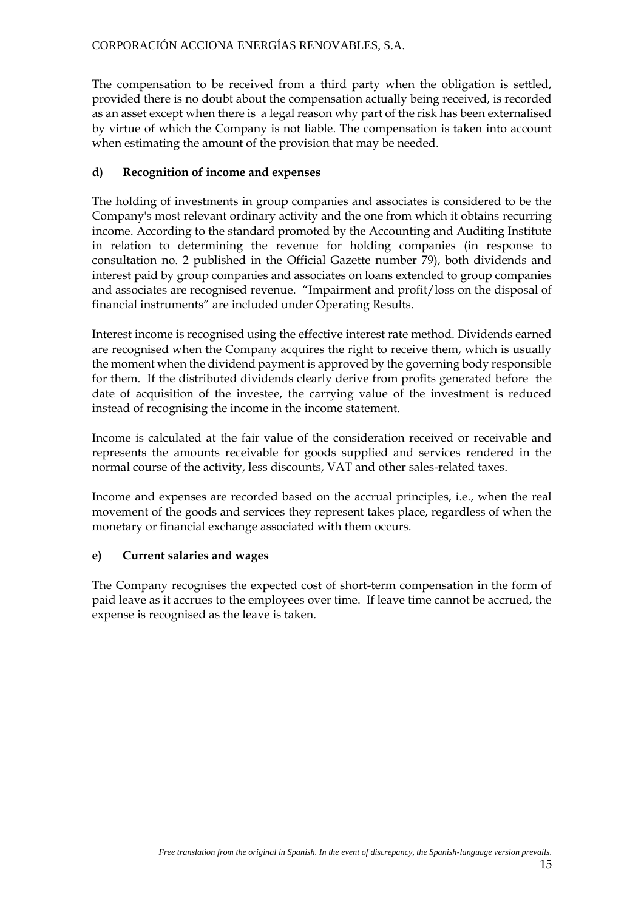The compensation to be received from a third party when the obligation is settled, provided there is no doubt about the compensation actually being received, is recorded as an asset except when there is a legal reason why part of the risk has been externalised by virtue of which the Company is not liable. The compensation is taken into account when estimating the amount of the provision that may be needed.

**d) Recognition of income and expenses**

The holding of investments in group companies and associates is considered to be the Company's most relevant ordinary activity and the one from which it obtains recurring income. According to the standard promoted by the Accounting and Auditing Institute in relation to determining the revenue for holding companies (in response to consultation no. 2 published in the Official Gazette number 79), both dividends and interest paid by group companies and associates on loans extended to group companies and associates are recognised revenue. "Impairment and profit/loss on the disposal of financial instruments" are included under Operating Results.

Interest income is recognised using the effective interest rate method. Dividends earned are recognised when the Company acquires the right to receive them, which is usually the moment when the dividend payment is approved by the governing body responsible for them. If the distributed dividends clearly derive from profits generated before the date of acquisition of the investee, the carrying value of the investment is reduced instead of recognising the income in the income statement.

Income is calculated at the fair value of the consideration received or receivable and represents the amounts receivable for goods supplied and services rendered in the normal course of the activity, less discounts, VAT and other sales-related taxes.

Income and expenses are recorded based on the accrual principles, i.e., when the real movement of the goods and services they represent takes place, regardless of when the monetary or financial exchange associated with them occurs.

**e) Current salaries and wages**

The Company recognises the expected cost of short-term compensation in the form of paid leave as it accrues to the employees over time. If leave time cannot be accrued, the expense is recognised as the leave is taken.

*Free translation from the original in Spanish. In the event of discrepancy, the Spanish-language version prevails.*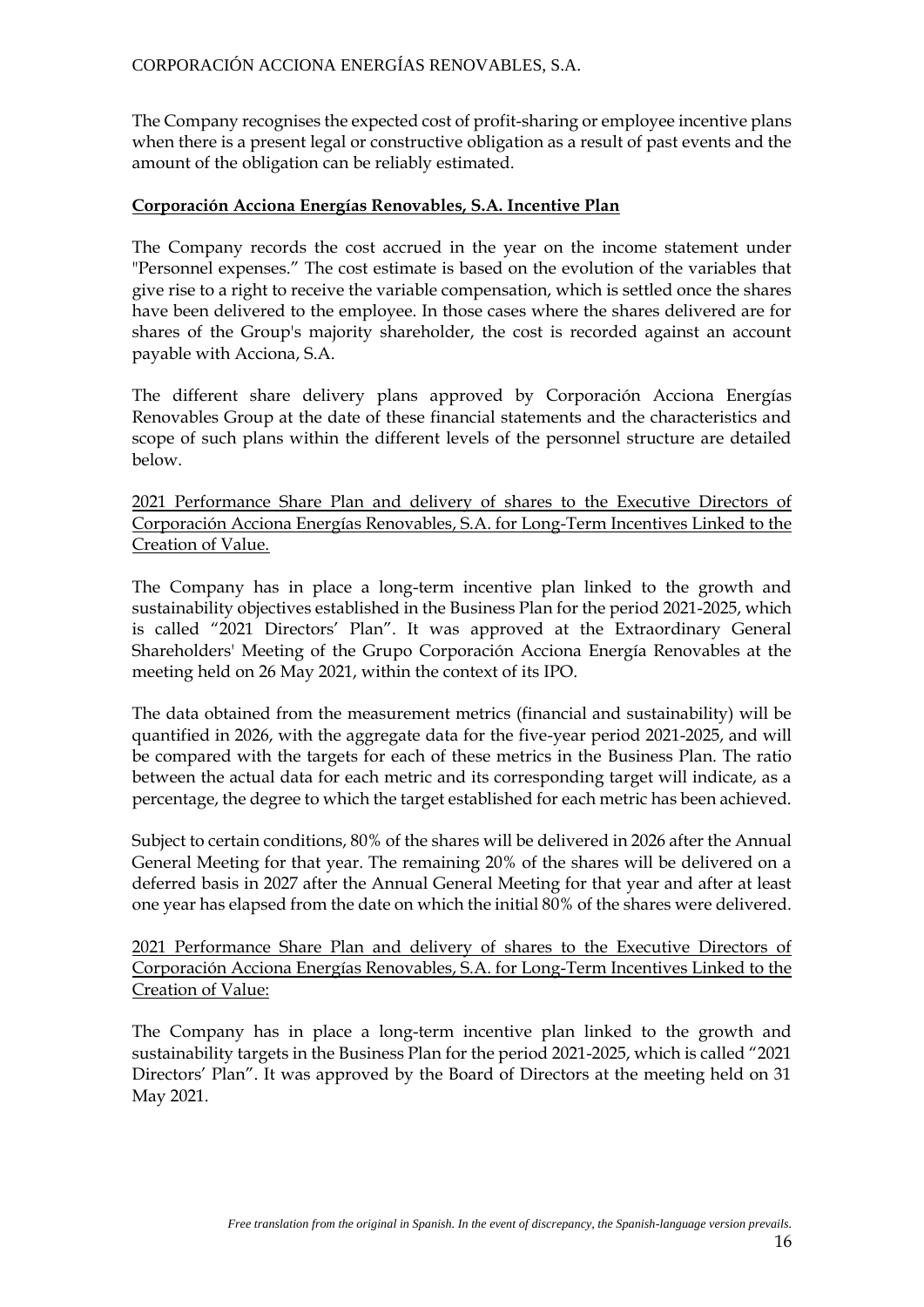The Company recognises the expected cost of profit-sharing or employee incentive plans when there is a present legal or constructive obligation as a result of past events and the amount of the obligation can be reliably estimated.

**Corporación Acciona Energías Renovables, S.A. Incentive Plan**

The Company records the cost accrued in the year on the income statement under "Personnel expenses." The cost estimate is based on the evolution of the variables that give rise to a right to receive the variable compensation, which is settled once the shares have been delivered to the employee. In those cases where the shares delivered are for shares of the Group's majority shareholder, the cost is recorded against an account payable with Acciona, S.A.

The different share delivery plans approved by Corporación Acciona Energías Renovables Group at the date of these financial statements and the characteristics and scope of such plans within the different levels of the personnel structure are detailed below.

2021 Performance Share Plan and delivery of shares to the Executive Directors of Corporación Acciona Energías Renovables, S.A. for Long-Term Incentives Linked to the Creation of Value.

The Company has in place a long-term incentive plan linked to the growth and sustainability objectives established in the Business Plan for the period 2021-2025, which is called "2021 Directors' Plan". It was approved at the Extraordinary General Shareholders' Meeting of the Grupo Corporación Acciona Energía Renovables at the meeting held on 26 May 2021, within the context of its IPO.

The data obtained from the measurement metrics (financial and sustainability) will be quantified in 2026, with the aggregate data for the five-year period 2021-2025, and will be compared with the targets for each of these metrics in the Business Plan. The ratio between the actual data for each metric and its corresponding target will indicate, as a percentage, the degree to which the target established for each metric has been achieved.

Subject to certain conditions, 80% of the shares will be delivered in 2026 after the Annual General Meeting for that year. The remaining 20% of the shares will be delivered on a deferred basis in 2027 after the Annual General Meeting for that year and after at least one year has elapsed from the date on which the initial 80% of the shares were delivered.

2021 Performance Share Plan and delivery of shares to the Executive Directors of Corporación Acciona Energías Renovables, S.A. for Long-Term Incentives Linked to the Creation of Value:

The Company has in place a long-term incentive plan linked to the growth and sustainability targets in the Business Plan for the period 2021-2025, which is called "2021 Directors' Plan". It was approved by the Board of Directors at the meeting held on 31 May 2021.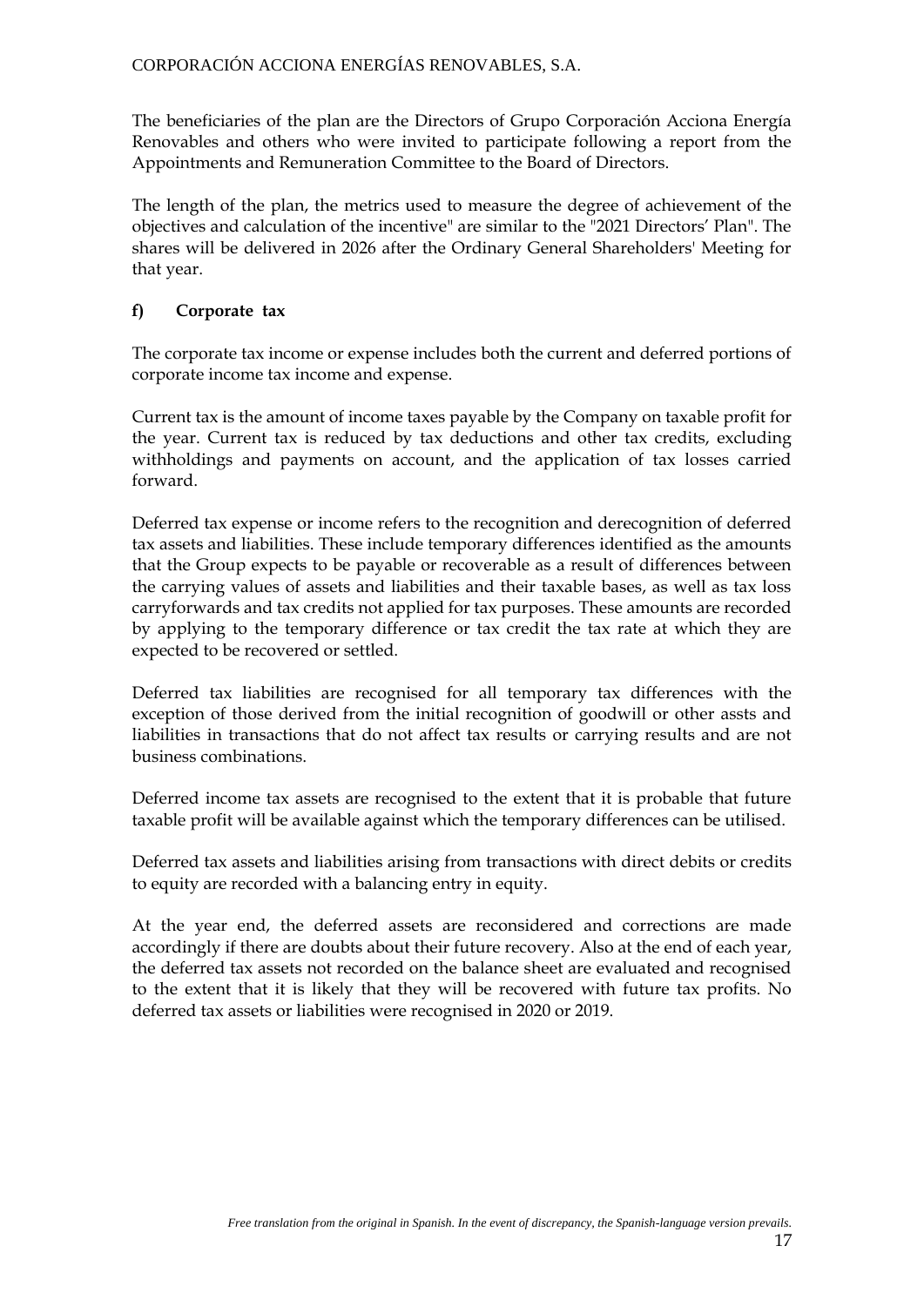The beneficiaries of the plan are the Directors of Grupo Corporación Acciona Energía Renovables and others who were invited to participate following a report from the Appointments and Remuneration Committee to the Board of Directors.

The length of the plan, the metrics used to measure the degree of achievement of the objectives and calculation of the incentive" are similar to the "2021 Directors' Plan". The shares will be delivered in 2026 after the Ordinary General Shareholders' Meeting for that year.

**f) Corporate tax**

The corporate tax income or expense includes both the current and deferred portions of corporate income tax income and expense.

Current tax is the amount of income taxes payable by the Company on taxable profit for the year. Current tax is reduced by tax deductions and other tax credits, excluding withholdings and payments on account, and the application of tax losses carried forward.

Deferred tax expense or income refers to the recognition and derecognition of deferred tax assets and liabilities. These include temporary differences identified as the amounts that the Group expects to be payable or recoverable as a result of differences between the carrying values of assets and liabilities and their taxable bases, as well as tax loss carryforwards and tax credits not applied for tax purposes. These amounts are recorded by applying to the temporary difference or tax credit the tax rate at which they are expected to be recovered or settled.

Deferred tax liabilities are recognised for all temporary tax differences with the exception of those derived from the initial recognition of goodwill or other assts and liabilities in transactions that do not affect tax results or carrying results and are not business combinations.

Deferred income tax assets are recognised to the extent that it is probable that future taxable profit will be available against which the temporary differences can be utilised.

Deferred tax assets and liabilities arising from transactions with direct debits or credits to equity are recorded with a balancing entry in equity.

At the year end, the deferred assets are reconsidered and corrections are made accordingly if there are doubts about their future recovery. Also at the end of each year, the deferred tax assets not recorded on the balance sheet are evaluated and recognised to the extent that it is likely that they will be recovered with future tax profits. No deferred tax assets or liabilities were recognised in 2020 or 2019.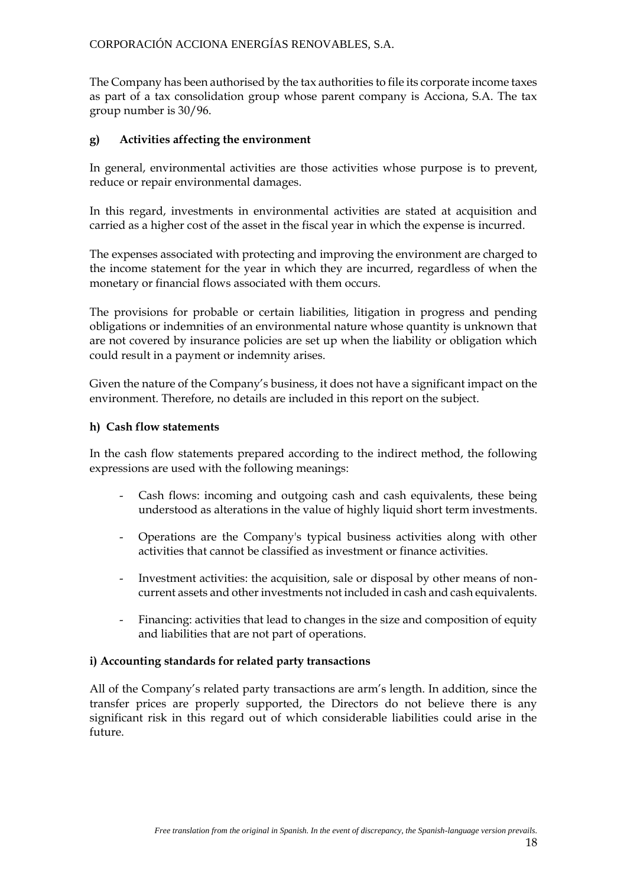The Company has been authorised by the tax authorities to file its corporate income taxes as part of a tax consolidation group whose parent company is Acciona, S.A. The tax group number is 30/96.

### g) Activities affecting the environment

In general, environmental activities are those activities whose purpose is to prevent, reduce or repair environmental damages.

In this regard, investments in environmental activities are stated at acquisition and carried as a higher cost of the asset in the fiscal year in which the expense is incurred.

The expenses associated with protecting and improving the environment are charged to the income statement for the year in which they are incurred, regardless of when the monetary or financial flows associated with them occurs.

The provisions for probable or certain liabilities, litigation in progress and pending obligations or indemnities of an environmental nature whose quantity is unknown that are not covered by insurance policies are set up when the liability or obligation which could result in a payment or indemnity arises.

Given the nature of the Company's business, it does not have a significant impact on the environment. Therefore, no details are included in this report on the subject.

### h) Cash flow statements

In the cash flow statements prepared according to the indirect method, the following expressions are used with the following meanings:

- Cash flows: incoming and outgoing cash and cash equivalents, these being understood as alterations in the value of highly liquid short term investments.
- Operations are the Company's typical business activities along with other activities that cannot be classified as investment or finance activities.
- Investment activities: the acquisition, sale or disposal by other means of non-current assets and other investments not included in cash and cash equivalents.
- Financing: activities that lead to changes in the size and composition of equity and liabilities that are not part of operations.

### i) Accounting standards for related party transactions

All of the Company's related party transactions are arm's length. In addition, since the transfer prices are properly supported, the Directors do not believe there is any significant risk in this regard out of which considerable liabilities could arise in the future.

*Free translation from the original in Spanish. In the event of discrepancy, the Spanish-language version prevails.*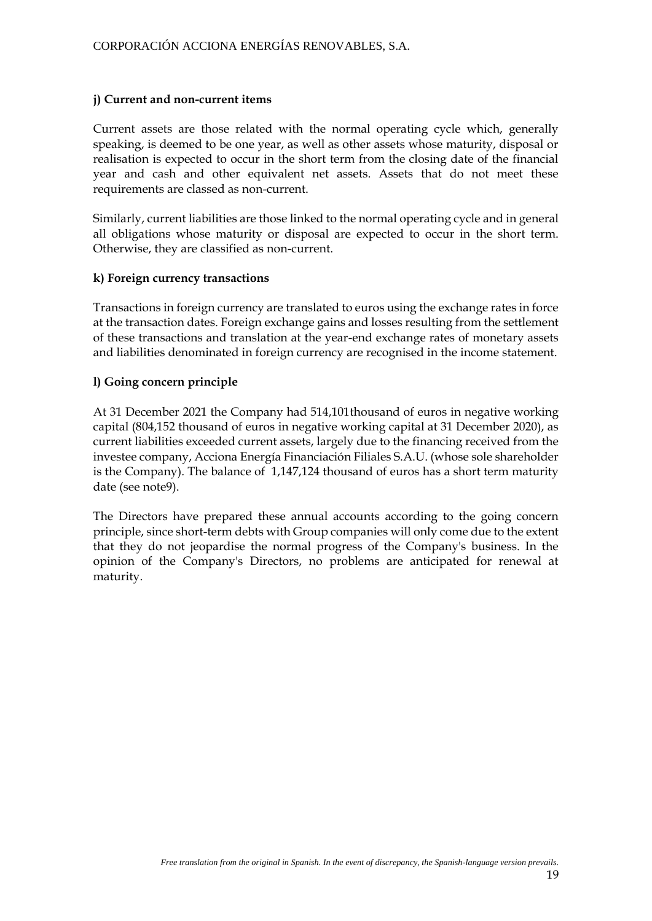#### j) Current and non-current items

Current assets are those related with the normal operating cycle which, generally speaking, is deemed to be one year, as well as other assets whose maturity, disposal or realisation is expected to occur in the short term from the closing date of the financial year and cash and other equivalent net assets. Assets that do not meet these requirements are classed as non-current.

Similarly, current liabilities are those linked to the normal operating cycle and in general all obligations whose maturity or disposal are expected to occur in the short term. Otherwise, they are classified as non-current.

#### k) Foreign currency transactions

Transactions in foreign currency are translated to euros using the exchange rates in force at the transaction dates. Foreign exchange gains and losses resulting from the settlement of these transactions and translation at the year-end exchange rates of monetary assets and liabilities denominated in foreign currency are recognised in the income statement.

#### l) Going concern principle

At 31 December 2021 the Company had 514,101thousand of euros in negative working capital (804,152 thousand of euros in negative working capital at 31 December 2020), as current liabilities exceeded current assets, largely due to the financing received from the investee company, Acciona Energía Financiación Filiales S.A.U. (whose sole shareholder is the Company). The balance of 1,147,124 thousand of euros has a short term maturity date (see note9).

The Directors have prepared these annual accounts according to the going concern principle, since short-term debts with Group companies will only come due to the extent that they do not jeopardise the normal progress of the Company's business. In the opinion of the Company's Directors, no problems are anticipated for renewal at maturity.

*Free translation from the original in Spanish. In the event of discrepancy, the Spanish-language version prevails.*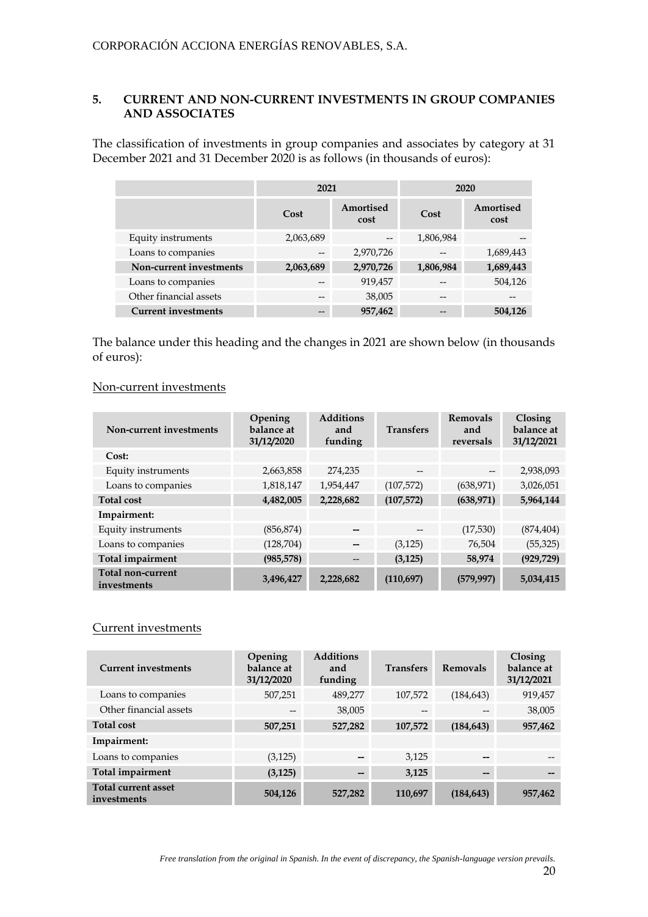## 5. CURRENT AND NON-CURRENT INVESTMENTS IN GROUP COMPANIES AND ASSOCIATES

The classification of investments in group companies and associates by category at 31 December 2021 and 31 December 2020 is as follows (in thousands of euros):

| | 2021 | | 2020 | |
|---|---|---|---|---|
| | Cost | Amortised cost | Cost | Amortised cost |
| Equity instruments | 2,063,689 | -- | 1,806,984 | -- |
| Loans to companies | -- | 2,970,726 | -- | 1,689,443 |
| **Non-current investments** | **2,063,689** | **2,970,726** | **1,806,984** | **1,689,443** |
| Loans to companies | -- | 919,457 | -- | 504,126 |
| Other financial assets | -- | 38,005 | -- | -- |
| **Current investments** | -- | **957,462** | -- | **504,126** |

The balance under this heading and the changes in 2021 are shown below (in thousands of euros):

Non-current investments

| Non-current investments | Opening balance at 31/12/2020 | Additions and funding | Transfers | Removals and reversals | Closing balance at 31/12/2021 |
|---|---|---|---|---|---|
| **Cost:** | | | | | |
| Equity instruments | 2,663,858 | 274,235 | -- | -- | 2,938,093 |
| Loans to companies | 1,818,147 | 1,954,447 | (107,572) | (638,971) | 3,026,051 |
| **Total cost** | **4,482,005** | **2,228,682** | **(107,572)** | **(638,971)** | **5,964,144** |
| **Impairment:** | | | | | |
| Equity instruments | (856,874) | -- | -- | (17,530) | (874,404) |
| Loans to companies | (128,704) | -- | (3,125) | 76,504 | (55,325) |
| **Total impairment** | **(985,578)** | -- | **(3,125)** | **58,974** | **(929,729)** |
| **Total non-current investments** | **3,496,427** | **2,228,682** | **(110,697)** | **(579,997)** | **5,034,415** |

Current investments

| Current investments | Opening balance at 31/12/2020 | Additions and funding | Transfers | Removals | Closing balance at 31/12/2021 |
|---|---|---|---|---|---|
| Loans to companies | 507,251 | 489,277 | 107,572 | (184,643) | 919,457 |
| Other financial assets | -- | 38,005 | -- | -- | 38,005 |
| **Total cost** | **507,251** | **527,282** | **107,572** | **(184,643)** | **957,462** |
| **Impairment:** | | | | | |
| Loans to companies | (3,125) | -- | 3,125 | -- | -- |
| **Total impairment** | **(3,125)** | -- | **3,125** | -- | -- |
| **Total current asset investments** | **504,126** | **527,282** | **110,697** | **(184,643)** | **957,462** |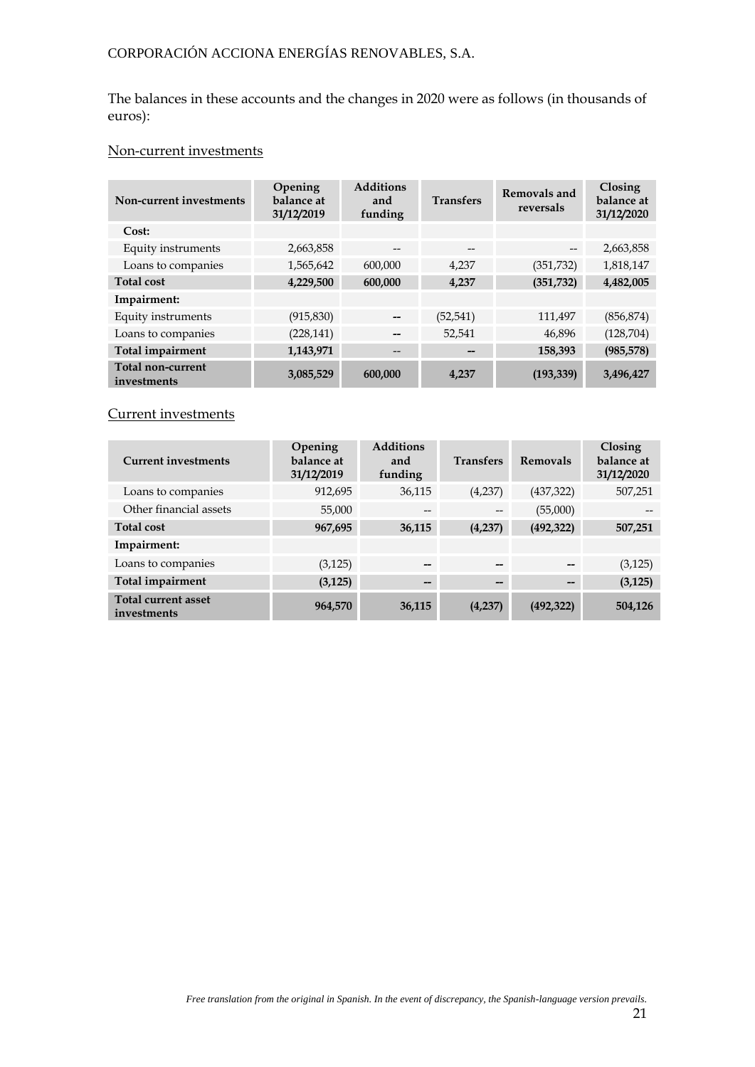The balances in these accounts and the changes in 2020 were as follows (in thousands of euros):

Non-current investments

| Non-current investments | Opening balance at 31/12/2019 | Additions and funding | Transfers | Removals and reversals | Closing balance at 31/12/2020 |
|---|---|---|---|---|---|
| **Cost:** | | | | | |
| Equity instruments | 2,663,858 | -- | -- | -- | 2,663,858 |
| Loans to companies | 1,565,642 | 600,000 | 4,237 | (351,732) | 1,818,147 |
| **Total cost** | **4,229,500** | **600,000** | **4,237** | **(351,732)** | **4,482,005** |
| **Impairment:** | | | | | |
| Equity instruments | (915,830) | -- | (52,541) | 111,497 | (856,874) |
| Loans to companies | (228,141) | -- | 52,541 | 46,896 | (128,704) |
| **Total impairment** | **1,143,971** | -- | -- | **158,393** | **(985,578)** |
| **Total non-current investments** | **3,085,529** | **600,000** | **4,237** | **(193,339)** | **3,496,427** |

Current investments

| Current investments | Opening balance at 31/12/2019 | Additions and funding | Transfers | Removals | Closing balance at 31/12/2020 |
|---|---|---|---|---|---|
| Loans to companies | 912,695 | 36,115 | (4,237) | (437,322) | 507,251 |
| Other financial assets | 55,000 | -- | -- | (55,000) | -- |
| **Total cost** | **967,695** | **36,115** | **(4,237)** | **(492,322)** | **507,251** |
| **Impairment:** | | | | | |
| Loans to companies | (3,125) | -- | -- | -- | (3,125) |
| **Total impairment** | **(3,125)** | -- | -- | -- | **(3,125)** |
| **Total current asset investments** | **964,570** | **36,115** | **(4,237)** | **(492,322)** | **504,126** |

*Free translation from the original in Spanish. In the event of discrepancy, the Spanish-language version prevails.*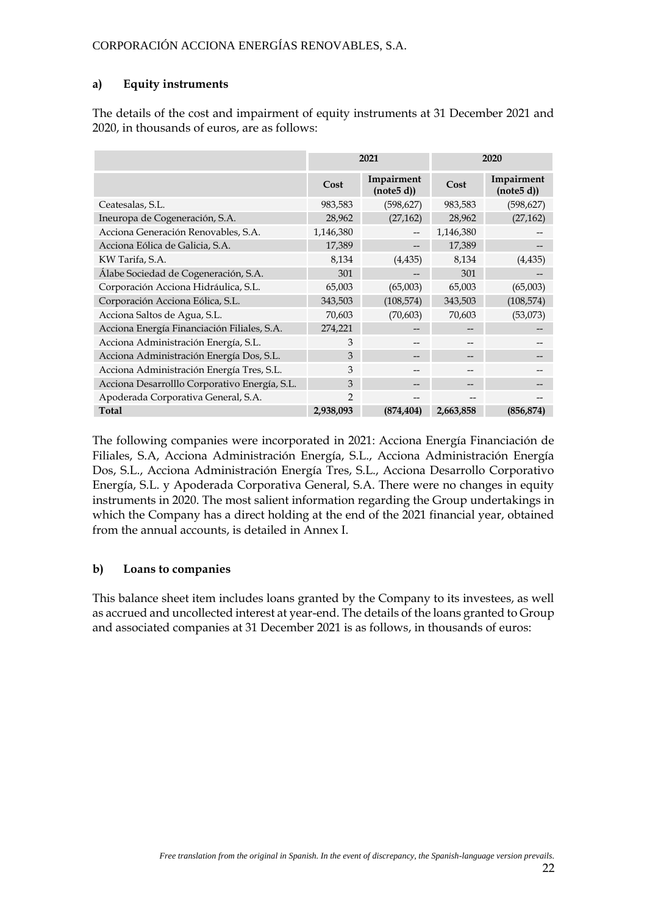### a) Equity instruments

The details of the cost and impairment of equity instruments at 31 December 2021 and 2020, in thousands of euros, are as follows:

| | 2021 | | 2020 | |
|---|---|---|---|---|
| | Cost | Impairment (note5 d)) | Cost | Impairment (note5 d)) |
| Ceatesalas, S.L. | 983,583 | (598,627) | 983,583 | (598,627) |
| Ineuropa de Cogeneración, S.A. | 28,962 | (27,162) | 28,962 | (27,162) |
| Acciona Generación Renovables, S.A. | 1,146,380 | -- | 1,146,380 | -- |
| Acciona Eólica de Galicia, S.A. | 17,389 | -- | 17,389 | -- |
| KW Tarifa, S.A. | 8,134 | (4,435) | 8,134 | (4,435) |
| Álabe Sociedad de Cogeneración, S.A. | 301 | -- | 301 | -- |
| Corporación Acciona Hidráulica, S.L. | 65,003 | (65,003) | 65,003 | (65,003) |
| Corporación Acciona Eólica, S.L. | 343,503 | (108,574) | 343,503 | (108,574) |
| Acciona Saltos de Agua, S.L. | 70,603 | (70,603) | 70,603 | (53,073) |
| Acciona Energía Financiación Filiales, S.A. | 274,221 | -- | -- | -- |
| Acciona Administración Energía, S.L. | 3 | -- | -- | -- |
| Acciona Administración Energía Dos, S.L. | 3 | -- | -- | -- |
| Acciona Administración Energía Tres, S.L. | 3 | -- | -- | -- |
| Acciona Desarrolllo Corporativo Energía, S.L. | 3 | -- | -- | -- |
| Apoderada Corporativa General, S.A. | 2 | -- | -- | -- |
| **Total** | **2,938,093** | **(874,404)** | **2,663,858** | **(856,874)** |

The following companies were incorporated in 2021: Acciona Energía Financiación de Filiales, S.A, Acciona Administración Energía, S.L., Acciona Administración Energía Dos, S.L., Acciona Administración Energía Tres, S.L., Acciona Desarrollo Corporativo Energía, S.L. y Apoderada Corporativa General, S.A. There were no changes in equity instruments in 2020. The most salient information regarding the Group undertakings in which the Company has a direct holding at the end of the 2021 financial year, obtained from the annual accounts, is detailed in Annex I.

### b) Loans to companies

This balance sheet item includes loans granted by the Company to its investees, as well as accrued and uncollected interest at year-end. The details of the loans granted to Group and associated companies at 31 December 2021 is as follows, in thousands of euros:

*Free translation from the original in Spanish. In the event of discrepancy, the Spanish-language version prevails.*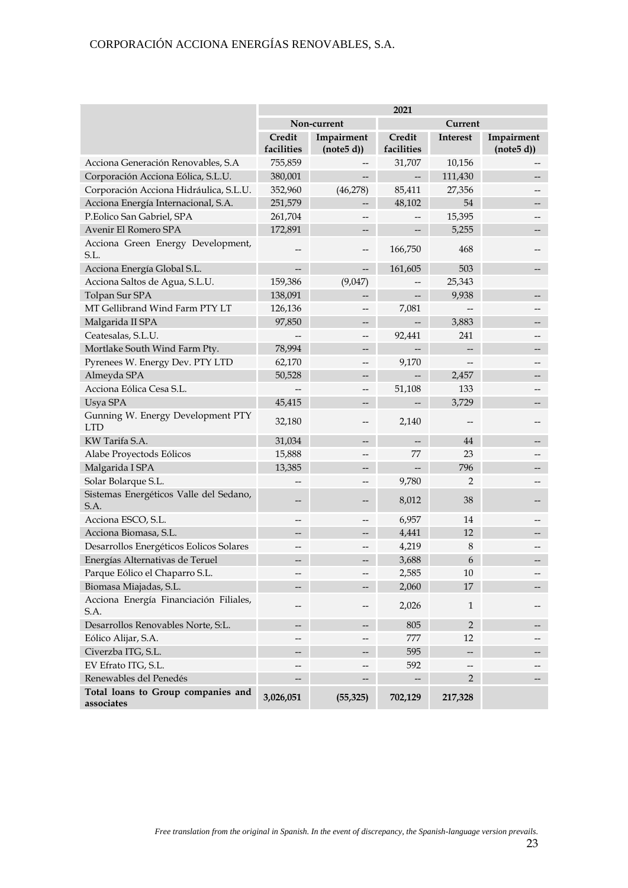| | 2021 | | | | |
|---|---|---|---|---|---|
| | Non-current | | Current | | |
| | Credit facilities | Impairment (note5 d)) | Credit facilities | Interest | Impairment (note5 d)) |
| Acciona Generación Renovables, S.A | 755,859 | -- | 31,707 | 10,156 | -- |
| Corporación Acciona Eólica, S.L.U. | 380,001 | -- | -- | 111,430 | -- |
| Corporación Acciona Hidráulica, S.L.U. | 352,960 | (46,278) | 85,411 | 27,356 | -- |
| Acciona Energía Internacional, S.A. | 251,579 | -- | 48,102 | 54 | -- |
| P.Eolico San Gabriel, SPA | 261,704 | -- | -- | 15,395 | -- |
| Avenir El Romero SPA | 172,891 | -- | -- | 5,255 | -- |
| Acciona Green Energy Development, S.L. | -- | -- | 166,750 | 468 | -- |
| Acciona Energía Global S.L. | -- | -- | 161,605 | 503 | -- |
| Acciona Saltos de Agua, S.L.U. | 159,386 | (9,047) | -- | 25,343 | |
| Tolpan Sur SPA | 138,091 | -- | -- | 9,938 | -- |
| MT Gellibrand Wind Farm PTY LT | 126,136 | -- | 7,081 | -- | -- |
| Malgarida II SPA | 97,850 | -- | -- | 3,883 | -- |
| Ceatesalas, S.L.U. | -- | -- | 92,441 | 241 | -- |
| Mortlake South Wind Farm Pty. | 78,994 | -- | -- | -- | -- |
| Pyrenees W. Energy Dev. PTY LTD | 62,170 | -- | 9,170 | -- | -- |
| Almeyda SPA | 50,528 | -- | -- | 2,457 | -- |
| Acciona Eólica Cesa S.L. | -- | -- | 51,108 | 133 | -- |
| Usya SPA | 45,415 | -- | -- | 3,729 | -- |
| Gunning W. Energy Development PTY LTD | 32,180 | -- | 2,140 | -- | -- |
| KW Tarifa S.A. | 31,034 | -- | -- | 44 | -- |
| Alabe Proyectods Eólicos | 15,888 | -- | 77 | 23 | -- |
| Malgarida I SPA | 13,385 | -- | -- | 796 | -- |
| Solar Bolarque S.L. | -- | -- | 9,780 | 2 | -- |
| Sistemas Energéticos Valle del Sedano, S.A. | -- | -- | 8,012 | 38 | -- |
| Acciona ESCO, S.L. | -- | -- | 6,957 | 14 | -- |
| Acciona Biomasa, S.L. | -- | -- | 4,441 | 12 | -- |
| Desarrollos Energéticos Eolicos Solares | -- | -- | 4,219 | 8 | -- |
| Energías Alternativas de Teruel | -- | -- | 3,688 | 6 | -- |
| Parque Eólico el Chaparro S.L. | -- | -- | 2,585 | 10 | -- |
| Biomasa Miajadas, S.L. | -- | -- | 2,060 | 17 | -- |
| Acciona Energía Financiación Filiales, S.A. | -- | -- | 2,026 | 1 | -- |
| Desarrollos Renovables Norte, S:L. | -- | -- | 805 | 2 | -- |
| Eólico Alijar, S.A. | -- | -- | 777 | 12 | -- |
| Civerzba ITG, S.L. | -- | -- | 595 | -- | -- |
| EV Efrato ITG, S.L. | -- | -- | 592 | -- | -- |
| Renewables del Penedés | -- | -- | -- | 2 | -- |
| **Total loans to Group companies and associates** | **3,026,051** | **(55,325)** | **702,129** | **217,328** | |

*Free translation from the original in Spanish. In the event of discrepancy, the Spanish-language version prevails.*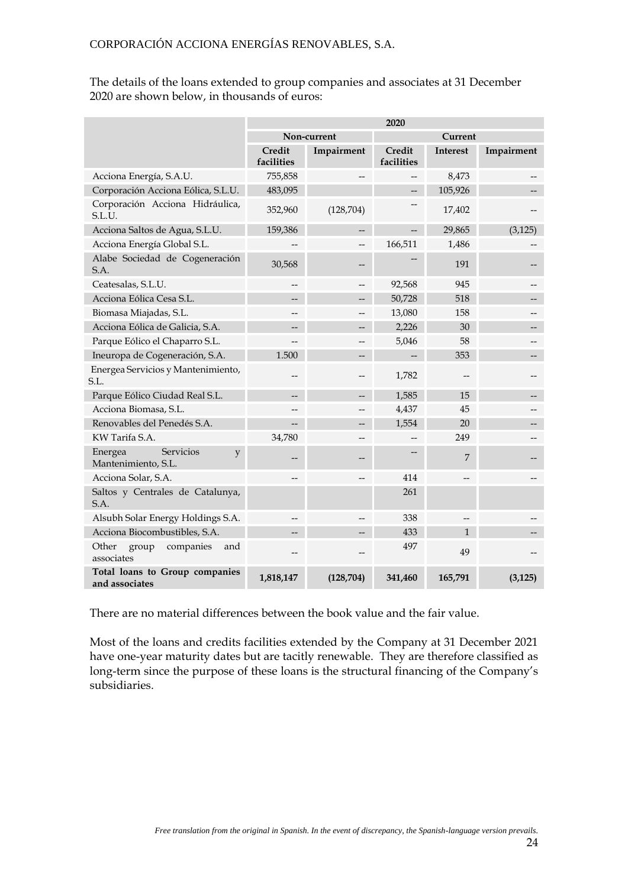The details of the loans extended to group companies and associates at 31 December 2020 are shown below, in thousands of euros:

| | 2020 | | | | |
|---|---|---|---|---|---|
| | Non-current | | Current | | |
| | Credit facilities | Impairment | Credit facilities | Interest | Impairment |
| Acciona Energía, S.A.U. | 755,858 | -- | -- | 8,473 | -- |
| Corporación Acciona Eólica, S.L.U. | 483,095 | | -- | 105,926 | -- |
| Corporación Acciona Hidráulica, S.L.U. | 352,960 | (128,704) | -- | 17,402 | -- |
| Acciona Saltos de Agua, S.L.U. | 159,386 | -- | -- | 29,865 | (3,125) |
| Acciona Energía Global S.L. | -- | -- | 166,511 | 1,486 | -- |
| Alabe Sociedad de Cogeneración S.A. | 30,568 | -- | -- | 191 | -- |
| Ceatesalas, S.L.U. | -- | -- | 92,568 | 945 | -- |
| Acciona Eólica Cesa S.L. | -- | -- | 50,728 | 518 | -- |
| Biomasa Miajadas, S.L. | -- | -- | 13,080 | 158 | -- |
| Acciona Eólica de Galicia, S.A. | -- | -- | 2,226 | 30 | -- |
| Parque Eólico el Chaparro S.L. | -- | -- | 5,046 | 58 | -- |
| Ineuropa de Cogeneración, S.A. | 1.500 | -- | -- | 353 | -- |
| Energea Servicios y Mantenimiento, S.L. | -- | -- | 1,782 | -- | -- |
| Parque Eólico Ciudad Real S.L. | -- | -- | 1,585 | 15 | -- |
| Acciona Biomasa, S.L. | -- | -- | 4,437 | 45 | -- |
| Renovables del Penedés S.A. | -- | -- | 1,554 | 20 | -- |
| KW Tarifa S.A. | 34,780 | -- | -- | 249 | -- |
| Energea Servicios y Mantenimiento, S.L. | -- | -- | -- | 7 | -- |
| Acciona Solar, S.A. | -- | -- | 414 | -- | -- |
| Saltos y Centrales de Catalunya, S.A. | | | 261 | | |
| Alsubh Solar Energy Holdings S.A. | -- | -- | 338 | -- | -- |
| Acciona Biocombustibles, S.A. | -- | -- | 433 | 1 | -- |
| Other group companies and associates | -- | -- | 497 | 49 | -- |
| **Total loans to Group companies and associates** | **1,818,147** | **(128,704)** | **341,460** | **165,791** | **(3,125)** |

There are no material differences between the book value and the fair value.

Most of the loans and credits facilities extended by the Company at 31 December 2021 have one-year maturity dates but are tacitly renewable. They are therefore classified as long-term since the purpose of these loans is the structural financing of the Company's subsidiaries.

*Free translation from the original in Spanish. In the event of discrepancy, the Spanish-language version prevails.*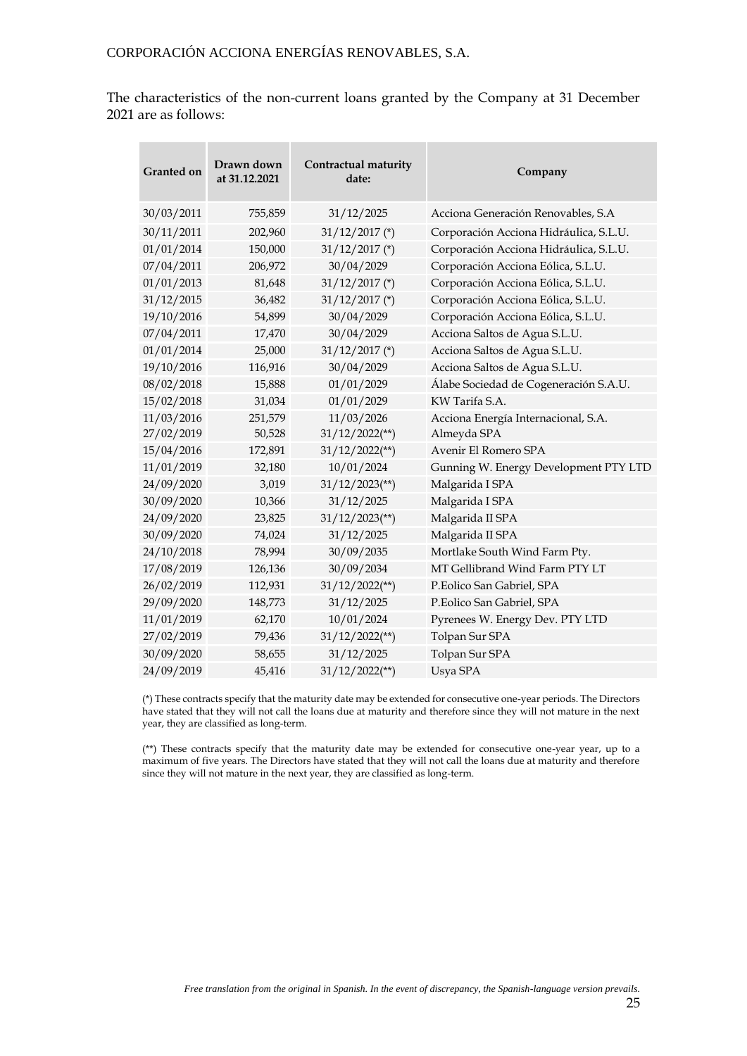The characteristics of the non-current loans granted by the Company at 31 December 2021 are as follows:

| Granted on | Drawn down at 31.12.2021 | Contractual maturity date: | Company |
|---|---|---|---|
| 30/03/2011 | 755,859 | 31/12/2025 | Acciona Generación Renovables, S.A |
| 30/11/2011 | 202,960 | 31/12/2017 (*) | Corporación Acciona Hidráulica, S.L.U. |
| 01/01/2014 | 150,000 | 31/12/2017 (*) | Corporación Acciona Hidráulica, S.L.U. |
| 07/04/2011 | 206,972 | 30/04/2029 | Corporación Acciona Eólica, S.L.U. |
| 01/01/2013 | 81,648 | 31/12/2017 (*) | Corporación Acciona Eólica, S.L.U. |
| 31/12/2015 | 36,482 | 31/12/2017 (*) | Corporación Acciona Eólica, S.L.U. |
| 19/10/2016 | 54,899 | 30/04/2029 | Corporación Acciona Eólica, S.L.U. |
| 07/04/2011 | 17,470 | 30/04/2029 | Acciona Saltos de Agua S.L.U. |
| 01/01/2014 | 25,000 | 31/12/2017 (*) | Acciona Saltos de Agua S.L.U. |
| 19/10/2016 | 116,916 | 30/04/2029 | Acciona Saltos de Agua S.L.U. |
| 08/02/2018 | 15,888 | 01/01/2029 | Álabe Sociedad de Cogeneración S.A.U. |
| 15/02/2018 | 31,034 | 01/01/2029 | KW Tarifa S.A. |
| 11/03/2016 | 251,579 | 11/03/2026 | Acciona Energía Internacional, S.A. |
| 27/02/2019 | 50,528 | 31/12/2022(**) | Almeyda SPA |
| 15/04/2016 | 172,891 | 31/12/2022(**) | Avenir El Romero SPA |
| 11/01/2019 | 32,180 | 10/01/2024 | Gunning W. Energy Development PTY LTD |
| 24/09/2020 | 3,019 | 31/12/2023(**) | Malgarida I SPA |
| 30/09/2020 | 10,366 | 31/12/2025 | Malgarida I SPA |
| 24/09/2020 | 23,825 | 31/12/2023(**) | Malgarida II SPA |
| 30/09/2020 | 74,024 | 31/12/2025 | Malgarida II SPA |
| 24/10/2018 | 78,994 | 30/09/2035 | Mortlake South Wind Farm Pty. |
| 17/08/2019 | 126,136 | 30/09/2034 | MT Gellibrand Wind Farm PTY LT |
| 26/02/2019 | 112,931 | 31/12/2022(**) | P.Eolico San Gabriel, SPA |
| 29/09/2020 | 148,773 | 31/12/2025 | P.Eolico San Gabriel, SPA |
| 11/01/2019 | 62,170 | 10/01/2024 | Pyrenees W. Energy Dev. PTY LTD |
| 27/02/2019 | 79,436 | 31/12/2022(**) | Tolpan Sur SPA |
| 30/09/2020 | 58,655 | 31/12/2025 | Tolpan Sur SPA |
| 24/09/2019 | 45,416 | 31/12/2022(**) | Usya SPA |

(*) These contracts specify that the maturity date may be extended for consecutive one-year periods. The Directors have stated that they will not call the loans due at maturity and therefore since they will not mature in the next year, they are classified as long-term.

(**) These contracts specify that the maturity date may be extended for consecutive one-year year, up to a maximum of five years. The Directors have stated that they will not call the loans due at maturity and therefore since they will not mature in the next year, they are classified as long-term.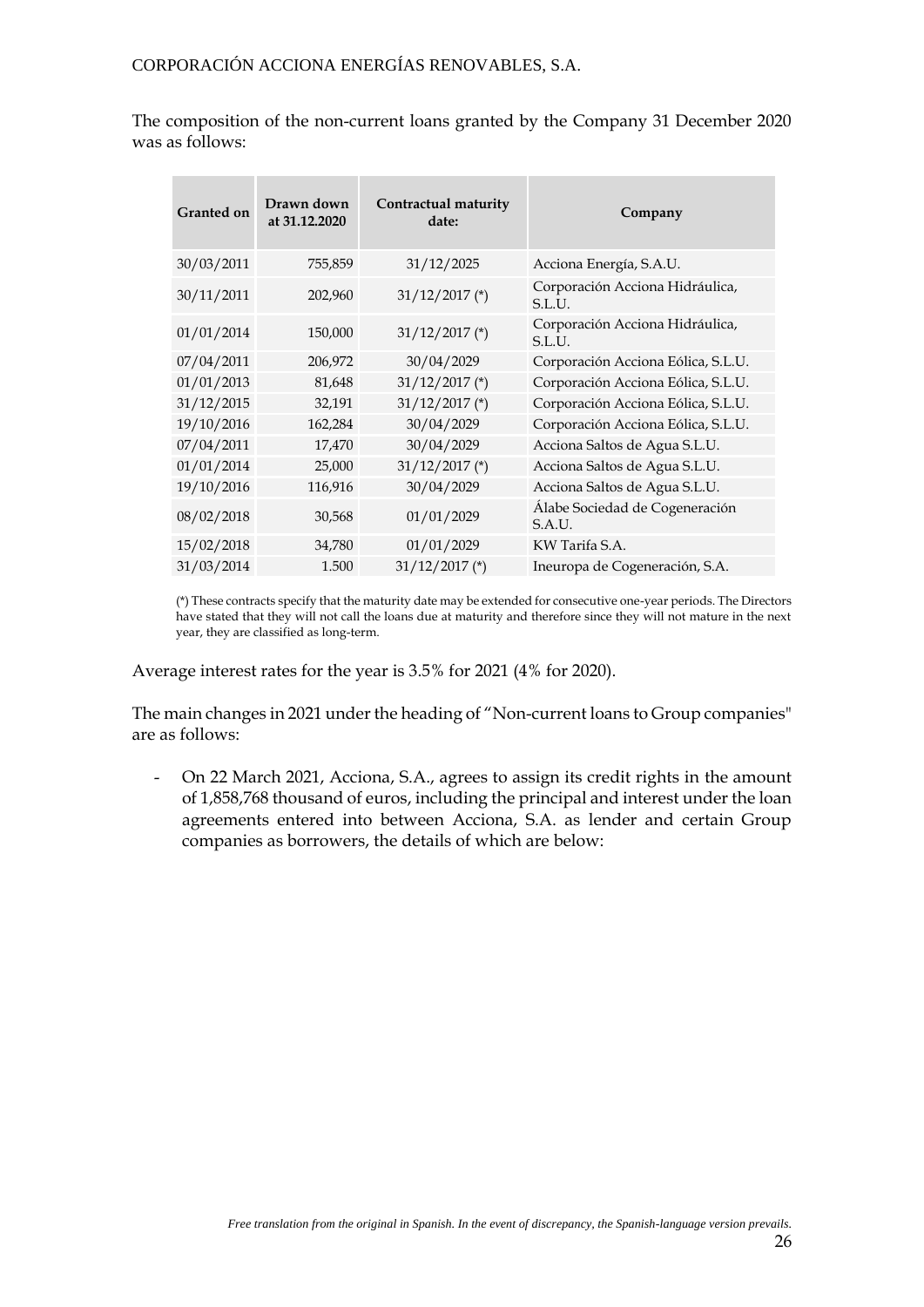The composition of the non-current loans granted by the Company 31 December 2020 was as follows:

| Granted on | Drawn down at 31.12.2020 | Contractual maturity date: | Company |
|---|---|---|---|
| 30/03/2011 | 755,859 | 31/12/2025 | Acciona Energía, S.A.U. |
| 30/11/2011 | 202,960 | 31/12/2017 (*) | Corporación Acciona Hidráulica, S.L.U. |
| 01/01/2014 | 150,000 | 31/12/2017 (*) | Corporación Acciona Hidráulica, S.L.U. |
| 07/04/2011 | 206,972 | 30/04/2029 | Corporación Acciona Eólica, S.L.U. |
| 01/01/2013 | 81,648 | 31/12/2017 (*) | Corporación Acciona Eólica, S.L.U. |
| 31/12/2015 | 32,191 | 31/12/2017 (*) | Corporación Acciona Eólica, S.L.U. |
| 19/10/2016 | 162,284 | 30/04/2029 | Corporación Acciona Eólica, S.L.U. |
| 07/04/2011 | 17,470 | 30/04/2029 | Acciona Saltos de Agua S.L.U. |
| 01/01/2014 | 25,000 | 31/12/2017 (*) | Acciona Saltos de Agua S.L.U. |
| 19/10/2016 | 116,916 | 30/04/2029 | Acciona Saltos de Agua S.L.U. |
| 08/02/2018 | 30,568 | 01/01/2029 | Álabe Sociedad de Cogeneración S.A.U. |
| 15/02/2018 | 34,780 | 01/01/2029 | KW Tarifa S.A. |
| 31/03/2014 | 1.500 | 31/12/2017 (*) | Ineuropa de Cogeneración, S.A. |

(*) These contracts specify that the maturity date may be extended for consecutive one-year periods. The Directors have stated that they will not call the loans due at maturity and therefore since they will not mature in the next year, they are classified as long-term.

Average interest rates for the year is 3.5% for 2021 (4% for 2020).

The main changes in 2021 under the heading of "Non-current loans to Group companies" are as follows:

- On 22 March 2021, Acciona, S.A., agrees to assign its credit rights in the amount of 1,858,768 thousand of euros, including the principal and interest under the loan agreements entered into between Acciona, S.A. as lender and certain Group companies as borrowers, the details of which are below: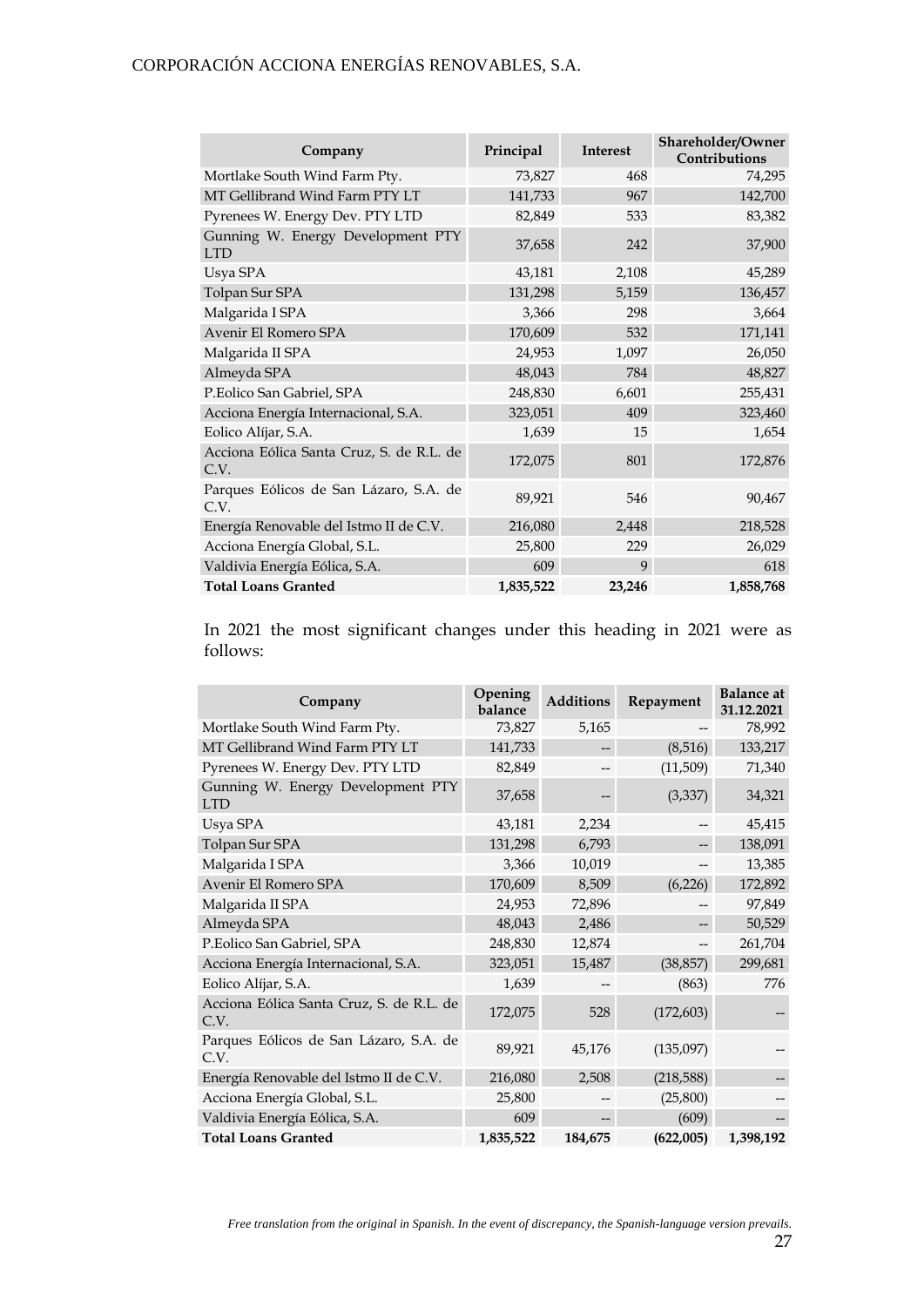| Company | Principal | Interest | Shareholder/Owner Contributions |
|---|---|---|---|
| Mortlake South Wind Farm Pty. | 73,827 | 468 | 74,295 |
| MT Gellibrand Wind Farm PTY LT | 141,733 | 967 | 142,700 |
| Pyrenees W. Energy Dev. PTY LTD | 82,849 | 533 | 83,382 |
| Gunning W. Energy Development PTY LTD | 37,658 | 242 | 37,900 |
| Usya SPA | 43,181 | 2,108 | 45,289 |
| Tolpan Sur SPA | 131,298 | 5,159 | 136,457 |
| Malgarida I SPA | 3,366 | 298 | 3,664 |
| Avenir El Romero SPA | 170,609 | 532 | 171,141 |
| Malgarida II SPA | 24,953 | 1,097 | 26,050 |
| Almeyda SPA | 48,043 | 784 | 48,827 |
| P.Eolico San Gabriel, SPA | 248,830 | 6,601 | 255,431 |
| Acciona Energía Internacional, S.A. | 323,051 | 409 | 323,460 |
| Eolico Alíjar, S.A. | 1,639 | 15 | 1,654 |
| Acciona Eólica Santa Cruz, S. de R.L. de C.V. | 172,075 | 801 | 172,876 |
| Parques Eólicos de San Lázaro, S.A. de C.V. | 89,921 | 546 | 90,467 |
| Energía Renovable del Istmo II de C.V. | 216,080 | 2,448 | 218,528 |
| Acciona Energía Global, S.L. | 25,800 | 229 | 26,029 |
| Valdivia Energía Eólica, S.A. | 609 | 9 | 618 |
| **Total Loans Granted** | **1,835,522** | **23,246** | **1,858,768** |

In 2021 the most significant changes under this heading in 2021 were as follows:

| Company | Opening balance | Additions | Repayment | Balance at 31.12.2021 |
|---|---|---|---|---|
| Mortlake South Wind Farm Pty. | 73,827 | 5,165 | -- | 78,992 |
| MT Gellibrand Wind Farm PTY LT | 141,733 | -- | (8,516) | 133,217 |
| Pyrenees W. Energy Dev. PTY LTD | 82,849 | -- | (11,509) | 71,340 |
| Gunning W. Energy Development PTY LTD | 37,658 | -- | (3,337) | 34,321 |
| Usya SPA | 43,181 | 2,234 | -- | 45,415 |
| Tolpan Sur SPA | 131,298 | 6,793 | -- | 138,091 |
| Malgarida I SPA | 3,366 | 10,019 | -- | 13,385 |
| Avenir El Romero SPA | 170,609 | 8,509 | (6,226) | 172,892 |
| Malgarida II SPA | 24,953 | 72,896 | -- | 97,849 |
| Almeyda SPA | 48,043 | 2,486 | -- | 50,529 |
| P.Eolico San Gabriel, SPA | 248,830 | 12,874 | -- | 261,704 |
| Acciona Energía Internacional, S.A. | 323,051 | 15,487 | (38,857) | 299,681 |
| Eolico Alíjar, S.A. | 1,639 | -- | (863) | 776 |
| Acciona Eólica Santa Cruz, S. de R.L. de C.V. | 172,075 | 528 | (172,603) | -- |
| Parques Eólicos de San Lázaro, S.A. de C.V. | 89,921 | 45,176 | (135,097) | -- |
| Energía Renovable del Istmo II de C.V. | 216,080 | 2,508 | (218,588) | -- |
| Acciona Energía Global, S.L. | 25,800 | -- | (25,800) | -- |
| Valdivia Energía Eólica, S.A. | 609 | -- | (609) | -- |
| **Total Loans Granted** | **1,835,522** | **184,675** | **(622,005)** | **1,398,192** |

*Free translation from the original in Spanish. In the event of discrepancy, the Spanish-language version prevails.*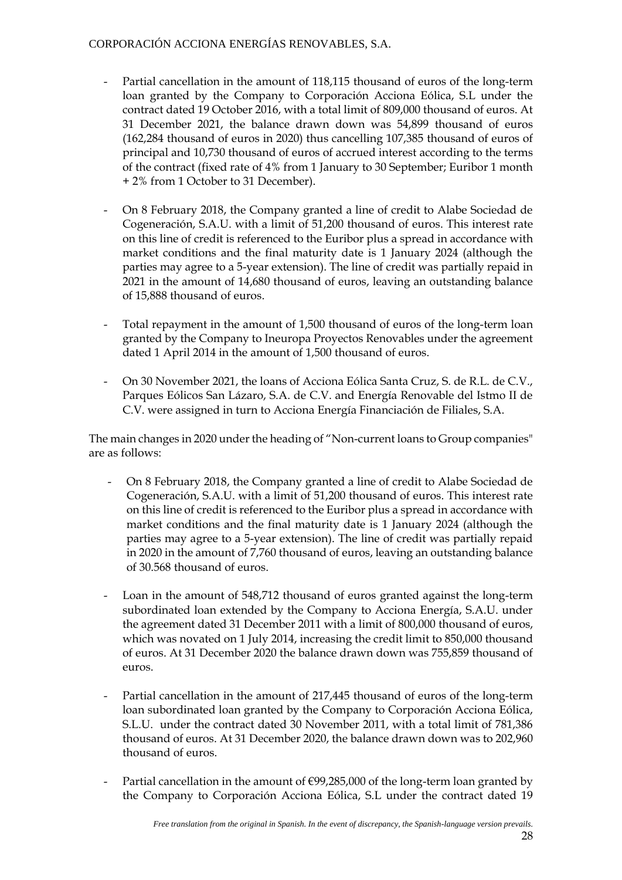- Partial cancellation in the amount of 118,115 thousand of euros of the long-term loan granted by the Company to Corporación Acciona Eólica, S.L under the contract dated 19 October 2016, with a total limit of 809,000 thousand of euros. At 31 December 2021, the balance drawn down was 54,899 thousand of euros (162,284 thousand of euros in 2020) thus cancelling 107,385 thousand of euros of principal and 10,730 thousand of euros of accrued interest according to the terms of the contract (fixed rate of 4% from 1 January to 30 September; Euribor 1 month + 2% from 1 October to 31 December).

- On 8 February 2018, the Company granted a line of credit to Alabe Sociedad de Cogeneración, S.A.U. with a limit of 51,200 thousand of euros. This interest rate on this line of credit is referenced to the Euribor plus a spread in accordance with market conditions and the final maturity date is 1 January 2024 (although the parties may agree to a 5-year extension). The line of credit was partially repaid in 2021 in the amount of 14,680 thousand of euros, leaving an outstanding balance of 15,888 thousand of euros.

- Total repayment in the amount of 1,500 thousand of euros of the long-term loan granted by the Company to Ineuropa Proyectos Renovables under the agreement dated 1 April 2014 in the amount of 1,500 thousand of euros.

- On 30 November 2021, the loans of Acciona Eólica Santa Cruz, S. de R.L. de C.V., Parques Eólicos San Lázaro, S.A. de C.V. and Energía Renovable del Istmo II de C.V. were assigned in turn to Acciona Energía Financiación de Filiales, S.A.

The main changes in 2020 under the heading of "Non-current loans to Group companies" are as follows:

- On 8 February 2018, the Company granted a line of credit to Alabe Sociedad de Cogeneración, S.A.U. with a limit of 51,200 thousand of euros. This interest rate on this line of credit is referenced to the Euribor plus a spread in accordance with market conditions and the final maturity date is 1 January 2024 (although the parties may agree to a 5-year extension). The line of credit was partially repaid in 2020 in the amount of 7,760 thousand of euros, leaving an outstanding balance of 30.568 thousand of euros.

- Loan in the amount of 548,712 thousand of euros granted against the long-term subordinated loan extended by the Company to Acciona Energía, S.A.U. under the agreement dated 31 December 2011 with a limit of 800,000 thousand of euros, which was novated on 1 July 2014, increasing the credit limit to 850,000 thousand of euros. At 31 December 2020 the balance drawn down was 755,859 thousand of euros.

- Partial cancellation in the amount of 217,445 thousand of euros of the long-term loan subordinated loan granted by the Company to Corporación Acciona Eólica, S.L.U. under the contract dated 30 November 2011, with a total limit of 781,386 thousand of euros. At 31 December 2020, the balance drawn down was to 202,960 thousand of euros.

- Partial cancellation in the amount of €99,285,000 of the long-term loan granted by the Company to Corporación Acciona Eólica, S.L under the contract dated 19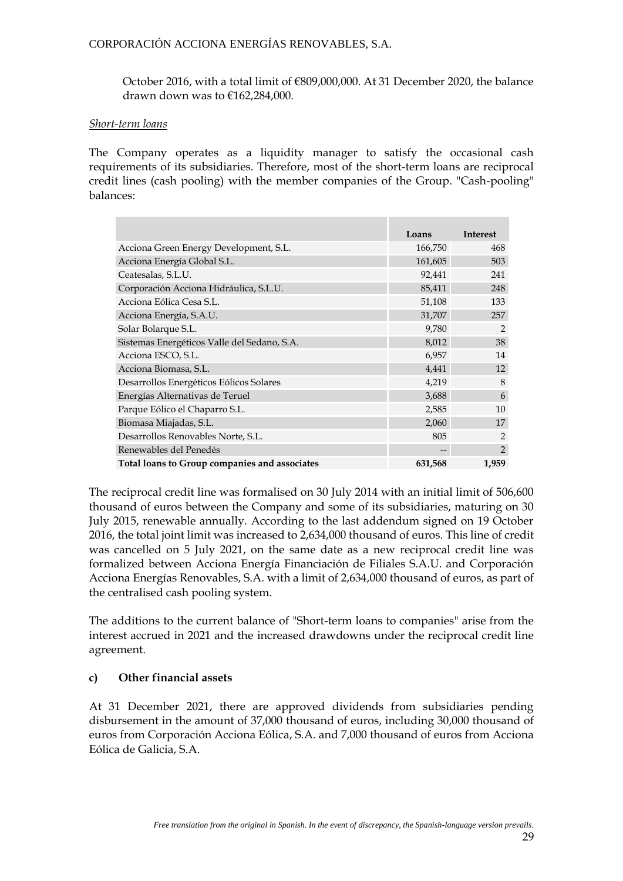October 2016, with a total limit of €809,000,000. At 31 December 2020, the balance drawn down was to €162,284,000.

*Short-term loans*

The Company operates as a liquidity manager to satisfy the occasional cash requirements of its subsidiaries. Therefore, most of the short-term loans are reciprocal credit lines (cash pooling) with the member companies of the Group. "Cash-pooling" balances:

| | Loans | Interest |
|---|---|---|
| Acciona Green Energy Development, S.L. | 166,750 | 468 |
| Acciona Energía Global S.L. | 161,605 | 503 |
| Ceatesalas, S.L.U. | 92,441 | 241 |
| Corporación Acciona Hidráulica, S.L.U. | 85,411 | 248 |
| Acciona Eólica Cesa S.L. | 51,108 | 133 |
| Acciona Energía, S.A.U. | 31,707 | 257 |
| Solar Bolarque S.L. | 9,780 | 2 |
| Sistemas Energéticos Valle del Sedano, S.A. | 8,012 | 38 |
| Acciona ESCO, S.L. | 6,957 | 14 |
| Acciona Biomasa, S.L. | 4,441 | 12 |
| Desarrollos Energéticos Eólicos Solares | 4,219 | 8 |
| Energías Alternativas de Teruel | 3,688 | 6 |
| Parque Eólico el Chaparro S.L. | 2,585 | 10 |
| Biomasa Miajadas, S.L. | 2,060 | 17 |
| Desarrollos Renovables Norte, S.L. | 805 | 2 |
| Renewables del Penedés | -- | 2 |
| **Total loans to Group companies and associates** | **631,568** | **1,959** |

The reciprocal credit line was formalised on 30 July 2014 with an initial limit of 506,600 thousand of euros between the Company and some of its subsidiaries, maturing on 30 July 2015, renewable annually. According to the last addendum signed on 19 October 2016, the total joint limit was increased to 2,634,000 thousand of euros. This line of credit was cancelled on 5 July 2021, on the same date as a new reciprocal credit line was formalized between Acciona Energía Financiación de Filiales S.A.U. and Corporación Acciona Energías Renovables, S.A. with a limit of 2,634,000 thousand of euros, as part of the centralised cash pooling system.

The additions to the current balance of "Short-term loans to companies" arise from the interest accrued in 2021 and the increased drawdowns under the reciprocal credit line agreement.

**c) Other financial assets**

At 31 December 2021, there are approved dividends from subsidiaries pending disbursement in the amount of 37,000 thousand of euros, including 30,000 thousand of euros from Corporación Acciona Eólica, S.A. and 7,000 thousand of euros from Acciona Eólica de Galicia, S.A.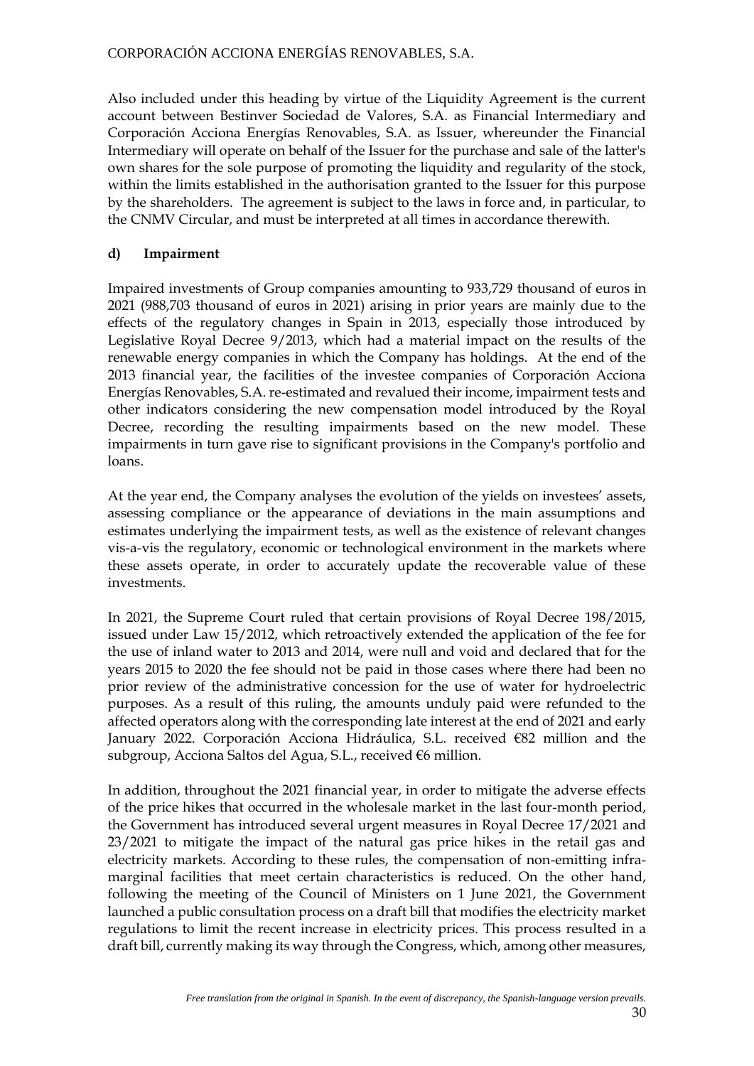Also included under this heading by virtue of the Liquidity Agreement is the current account between Bestinver Sociedad de Valores, S.A. as Financial Intermediary and Corporación Acciona Energías Renovables, S.A. as Issuer, whereunder the Financial Intermediary will operate on behalf of the Issuer for the purchase and sale of the latter's own shares for the sole purpose of promoting the liquidity and regularity of the stock, within the limits established in the authorisation granted to the Issuer for this purpose by the shareholders. The agreement is subject to the laws in force and, in particular, to the CNMV Circular, and must be interpreted at all times in accordance therewith.

**d) Impairment**

Impaired investments of Group companies amounting to 933,729 thousand of euros in 2021 (988,703 thousand of euros in 2021) arising in prior years are mainly due to the effects of the regulatory changes in Spain in 2013, especially those introduced by Legislative Royal Decree 9/2013, which had a material impact on the results of the renewable energy companies in which the Company has holdings. At the end of the 2013 financial year, the facilities of the investee companies of Corporación Acciona Energías Renovables, S.A. re-estimated and revalued their income, impairment tests and other indicators considering the new compensation model introduced by the Royal Decree, recording the resulting impairments based on the new model. These impairments in turn gave rise to significant provisions in the Company's portfolio and loans.

At the year end, the Company analyses the evolution of the yields on investees' assets, assessing compliance or the appearance of deviations in the main assumptions and estimates underlying the impairment tests, as well as the existence of relevant changes vis-a-vis the regulatory, economic or technological environment in the markets where these assets operate, in order to accurately update the recoverable value of these investments.

In 2021, the Supreme Court ruled that certain provisions of Royal Decree 198/2015, issued under Law 15/2012, which retroactively extended the application of the fee for the use of inland water to 2013 and 2014, were null and void and declared that for the years 2015 to 2020 the fee should not be paid in those cases where there had been no prior review of the administrative concession for the use of water for hydroelectric purposes. As a result of this ruling, the amounts unduly paid were refunded to the affected operators along with the corresponding late interest at the end of 2021 and early January 2022. Corporación Acciona Hidráulica, S.L. received €82 million and the subgroup, Acciona Saltos del Agua, S.L., received €6 million.

In addition, throughout the 2021 financial year, in order to mitigate the adverse effects of the price hikes that occurred in the wholesale market in the last four-month period, the Government has introduced several urgent measures in Royal Decree 17/2021 and 23/2021 to mitigate the impact of the natural gas price hikes in the retail gas and electricity markets. According to these rules, the compensation of non-emitting infra-marginal facilities that meet certain characteristics is reduced. On the other hand, following the meeting of the Council of Ministers on 1 June 2021, the Government launched a public consultation process on a draft bill that modifies the electricity market regulations to limit the recent increase in electricity prices. This process resulted in a draft bill, currently making its way through the Congress, which, among other measures,

*Free translation from the original in Spanish. In the event of discrepancy, the Spanish-language version prevails.*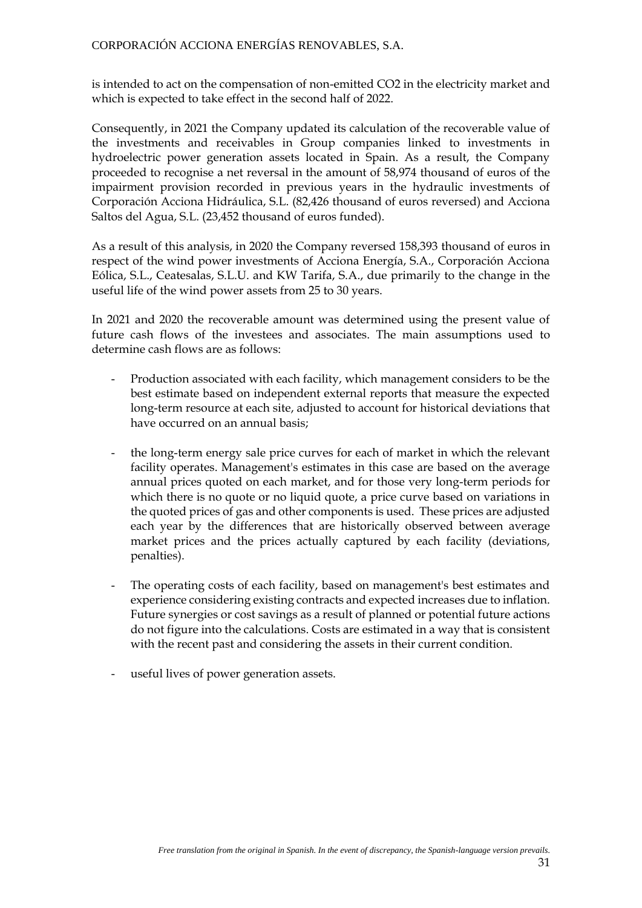is intended to act on the compensation of non-emitted $CO_2$ in the electricity market and which is expected to take effect in the second half of 2022.

Consequently, in 2021 the Company updated its calculation of the recoverable value of the investments and receivables in Group companies linked to investments in hydroelectric power generation assets located in Spain. As a result, the Company proceeded to recognise a net reversal in the amount of 58,974 thousand of euros of the impairment provision recorded in previous years in the hydraulic investments of Corporación Acciona Hidráulica, S.L. (82,426 thousand of euros reversed) and Acciona Saltos del Agua, S.L. (23,452 thousand of euros funded).

As a result of this analysis, in 2020 the Company reversed 158,393 thousand of euros in respect of the wind power investments of Acciona Energía, S.A., Corporación Acciona Eólica, S.L., Ceatesalas, S.L.U. and KW Tarifa, S.A., due primarily to the change in the useful life of the wind power assets from 25 to 30 years.

In 2021 and 2020 the recoverable amount was determined using the present value of future cash flows of the investees and associates. The main assumptions used to determine cash flows are as follows:

- Production associated with each facility, which management considers to be the best estimate based on independent external reports that measure the expected long-term resource at each site, adjusted to account for historical deviations that have occurred on an annual basis;

- the long-term energy sale price curves for each of market in which the relevant facility operates. Management's estimates in this case are based on the average annual prices quoted on each market, and for those very long-term periods for which there is no quote or no liquid quote, a price curve based on variations in the quoted prices of gas and other components is used. These prices are adjusted each year by the differences that are historically observed between average market prices and the prices actually captured by each facility (deviations, penalties).

- The operating costs of each facility, based on management's best estimates and experience considering existing contracts and expected increases due to inflation. Future synergies or cost savings as a result of planned or potential future actions do not figure into the calculations. Costs are estimated in a way that is consistent with the recent past and considering the assets in their current condition.

- useful lives of power generation assets.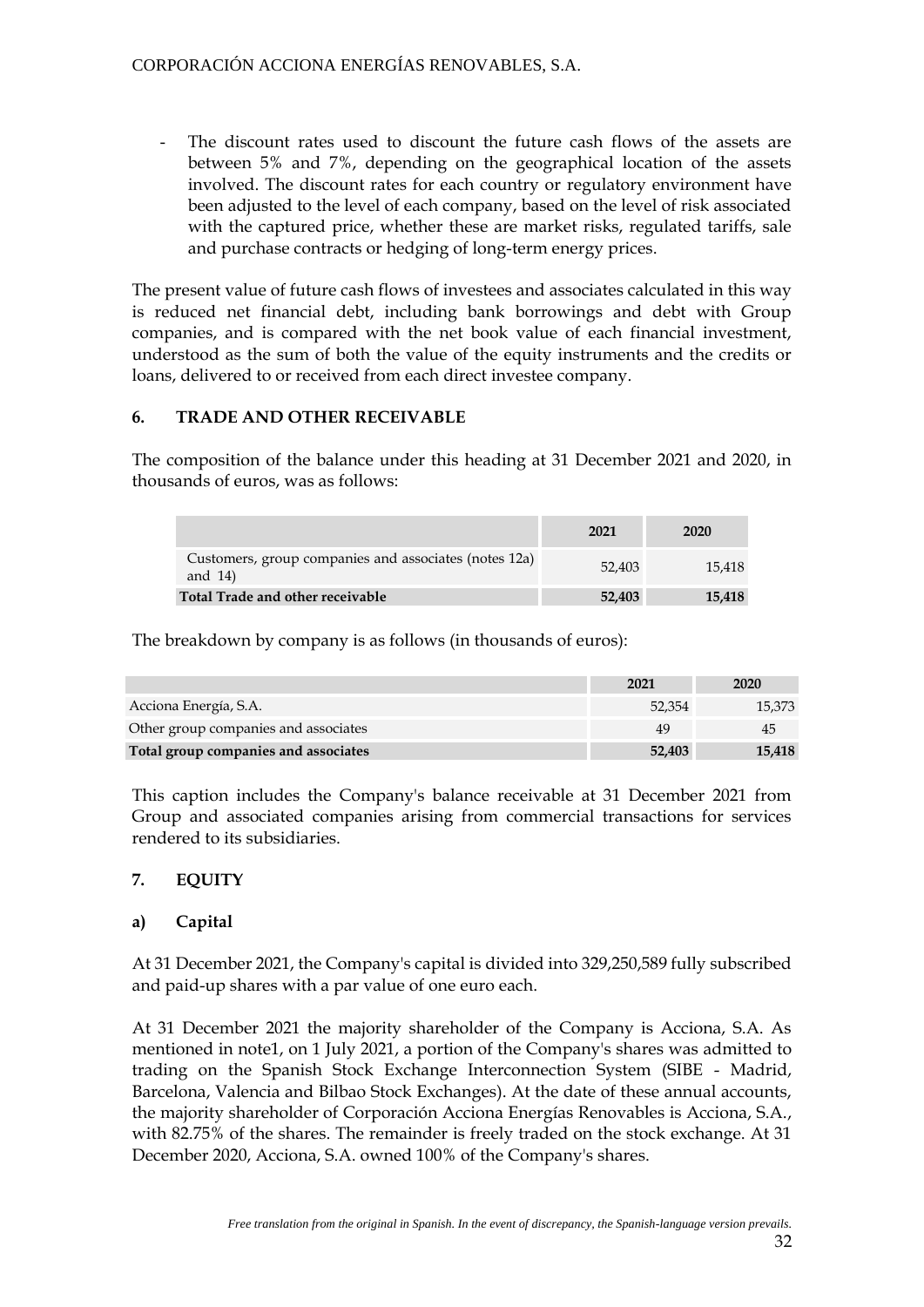- The discount rates used to discount the future cash flows of the assets are between 5% and 7%, depending on the geographical location of the assets involved. The discount rates for each country or regulatory environment have been adjusted to the level of each company, based on the level of risk associated with the captured price, whether these are market risks, regulated tariffs, sale and purchase contracts or hedging of long-term energy prices.

The present value of future cash flows of investees and associates calculated in this way is reduced net financial debt, including bank borrowings and debt with Group companies, and is compared with the net book value of each financial investment, understood as the sum of both the value of the equity instruments and the credits or loans, delivered to or received from each direct investee company.

## 6. TRADE AND OTHER RECEIVABLE

The composition of the balance under this heading at 31 December 2021 and 2020, in thousands of euros, was as follows:

| | 2021 | 2020 |
|---|---|---|
| Customers, group companies and associates (notes 12a) and 14) | 52,403 | 15,418 |
| **Total Trade and other receivable** | **52,403** | **15,418** |

The breakdown by company is as follows (in thousands of euros):

| | 2021 | 2020 |
|---|---|---|
| Acciona Energía, S.A. | 52,354 | 15,373 |
| Other group companies and associates | 49 | 45 |
| **Total group companies and associates** | **52,403** | **15,418** |

This caption includes the Company's balance receivable at 31 December 2021 from Group and associated companies arising from commercial transactions for services rendered to its subsidiaries.

## 7. EQUITY

### a) Capital

At 31 December 2021, the Company's capital is divided into 329,250,589 fully subscribed and paid-up shares with a par value of one euro each.

At 31 December 2021 the majority shareholder of the Company is Acciona, S.A. As mentioned in note1, on 1 July 2021, a portion of the Company's shares was admitted to trading on the Spanish Stock Exchange Interconnection System (SIBE - Madrid, Barcelona, Valencia and Bilbao Stock Exchanges). At the date of these annual accounts, the majority shareholder of Corporación Acciona Energías Renovables is Acciona, S.A., with 82.75% of the shares. The remainder is freely traded on the stock exchange. At 31 December 2020, Acciona, S.A. owned 100% of the Company's shares.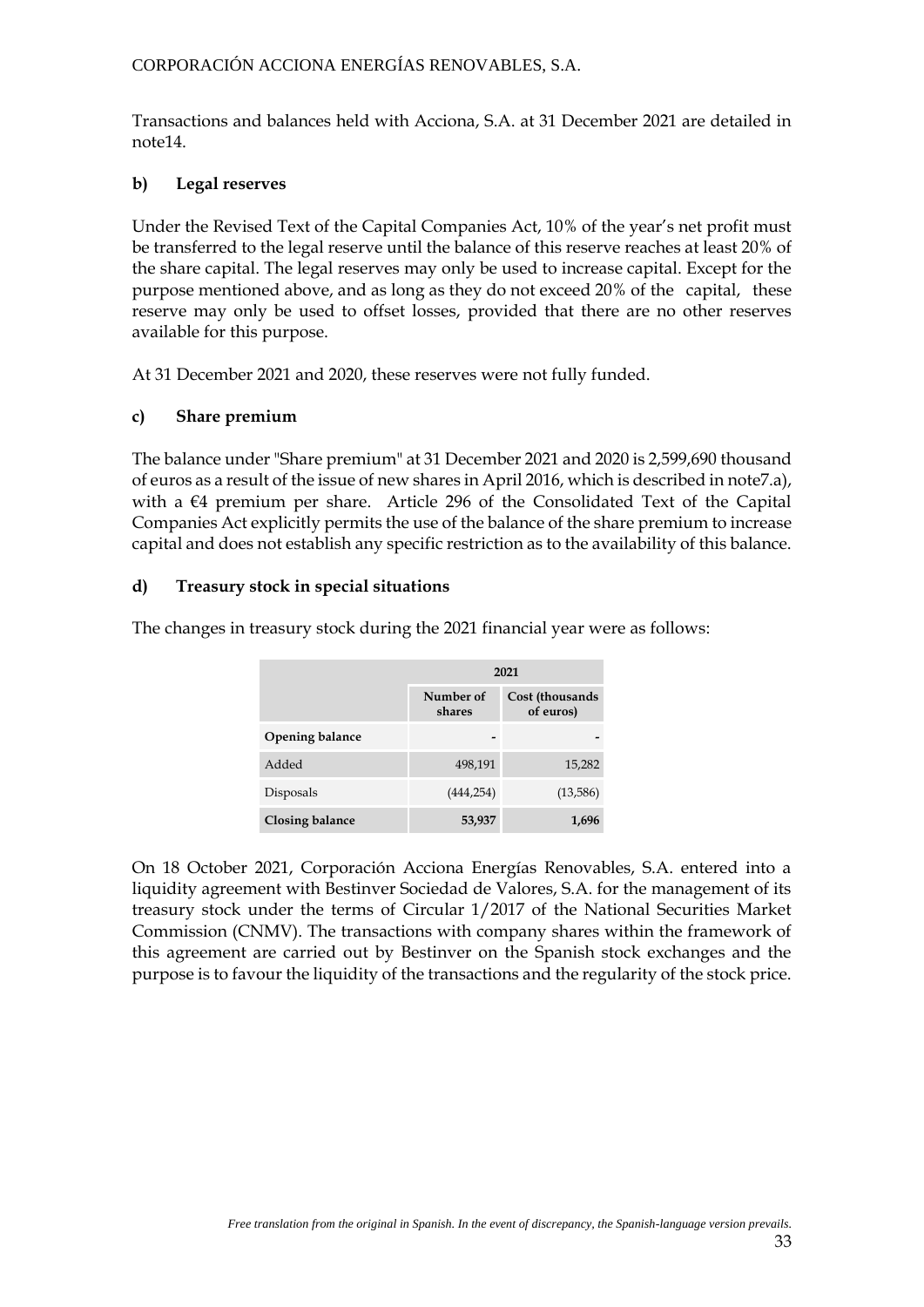Transactions and balances held with Acciona, S.A. at 31 December 2021 are detailed in note14.

### b) Legal reserves

Under the Revised Text of the Capital Companies Act, 10% of the year's net profit must be transferred to the legal reserve until the balance of this reserve reaches at least 20% of the share capital. The legal reserves may only be used to increase capital. Except for the purpose mentioned above, and as long as they do not exceed 20% of the capital, these reserve may only be used to offset losses, provided that there are no other reserves available for this purpose.

At 31 December 2021 and 2020, these reserves were not fully funded.

### c) Share premium

The balance under "Share premium" at 31 December 2021 and 2020 is 2,599,690 thousand of euros as a result of the issue of new shares in April 2016, which is described in note7.a), with a €4 premium per share. Article 296 of the Consolidated Text of the Capital Companies Act explicitly permits the use of the balance of the share premium to increase capital and does not establish any specific restriction as to the availability of this balance.

### d) Treasury stock in special situations

The changes in treasury stock during the 2021 financial year were as follows:

| | 2021 | |
|---|---|---|
| | Number of shares | Cost (thousands of euros) |
| **Opening balance** | - | - |
| Added | 498,191 | 15,282 |
| Disposals | (444,254) | (13,586) |
| **Closing balance** | **53,937** | **1,696** |

On 18 October 2021, Corporación Acciona Energías Renovables, S.A. entered into a liquidity agreement with Bestinver Sociedad de Valores, S.A. for the management of its treasury stock under the terms of Circular 1/2017 of the National Securities Market Commission (CNMV). The transactions with company shares within the framework of this agreement are carried out by Bestinver on the Spanish stock exchanges and the purpose is to favour the liquidity of the transactions and the regularity of the stock price.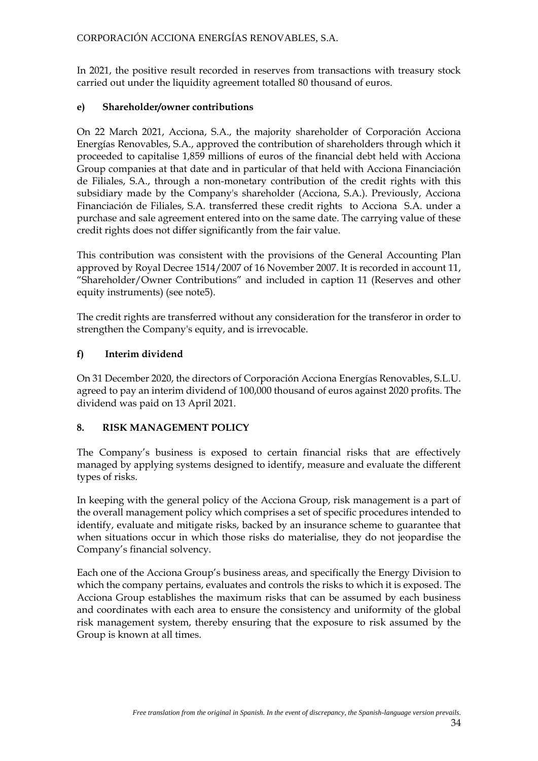In 2021, the positive result recorded in reserves from transactions with treasury stock carried out under the liquidity agreement totalled 80 thousand of euros.

#### e) Shareholder/owner contributions

On 22 March 2021, Acciona, S.A., the majority shareholder of Corporación Acciona Energías Renovables, S.A., approved the contribution of shareholders through which it proceeded to capitalise 1,859 millions of euros of the financial debt held with Acciona Group companies at that date and in particular of that held with Acciona Financiación de Filiales, S.A., through a non-monetary contribution of the credit rights with this subsidiary made by the Company's shareholder (Acciona, S.A.). Previously, Acciona Financiación de Filiales, S.A. transferred these credit rights to Acciona S.A. under a purchase and sale agreement entered into on the same date. The carrying value of these credit rights does not differ significantly from the fair value.

This contribution was consistent with the provisions of the General Accounting Plan approved by Royal Decree 1514/2007 of 16 November 2007. It is recorded in account 11, "Shareholder/Owner Contributions" and included in caption 11 (Reserves and other equity instruments) (see note5).

The credit rights are transferred without any consideration for the transferor in order to strengthen the Company's equity, and is irrevocable.

#### f) Interim dividend

On 31 December 2020, the directors of Corporación Acciona Energías Renovables, S.L.U. agreed to pay an interim dividend of 100,000 thousand of euros against 2020 profits. The dividend was paid on 13 April 2021.

## 8. RISK MANAGEMENT POLICY

The Company's business is exposed to certain financial risks that are effectively managed by applying systems designed to identify, measure and evaluate the different types of risks.

In keeping with the general policy of the Acciona Group, risk management is a part of the overall management policy which comprises a set of specific procedures intended to identify, evaluate and mitigate risks, backed by an insurance scheme to guarantee that when situations occur in which those risks do materialise, they do not jeopardise the Company's financial solvency.

Each one of the Acciona Group's business areas, and specifically the Energy Division to which the company pertains, evaluates and controls the risks to which it is exposed. The Acciona Group establishes the maximum risks that can be assumed by each business and coordinates with each area to ensure the consistency and uniformity of the global risk management system, thereby ensuring that the exposure to risk assumed by the Group is known at all times.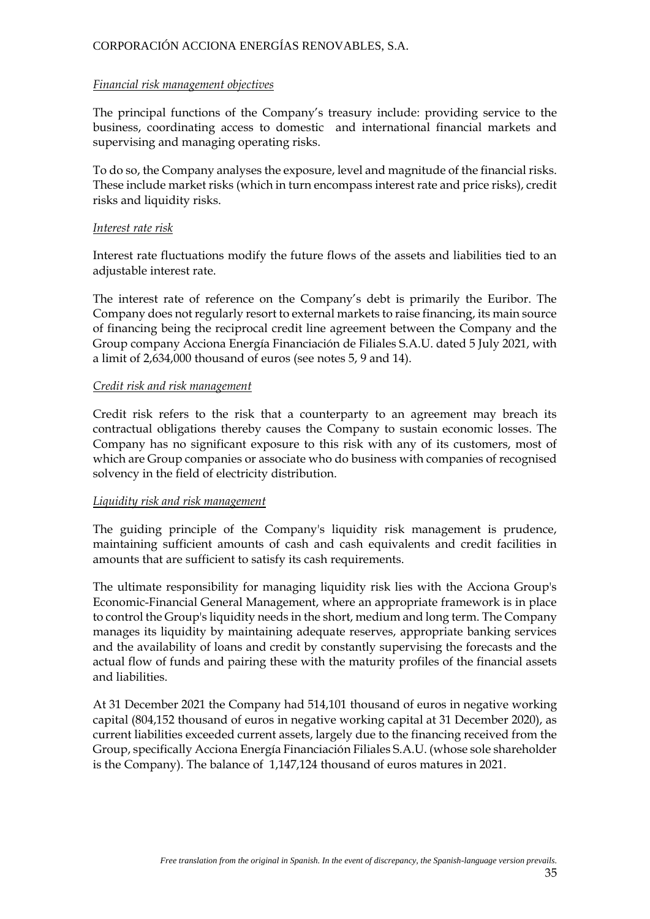*Financial risk management objectives*

The principal functions of the Company's treasury include: providing service to the business, coordinating access to domestic and international financial markets and supervising and managing operating risks.

To do so, the Company analyses the exposure, level and magnitude of the financial risks. These include market risks (which in turn encompass interest rate and price risks), credit risks and liquidity risks.

*Interest rate risk*

Interest rate fluctuations modify the future flows of the assets and liabilities tied to an adjustable interest rate.

The interest rate of reference on the Company's debt is primarily the Euribor. The Company does not regularly resort to external markets to raise financing, its main source of financing being the reciprocal credit line agreement between the Company and the Group company Acciona Energía Financiación de Filiales S.A.U. dated 5 July 2021, with a limit of 2,634,000 thousand of euros (see notes 5, 9 and 14).

*Credit risk and risk management*

Credit risk refers to the risk that a counterparty to an agreement may breach its contractual obligations thereby causes the Company to sustain economic losses. The Company has no significant exposure to this risk with any of its customers, most of which are Group companies or associate who do business with companies of recognised solvency in the field of electricity distribution.

*Liquidity risk and risk management*

The guiding principle of the Company's liquidity risk management is prudence, maintaining sufficient amounts of cash and cash equivalents and credit facilities in amounts that are sufficient to satisfy its cash requirements.

The ultimate responsibility for managing liquidity risk lies with the Acciona Group's Economic-Financial General Management, where an appropriate framework is in place to control the Group's liquidity needs in the short, medium and long term. The Company manages its liquidity by maintaining adequate reserves, appropriate banking services and the availability of loans and credit by constantly supervising the forecasts and the actual flow of funds and pairing these with the maturity profiles of the financial assets and liabilities.

At 31 December 2021 the Company had 514,101 thousand of euros in negative working capital (804,152 thousand of euros in negative working capital at 31 December 2020), as current liabilities exceeded current assets, largely due to the financing received from the Group, specifically Acciona Energía Financiación Filiales S.A.U. (whose sole shareholder is the Company). The balance of 1,147,124 thousand of euros matures in 2021.

*Free translation from the original in Spanish. In the event of discrepancy, the Spanish-language version prevails.*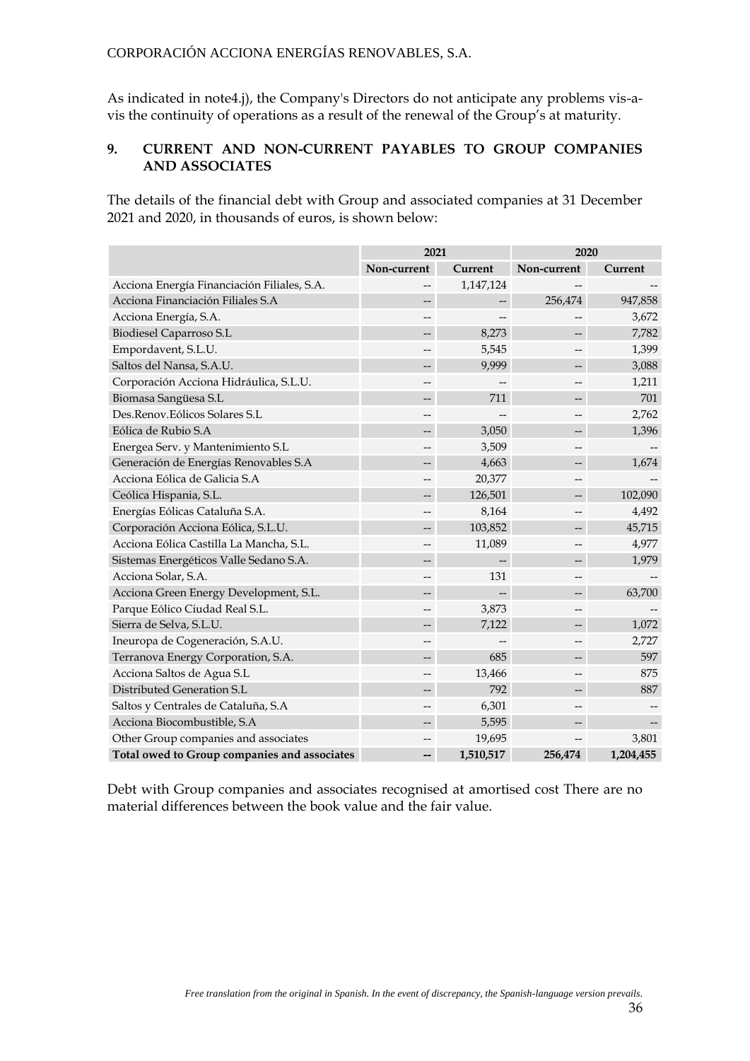As indicated in note4.j), the Company's Directors do not anticipate any problems vis-a-vis the continuity of operations as a result of the renewal of the Group's at maturity.

## 9. CURRENT AND NON-CURRENT PAYABLES TO GROUP COMPANIES AND ASSOCIATES

The details of the financial debt with Group and associated companies at 31 December 2021 and 2020, in thousands of euros, is shown below:

| | 2021 | | 2020 | |
|---|---|---|---|---|
| | Non-current | Current | Non-current | Current |
| Acciona Energía Financiación Filiales, S.A. | -- | 1,147,124 | -- | -- |
| Acciona Financiación Filiales S.A | -- | -- | 256,474 | 947,858 |
| Acciona Energía, S.A. | -- | -- | -- | 3,672 |
| Biodiesel Caparroso S.L | -- | 8,273 | -- | 7,782 |
| Empordavent, S.L.U. | -- | 5,545 | -- | 1,399 |
| Saltos del Nansa, S.A.U. | -- | 9,999 | -- | 3,088 |
| Corporación Acciona Hidráulica, S.L.U. | -- | -- | -- | 1,211 |
| Biomasa Sangüesa S.L | -- | 711 | -- | 701 |
| Des.Renov.Eólicos Solares S.L | -- | -- | -- | 2,762 |
| Eólica de Rubio S.A | -- | 3,050 | -- | 1,396 |
| Energea Serv. y Mantenimiento S.L | -- | 3,509 | -- | -- |
| Generación de Energías Renovables S.A | -- | 4,663 | -- | 1,674 |
| Acciona Eólica de Galicia S.A | -- | 20,377 | -- | -- |
| Ceólica Hispania, S.L. | -- | 126,501 | -- | 102,090 |
| Energías Eólicas Cataluña S.A. | -- | 8,164 | -- | 4,492 |
| Corporación Acciona Eólica, S.L.U. | -- | 103,852 | -- | 45,715 |
| Acciona Eólica Castilla La Mancha, S.L. | -- | 11,089 | -- | 4,977 |
| Sistemas Energéticos Valle Sedano S.A. | -- | -- | -- | 1,979 |
| Acciona Solar, S.A. | -- | 131 | -- | -- |
| Acciona Green Energy Development, S.L. | -- | -- | -- | 63,700 |
| Parque Eólico Ciudad Real S.L. | -- | 3,873 | -- | -- |
| Sierra de Selva, S.L.U. | -- | 7,122 | -- | 1,072 |
| Ineuropa de Cogeneración, S.A.U. | -- | -- | -- | 2,727 |
| Terranova Energy Corporation, S.A. | -- | 685 | -- | 597 |
| Acciona Saltos de Agua S.L | -- | 13,466 | -- | 875 |
| Distributed Generation S.L | -- | 792 | -- | 887 |
| Saltos y Centrales de Cataluña, S.A | -- | 6,301 | -- | -- |
| Acciona Biocombustible, S.A | -- | 5,595 | -- | -- |
| Other Group companies and associates | -- | 19,695 | -- | 3,801 |
| **Total owed to Group companies and associates** | **--** | **1,510,517** | **256,474** | **1,204,455** |

Debt with Group companies and associates recognised at amortised cost There are no material differences between the book value and the fair value.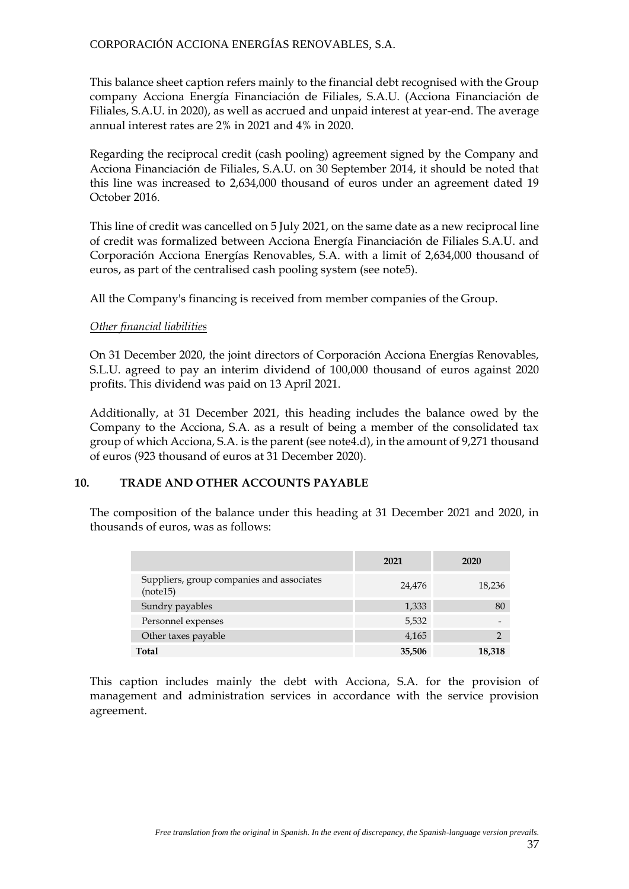This balance sheet caption refers mainly to the financial debt recognised with the Group company Acciona Energía Financiación de Filiales, S.A.U. (Acciona Financiación de Filiales, S.A.U. in 2020), as well as accrued and unpaid interest at year-end. The average annual interest rates are 2% in 2021 and 4% in 2020.

Regarding the reciprocal credit (cash pooling) agreement signed by the Company and Acciona Financiación de Filiales, S.A.U. on 30 September 2014, it should be noted that this line was increased to 2,634,000 thousand of euros under an agreement dated 19 October 2016.

This line of credit was cancelled on 5 July 2021, on the same date as a new reciprocal line of credit was formalized between Acciona Energía Financiación de Filiales S.A.U. and Corporación Acciona Energías Renovables, S.A. with a limit of 2,634,000 thousand of euros, as part of the centralised cash pooling system (see note5).

All the Company's financing is received from member companies of the Group.

*Other financial liabilities*

On 31 December 2020, the joint directors of Corporación Acciona Energías Renovables, S.L.U. agreed to pay an interim dividend of 100,000 thousand of euros against 2020 profits. This dividend was paid on 13 April 2021.

Additionally, at 31 December 2021, this heading includes the balance owed by the Company to the Acciona, S.A. as a result of being a member of the consolidated tax group of which Acciona, S.A. is the parent (see note4.d), in the amount of 9,271 thousand of euros (923 thousand of euros at 31 December 2020).

## 10. TRADE AND OTHER ACCOUNTS PAYABLE

The composition of the balance under this heading at 31 December 2021 and 2020, in thousands of euros, was as follows:

| | 2021 | 2020 |
|---|---|---|
| Suppliers, group companies and associates (note15) | 24,476 | 18,236 |
| Sundry payables | 1,333 | 80 |
| Personnel expenses | 5,532 | - |
| Other taxes payable | 4,165 | 2 |
| **Total** | **35,506** | **18,318** |

This caption includes mainly the debt with Acciona, S.A. for the provision of management and administration services in accordance with the service provision agreement.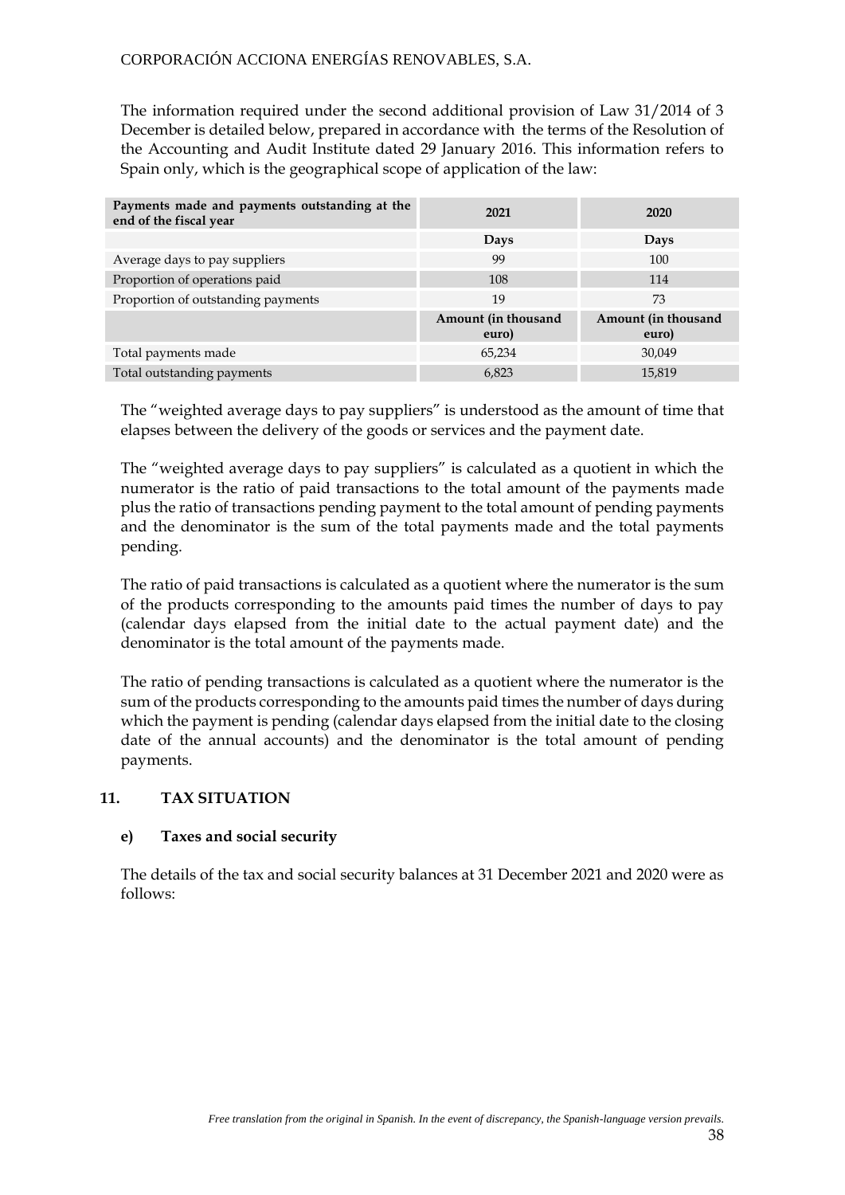The information required under the second additional provision of Law 31/2014 of 3 December is detailed below, prepared in accordance with the terms of the Resolution of the Accounting and Audit Institute dated 29 January 2016. This information refers to Spain only, which is the geographical scope of application of the law:

| Payments made and payments outstanding at the end of the fiscal year | 2021 | 2020 |
|---|---|---|
| | **Days** | **Days** |
| Average days to pay suppliers | 99 | 100 |
| Proportion of operations paid | 108 | 114 |
| Proportion of outstanding payments | 19 | 73 |
| | **Amount (in thousand euro)** | **Amount (in thousand euro)** |
| Total payments made | 65,234 | 30,049 |
| Total outstanding payments | 6,823 | 15,819 |

The "weighted average days to pay suppliers" is understood as the amount of time that elapses between the delivery of the goods or services and the payment date.

The "weighted average days to pay suppliers" is calculated as a quotient in which the numerator is the ratio of paid transactions to the total amount of the payments made plus the ratio of transactions pending payment to the total amount of pending payments and the denominator is the sum of the total payments made and the total payments pending.

The ratio of paid transactions is calculated as a quotient where the numerator is the sum of the products corresponding to the amounts paid times the number of days to pay (calendar days elapsed from the initial date to the actual payment date) and the denominator is the total amount of the payments made.

The ratio of pending transactions is calculated as a quotient where the numerator is the sum of the products corresponding to the amounts paid times the number of days during which the payment is pending (calendar days elapsed from the initial date to the closing date of the annual accounts) and the denominator is the total amount of pending payments.

## 11. TAX SITUATION

### e) Taxes and social security

The details of the tax and social security balances at 31 December 2021 and 2020 were as follows: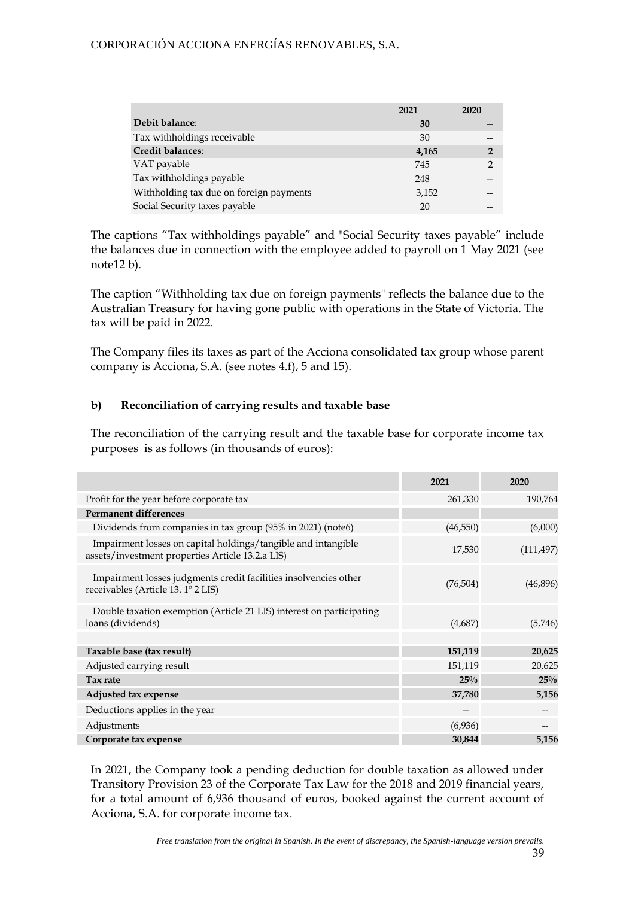| | 2021 | 2020 |
|---|---|---|
| **Debit balance**: | **30** | **--** |
| Tax withholdings receivable | 30 | -- |
| **Credit balances**: | **4,165** | **2** |
| VAT payable | 745 | 2 |
| Tax withholdings payable | 248 | -- |
| Withholding tax due on foreign payments | 3,152 | -- |
| Social Security taxes payable | 20 | -- |

The captions "Tax withholdings payable" and "Social Security taxes payable" include the balances due in connection with the employee added to payroll on 1 May 2021 (see note12 b).

The caption "Withholding tax due on foreign payments" reflects the balance due to the Australian Treasury for having gone public with operations in the State of Victoria. The tax will be paid in 2022.

The Company files its taxes as part of the Acciona consolidated tax group whose parent company is Acciona, S.A. (see notes 4.f), 5 and 15).

### b) Reconciliation of carrying results and taxable base

The reconciliation of the carrying result and the taxable base for corporate income tax purposes is as follows (in thousands of euros):

| | 2021 | 2020 |
|---|---|---|
| Profit for the year before corporate tax | 261,330 | 190,764 |
| **Permanent differences** | | |
| Dividends from companies in tax group (95% in 2021) (note6) | (46,550) | (6,000) |
| Impairment losses on capital holdings/tangible and intangible assets/investment properties Article 13.2.a LIS) | 17,530 | (111,497) |
| Impairment losses judgments credit facilities insolvencies other receivables (Article 13. 1º 2 LIS) | (76,504) | (46,896) |
| Double taxation exemption (Article 21 LIS) interest on participating loans (dividends) | (4,687) | (5,746) |
| | | |
| **Taxable base (tax result)** | **151,119** | **20,625** |
| Adjusted carrying result | 151,119 | 20,625 |
| **Tax rate** | **25%** | **25%** |
| **Adjusted tax expense** | **37,780** | **5,156** |
| Deductions applies in the year | -- | -- |
| Adjustments | (6,936) | -- |
| **Corporate tax expense** | **30,844** | **5,156** |

In 2021, the Company took a pending deduction for double taxation as allowed under Transitory Provision 23 of the Corporate Tax Law for the 2018 and 2019 financial years, for a total amount of 6,936 thousand of euros, booked against the current account of Acciona, S.A. for corporate income tax.

*Free translation from the original in Spanish. In the event of discrepancy, the Spanish-language version prevails.*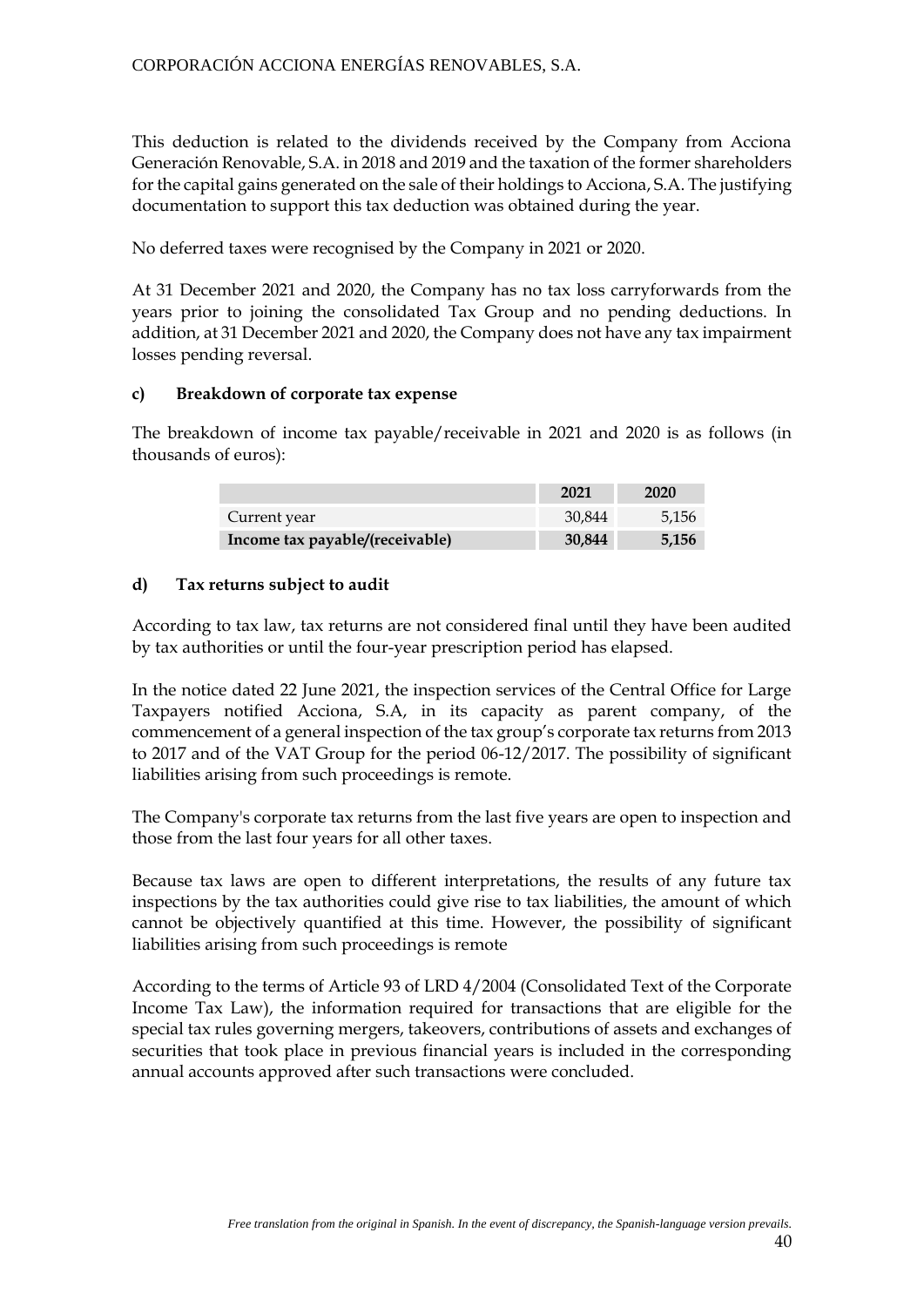This deduction is related to the dividends received by the Company from Acciona Generación Renovable, S.A. in 2018 and 2019 and the taxation of the former shareholders for the capital gains generated on the sale of their holdings to Acciona, S.A. The justifying documentation to support this tax deduction was obtained during the year.

No deferred taxes were recognised by the Company in 2021 or 2020.

At 31 December 2021 and 2020, the Company has no tax loss carryforwards from the years prior to joining the consolidated Tax Group and no pending deductions. In addition, at 31 December 2021 and 2020, the Company does not have any tax impairment losses pending reversal.

### c) Breakdown of corporate tax expense

The breakdown of income tax payable/receivable in 2021 and 2020 is as follows (in thousands of euros):

| | 2021 | 2020 |
|---|---|---|
| Current year | 30,844 | 5,156 |
| **Income tax payable/(receivable)** | **30,844** | **5,156** |

### d) Tax returns subject to audit

According to tax law, tax returns are not considered final until they have been audited by tax authorities or until the four-year prescription period has elapsed.

In the notice dated 22 June 2021, the inspection services of the Central Office for Large Taxpayers notified Acciona, S.A, in its capacity as parent company, of the commencement of a general inspection of the tax group's corporate tax returns from 2013 to 2017 and of the VAT Group for the period 06-12/2017. The possibility of significant liabilities arising from such proceedings is remote.

The Company's corporate tax returns from the last five years are open to inspection and those from the last four years for all other taxes.

Because tax laws are open to different interpretations, the results of any future tax inspections by the tax authorities could give rise to tax liabilities, the amount of which cannot be objectively quantified at this time. However, the possibility of significant liabilities arising from such proceedings is remote

According to the terms of Article 93 of LRD 4/2004 (Consolidated Text of the Corporate Income Tax Law), the information required for transactions that are eligible for the special tax rules governing mergers, takeovers, contributions of assets and exchanges of securities that took place in previous financial years is included in the corresponding annual accounts approved after such transactions were concluded.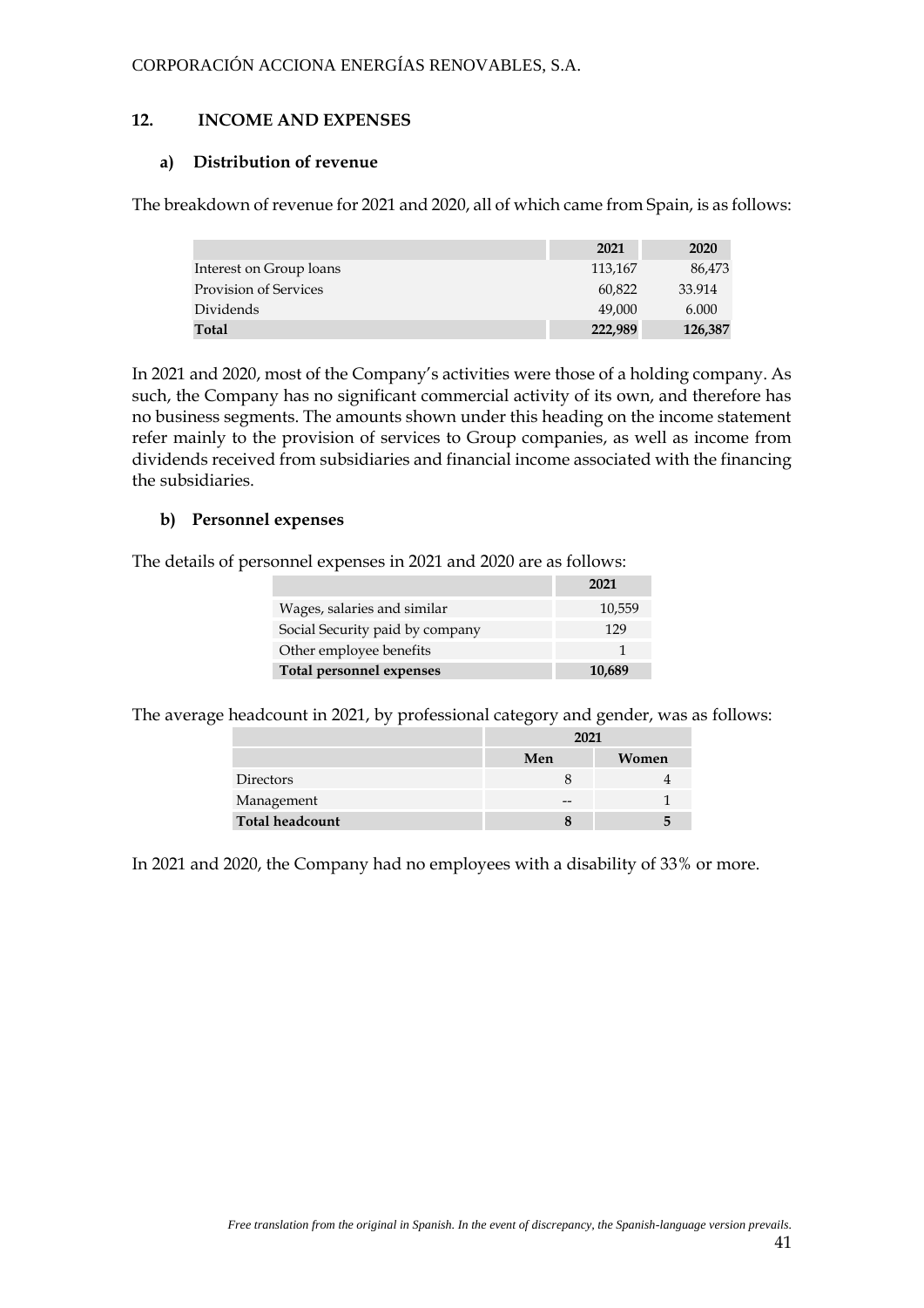## 12. INCOME AND EXPENSES

### a) Distribution of revenue

The breakdown of revenue for 2021 and 2020, all of which came from Spain, is as follows:

| | 2021 | 2020 |
|---|---|---|
| Interest on Group loans | 113,167 | 86,473 |
| Provision of Services | 60,822 | 33.914 |
| Dividends | 49,000 | 6.000 |
| **Total** | **222,989** | **126,387** |

In 2021 and 2020, most of the Company's activities were those of a holding company. As such, the Company has no significant commercial activity of its own, and therefore has no business segments. The amounts shown under this heading on the income statement refer mainly to the provision of services to Group companies, as well as income from dividends received from subsidiaries and financial income associated with the financing the subsidiaries.

### b) Personnel expenses

The details of personnel expenses in 2021 and 2020 are as follows:

| | 2021 |
|---|---|
| Wages, salaries and similar | 10,559 |
| Social Security paid by company | 129 |
| Other employee benefits | 1 |
| **Total personnel expenses** | **10,689** |

The average headcount in 2021, by professional category and gender, was as follows:

| | 2021 | |
|---|---|---|
| | Men | Women |
| Directors | 8 | 4 |
| Management | -- | 1 |
| **Total headcount** | **8** | **5** |

In 2021 and 2020, the Company had no employees with a disability of 33% or more.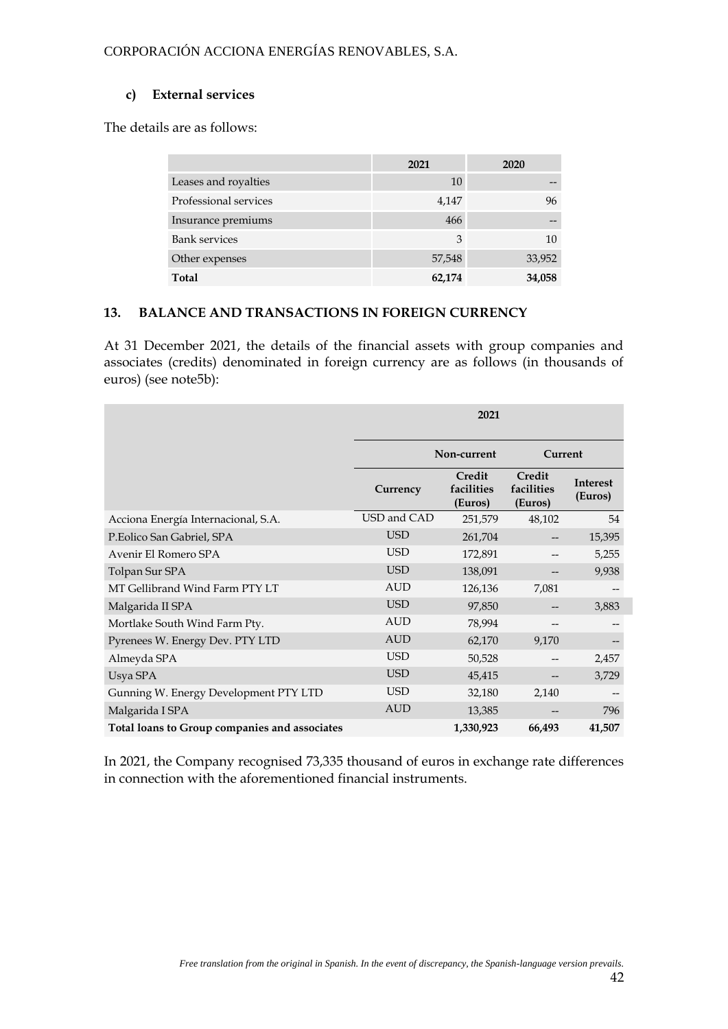### c) External services

The details are as follows:

| | 2021 | 2020 |
|---|---|---|
| Leases and royalties | 10 | -- |
| Professional services | 4,147 | 96 |
| Insurance premiums | 466 | -- |
| Bank services | 3 | 10 |
| Other expenses | 57,548 | 33,952 |
| **Total** | **62,174** | **34,058** |

## 13. BALANCE AND TRANSACTIONS IN FOREIGN CURRENCY

At 31 December 2021, the details of the financial assets with group companies and associates (credits) denominated in foreign currency are as follows (in thousands of euros) (see note5b):

| | 2021 | | | |
|---|---|---|---|---|
| | | Non-current | Current | |
| | Currency | Credit facilities (Euros) | Credit facilities (Euros) | Interest (Euros) |
| Acciona Energía Internacional, S.A. | USD and CAD | 251,579 | 48,102 | 54 |
| P.Eolico San Gabriel, SPA | USD | 261,704 | -- | 15,395 |
| Avenir El Romero SPA | USD | 172,891 | -- | 5,255 |
| Tolpan Sur SPA | USD | 138,091 | -- | 9,938 |
| MT Gellibrand Wind Farm PTY LT | AUD | 126,136 | 7,081 | -- |
| Malgarida II SPA | USD | 97,850 | -- | 3,883 |
| Mortlake South Wind Farm Pty. | AUD | 78,994 | -- | -- |
| Pyrenees W. Energy Dev. PTY LTD | AUD | 62,170 | 9,170 | -- |
| Almeyda SPA | USD | 50,528 | -- | 2,457 |
| Usya SPA | USD | 45,415 | -- | 3,729 |
| Gunning W. Energy Development PTY LTD | USD | 32,180 | 2,140 | -- |
| Malgarida I SPA | AUD | 13,385 | -- | 796 |
| **Total loans to Group companies and associates** | | **1,330,923** | **66,493** | **41,507** |

In 2021, the Company recognised 73,335 thousand of euros in exchange rate differences in connection with the aforementioned financial instruments.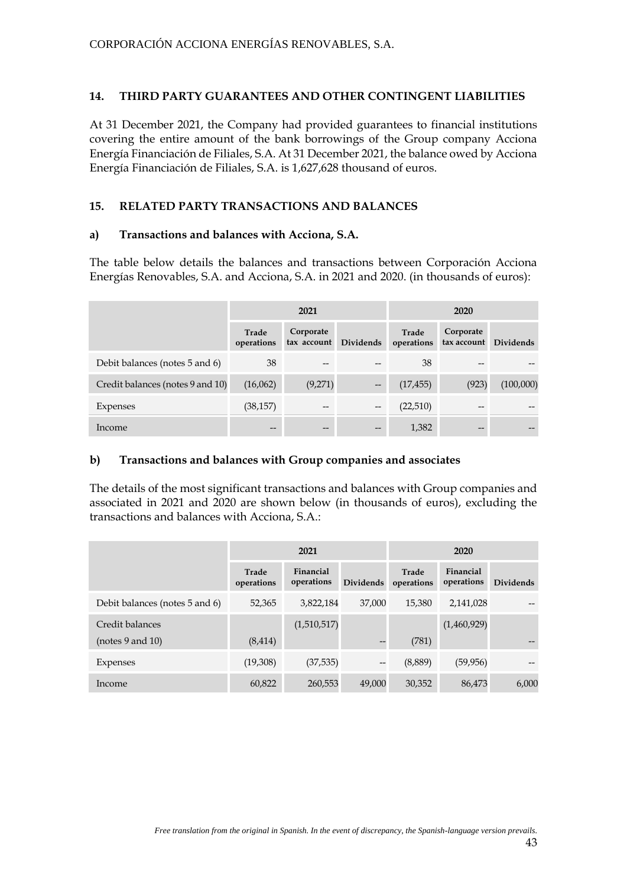## 14. THIRD PARTY GUARANTEES AND OTHER CONTINGENT LIABILITIES

At 31 December 2021, the Company had provided guarantees to financial institutions covering the entire amount of the bank borrowings of the Group company Acciona Energía Financiación de Filiales, S.A. At 31 December 2021, the balance owed by Acciona Energía Financiación de Filiales, S.A. is 1,627,628 thousand of euros.

## 15. RELATED PARTY TRANSACTIONS AND BALANCES

### a) Transactions and balances with Acciona, S.A.

The table below details the balances and transactions between Corporación Acciona Energías Renovables, S.A. and Acciona, S.A. in 2021 and 2020. (in thousands of euros):

| | 2021 | | | 2020 | | |
|---|---|---|---|---|---|---|
| | Trade operations | Corporate tax account | Dividends | Trade operations | Corporate tax account | Dividends |
| Debit balances (notes 5 and 6) | 38 | -- | -- | 38 | -- | -- |
| Credit balances (notes 9 and 10) | (16,062) | (9,271) | -- | (17,455) | (923) | (100,000) |
| Expenses | (38,157) | -- | -- | (22,510) | -- | -- |
| Income | -- | -- | -- | 1,382 | -- | -- |

### b) Transactions and balances with Group companies and associates

The details of the most significant transactions and balances with Group companies and associated in 2021 and 2020 are shown below (in thousands of euros), excluding the transactions and balances with Acciona, S.A.:

| | 2021 | | | 2020 | | |
|---|---|---|---|---|---|---|
| | Trade operations | Financial operations | Dividends | Trade operations | Financial operations | Dividends |
| Debit balances (notes 5 and 6) | 52,365 | 3,822,184 | 37,000 | 15,380 | 2,141,028 | -- |
| Credit balances (notes 9 and 10) | (8,414) | (1,510,517) | -- | (781) | (1,460,929) | -- |
| Expenses | (19,308) | (37,535) | -- | (8,889) | (59,956) | -- |
| Income | 60,822 | 260,553 | 49,000 | 30,352 | 86,473 | 6,000 |

*Free translation from the original in Spanish. In the event of discrepancy, the Spanish-language version prevails.*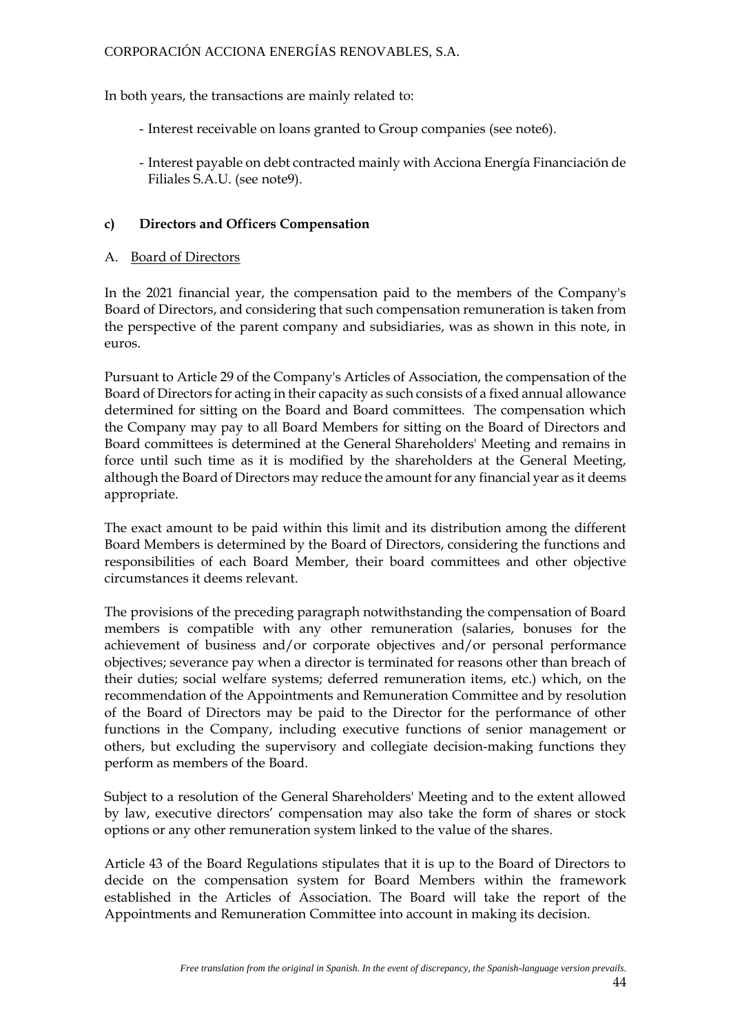In both years, the transactions are mainly related to:

- Interest receivable on loans granted to Group companies (see note6).
- Interest payable on debt contracted mainly with Acciona Energía Financiación de Filiales S.A.U. (see note9).

### c) Directors and Officers Compensation

#### A. Board of Directors

In the 2021 financial year, the compensation paid to the members of the Company's Board of Directors, and considering that such compensation remuneration is taken from the perspective of the parent company and subsidiaries, was as shown in this note, in euros.

Pursuant to Article 29 of the Company's Articles of Association, the compensation of the Board of Directors for acting in their capacity as such consists of a fixed annual allowance determined for sitting on the Board and Board committees. The compensation which the Company may pay to all Board Members for sitting on the Board of Directors and Board committees is determined at the General Shareholders' Meeting and remains in force until such time as it is modified by the shareholders at the General Meeting, although the Board of Directors may reduce the amount for any financial year as it deems appropriate.

The exact amount to be paid within this limit and its distribution among the different Board Members is determined by the Board of Directors, considering the functions and responsibilities of each Board Member, their board committees and other objective circumstances it deems relevant.

The provisions of the preceding paragraph notwithstanding the compensation of Board members is compatible with any other remuneration (salaries, bonuses for the achievement of business and/or corporate objectives and/or personal performance objectives; severance pay when a director is terminated for reasons other than breach of their duties; social welfare systems; deferred remuneration items, etc.) which, on the recommendation of the Appointments and Remuneration Committee and by resolution of the Board of Directors may be paid to the Director for the performance of other functions in the Company, including executive functions of senior management or others, but excluding the supervisory and collegiate decision-making functions they perform as members of the Board.

Subject to a resolution of the General Shareholders' Meeting and to the extent allowed by law, executive directors' compensation may also take the form of shares or stock options or any other remuneration system linked to the value of the shares.

Article 43 of the Board Regulations stipulates that it is up to the Board of Directors to decide on the compensation system for Board Members within the framework established in the Articles of Association. The Board will take the report of the Appointments and Remuneration Committee into account in making its decision.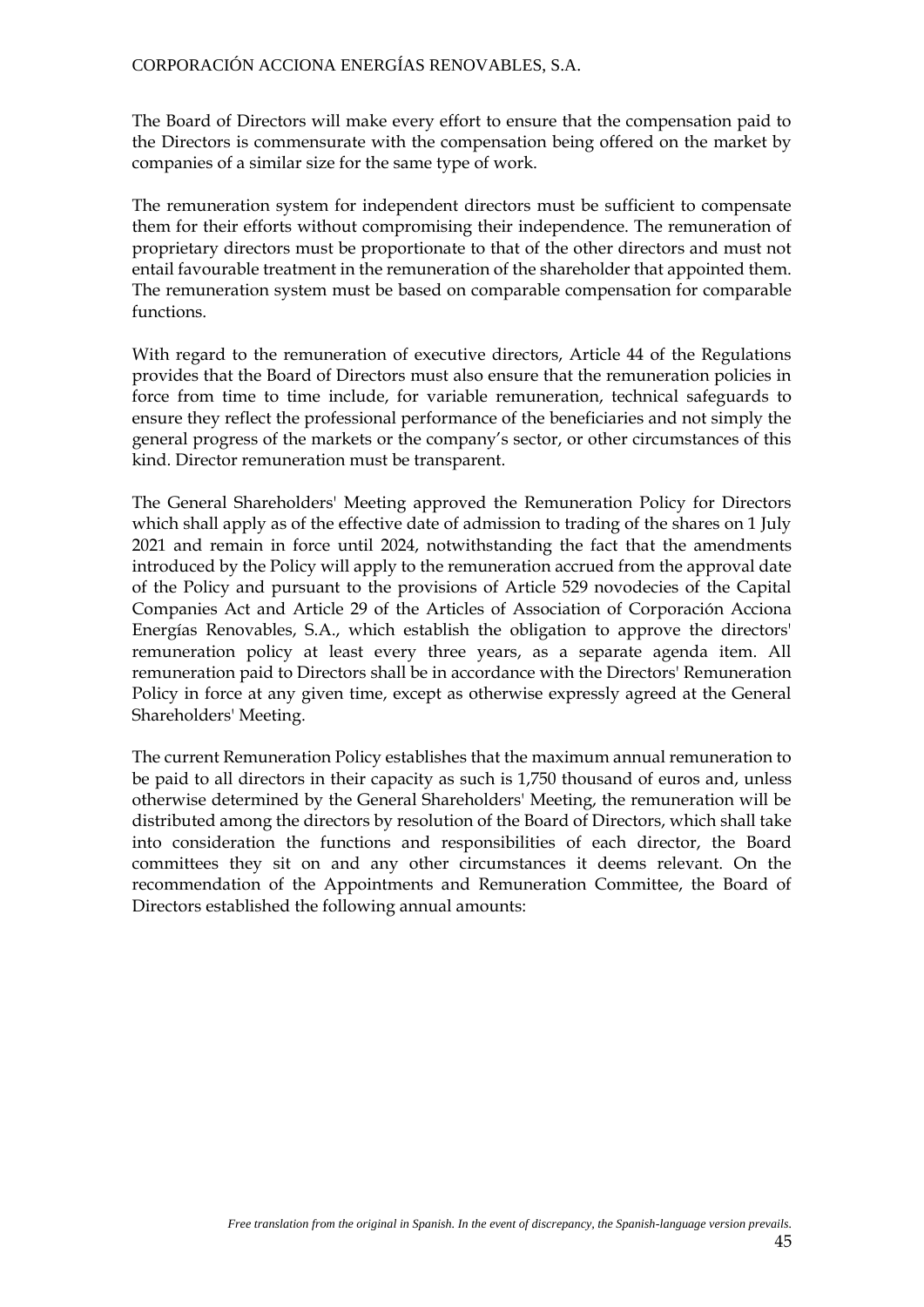The Board of Directors will make every effort to ensure that the compensation paid to the Directors is commensurate with the compensation being offered on the market by companies of a similar size for the same type of work.

The remuneration system for independent directors must be sufficient to compensate them for their efforts without compromising their independence. The remuneration of proprietary directors must be proportionate to that of the other directors and must not entail favourable treatment in the remuneration of the shareholder that appointed them. The remuneration system must be based on comparable compensation for comparable functions.

With regard to the remuneration of executive directors, Article 44 of the Regulations provides that the Board of Directors must also ensure that the remuneration policies in force from time to time include, for variable remuneration, technical safeguards to ensure they reflect the professional performance of the beneficiaries and not simply the general progress of the markets or the company's sector, or other circumstances of this kind. Director remuneration must be transparent.

The General Shareholders' Meeting approved the Remuneration Policy for Directors which shall apply as of the effective date of admission to trading of the shares on 1 July 2021 and remain in force until 2024, notwithstanding the fact that the amendments introduced by the Policy will apply to the remuneration accrued from the approval date of the Policy and pursuant to the provisions of Article 529 novodecies of the Capital Companies Act and Article 29 of the Articles of Association of Corporación Acciona Energías Renovables, S.A., which establish the obligation to approve the directors' remuneration policy at least every three years, as a separate agenda item. All remuneration paid to Directors shall be in accordance with the Directors' Remuneration Policy in force at any given time, except as otherwise expressly agreed at the General Shareholders' Meeting.

The current Remuneration Policy establishes that the maximum annual remuneration to be paid to all directors in their capacity as such is 1,750 thousand of euros and, unless otherwise determined by the General Shareholders' Meeting, the remuneration will be distributed among the directors by resolution of the Board of Directors, which shall take into consideration the functions and responsibilities of each director, the Board committees they sit on and any other circumstances it deems relevant. On the recommendation of the Appointments and Remuneration Committee, the Board of Directors established the following annual amounts: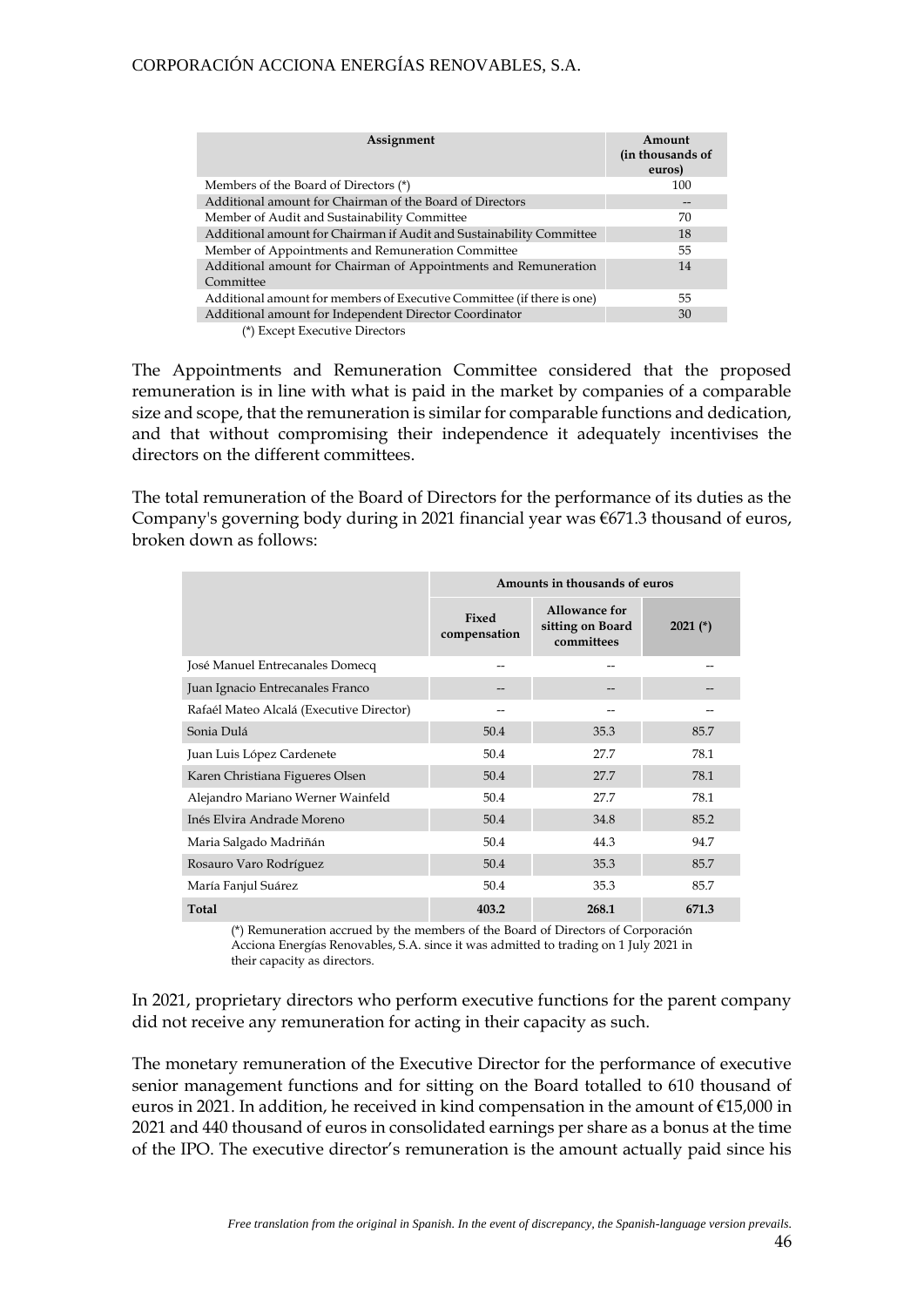| Assignment | Amount (in thousands of euros) |
|---|---|
| Members of the Board of Directors (*) | 100 |
| Additional amount for Chairman of the Board of Directors | -- |
| Member of Audit and Sustainability Committee | 70 |
| Additional amount for Chairman if Audit and Sustainability Committee | 18 |
| Member of Appointments and Remuneration Committee | 55 |
| Additional amount for Chairman of Appointments and Remuneration Committee | 14 |
| Additional amount for members of Executive Committee (if there is one) | 55 |
| Additional amount for Independent Director Coordinator | 30 |

(*) Except Executive Directors

The Appointments and Remuneration Committee considered that the proposed remuneration is in line with what is paid in the market by companies of a comparable size and scope, that the remuneration is similar for comparable functions and dedication, and that without compromising their independence it adequately incentivises the directors on the different committees.

The total remuneration of the Board of Directors for the performance of its duties as the Company's governing body during in 2021 financial year was €671.3 thousand of euros, broken down as follows:

| | Amounts in thousands of euros | | |
|---|---|---|---|
| | Fixed compensation | Allowance for sitting on Board committees | 2021 (*) |
| José Manuel Entrecanales Domecq | -- | -- | -- |
| Juan Ignacio Entrecanales Franco | -- | -- | -- |
| Rafaél Mateo Alcalá (Executive Director) | -- | -- | -- |
| Sonia Dulá | 50.4 | 35.3 | 85.7 |
| Juan Luis López Cardenete | 50.4 | 27.7 | 78.1 |
| Karen Christiana Figueres Olsen | 50.4 | 27.7 | 78.1 |
| Alejandro Mariano Werner Wainfeld | 50.4 | 27.7 | 78.1 |
| Inés Elvira Andrade Moreno | 50.4 | 34.8 | 85.2 |
| Maria Salgado Madriñán | 50.4 | 44.3 | 94.7 |
| Rosauro Varo Rodríguez | 50.4 | 35.3 | 85.7 |
| María Fanjul Suárez | 50.4 | 35.3 | 85.7 |
| **Total** | **403.2** | **268.1** | **671.3** |

(*) Remuneration accrued by the members of the Board of Directors of Corporación Acciona Energías Renovables, S.A. since it was admitted to trading on 1 July 2021 in their capacity as directors.

In 2021, proprietary directors who perform executive functions for the parent company did not receive any remuneration for acting in their capacity as such.

The monetary remuneration of the Executive Director for the performance of executive senior management functions and for sitting on the Board totalled to 610 thousand of euros in 2021. In addition, he received in kind compensation in the amount of €15,000 in 2021 and 440 thousand of euros in consolidated earnings per share as a bonus at the time of the IPO. The executive director's remuneration is the amount actually paid since his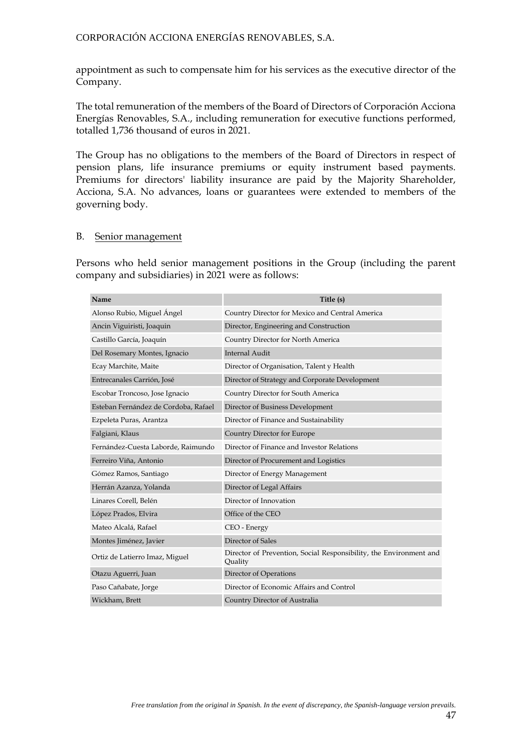appointment as such to compensate him for his services as the executive director of the Company.

The total remuneration of the members of the Board of Directors of Corporación Acciona Energías Renovables, S.A., including remuneration for executive functions performed, totalled 1,736 thousand of euros in 2021.

The Group has no obligations to the members of the Board of Directors in respect of pension plans, life insurance premiums or equity instrument based payments. Premiums for directors' liability insurance are paid by the Majority Shareholder, Acciona, S.A. No advances, loans or guarantees were extended to members of the governing body.

B. Senior management

Persons who held senior management positions in the Group (including the parent company and subsidiaries) in 2021 were as follows:

| Name | Title (s) |
|---|---|
| Alonso Rubio, Miguel Ángel | Country Director for Mexico and Central America |
| Ancin Viguiristi, Joaquin | Director, Engineering and Construction |
| Castillo García, Joaquín | Country Director for North America |
| Del Rosemary Montes, Ignacio | Internal Audit |
| Ecay Marchite, Maite | Director of Organisation, Talent y Health |
| Entrecanales Carrión, José | Director of Strategy and Corporate Development |
| Escobar Troncoso, Jose Ignacio | Country Director for South America |
| Esteban Fernández de Cordoba, Rafael | Director of Business Development |
| Ezpeleta Puras, Arantza | Director of Finance and Sustainability |
| Falgiani, Klaus | Country Director for Europe |
| Fernández-Cuesta Laborde, Raimundo | Director of Finance and Investor Relations |
| Ferreiro Viña, Antonio | Director of Procurement and Logistics |
| Gómez Ramos, Santiago | Director of Energy Management |
| Herrán Azanza, Yolanda | Director of Legal Affairs |
| Linares Corell, Belén | Director of Innovation |
| López Prados, Elvira | Office of the CEO |
| Mateo Alcalá, Rafael | CEO - Energy |
| Montes Jiménez, Javier | Director of Sales |
| Ortiz de Latierro Imaz, Miguel | Director of Prevention, Social Responsibility, the Environment and Quality |
| Otazu Aguerri, Juan | Director of Operations |
| Paso Cañabate, Jorge | Director of Economic Affairs and Control |
| Wickham, Brett | Country Director of Australia |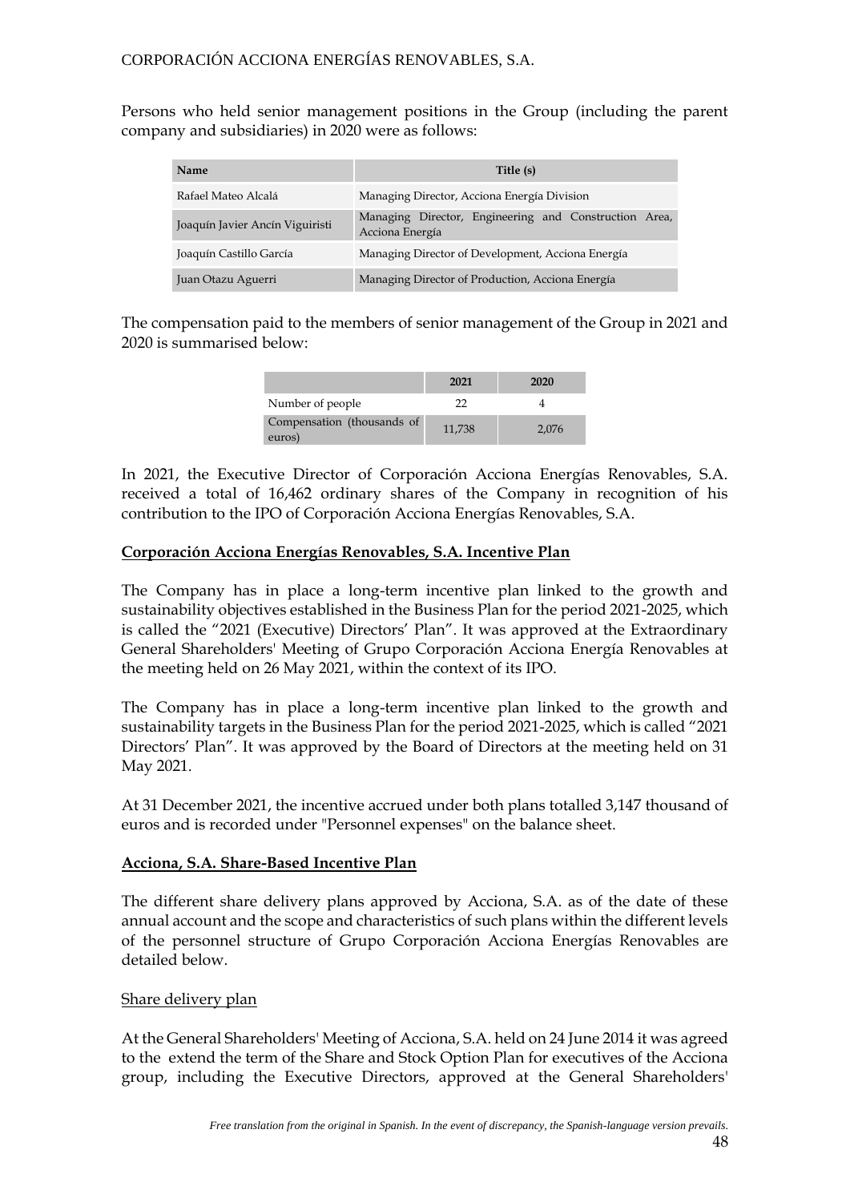Persons who held senior management positions in the Group (including the parent company and subsidiaries) in 2020 were as follows:

| Name | Title (s) |
|---|---|
| Rafael Mateo Alcalá | Managing Director, Acciona Energía Division |
| Joaquín Javier Ancín Viguiristi | Managing Director, Engineering and Construction Area, Acciona Energía |
| Joaquín Castillo García | Managing Director of Development, Acciona Energía |
| Juan Otazu Aguerri | Managing Director of Production, Acciona Energía |

The compensation paid to the members of senior management of the Group in 2021 and 2020 is summarised below:

| | 2021 | 2020 |
|---|---|---|
| Number of people | 22 | 4 |
| Compensation (thousands of euros) | 11,738 | 2,076 |

In 2021, the Executive Director of Corporación Acciona Energías Renovables, S.A. received a total of 16,462 ordinary shares of the Company in recognition of his contribution to the IPO of Corporación Acciona Energías Renovables, S.A.

**Corporación Acciona Energías Renovables, S.A. Incentive Plan**

The Company has in place a long-term incentive plan linked to the growth and sustainability objectives established in the Business Plan for the period 2021-2025, which is called the "2021 (Executive) Directors' Plan". It was approved at the Extraordinary General Shareholders' Meeting of Grupo Corporación Acciona Energía Renovables at the meeting held on 26 May 2021, within the context of its IPO.

The Company has in place a long-term incentive plan linked to the growth and sustainability targets in the Business Plan for the period 2021-2025, which is called "2021 Directors' Plan". It was approved by the Board of Directors at the meeting held on 31 May 2021.

At 31 December 2021, the incentive accrued under both plans totalled 3,147 thousand of euros and is recorded under "Personnel expenses" on the balance sheet.

**Acciona, S.A. Share-Based Incentive Plan**

The different share delivery plans approved by Acciona, S.A. as of the date of these annual account and the scope and characteristics of such plans within the different levels of the personnel structure of Grupo Corporación Acciona Energías Renovables are detailed below.

Share delivery plan

At the General Shareholders' Meeting of Acciona, S.A. held on 24 June 2014 it was agreed to the extend the term of the Share and Stock Option Plan for executives of the Acciona group, including the Executive Directors, approved at the General Shareholders'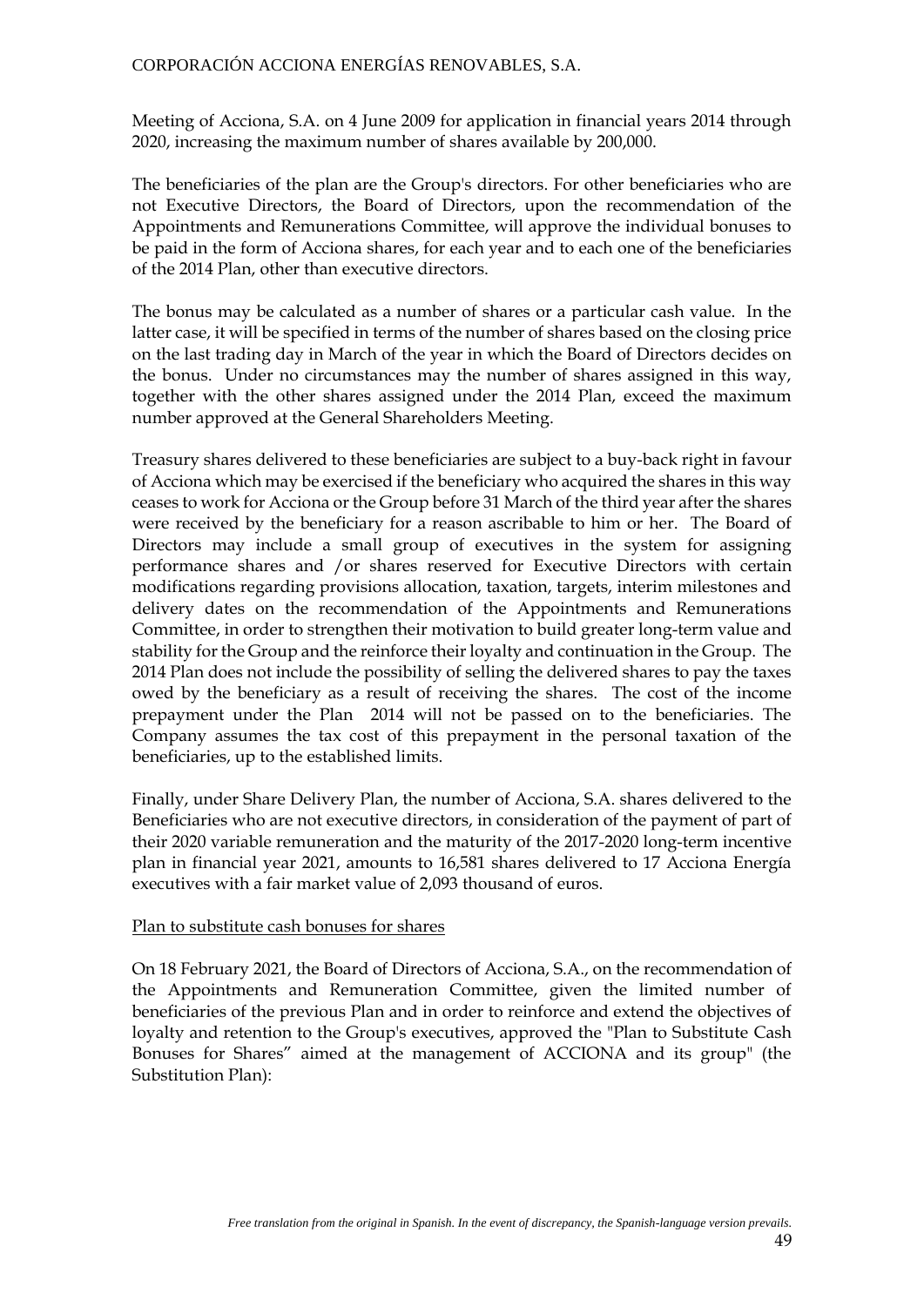Meeting of Acciona, S.A. on 4 June 2009 for application in financial years 2014 through 2020, increasing the maximum number of shares available by 200,000.

The beneficiaries of the plan are the Group's directors. For other beneficiaries who are not Executive Directors, the Board of Directors, upon the recommendation of the Appointments and Remunerations Committee, will approve the individual bonuses to be paid in the form of Acciona shares, for each year and to each one of the beneficiaries of the 2014 Plan, other than executive directors.

The bonus may be calculated as a number of shares or a particular cash value. In the latter case, it will be specified in terms of the number of shares based on the closing price on the last trading day in March of the year in which the Board of Directors decides on the bonus. Under no circumstances may the number of shares assigned in this way, together with the other shares assigned under the 2014 Plan, exceed the maximum number approved at the General Shareholders Meeting.

Treasury shares delivered to these beneficiaries are subject to a buy-back right in favour of Acciona which may be exercised if the beneficiary who acquired the shares in this way ceases to work for Acciona or the Group before 31 March of the third year after the shares were received by the beneficiary for a reason ascribable to him or her. The Board of Directors may include a small group of executives in the system for assigning performance shares and /or shares reserved for Executive Directors with certain modifications regarding provisions allocation, taxation, targets, interim milestones and delivery dates on the recommendation of the Appointments and Remunerations Committee, in order to strengthen their motivation to build greater long-term value and stability for the Group and the reinforce their loyalty and continuation in the Group. The 2014 Plan does not include the possibility of selling the delivered shares to pay the taxes owed by the beneficiary as a result of receiving the shares. The cost of the income prepayment under the Plan 2014 will not be passed on to the beneficiaries. The Company assumes the tax cost of this prepayment in the personal taxation of the beneficiaries, up to the established limits.

Finally, under Share Delivery Plan, the number of Acciona, S.A. shares delivered to the Beneficiaries who are not executive directors, in consideration of the payment of part of their 2020 variable remuneration and the maturity of the 2017-2020 long-term incentive plan in financial year 2021, amounts to 16,581 shares delivered to 17 Acciona Energía executives with a fair market value of 2,093 thousand of euros.

Plan to substitute cash bonuses for shares

On 18 February 2021, the Board of Directors of Acciona, S.A., on the recommendation of the Appointments and Remuneration Committee, given the limited number of beneficiaries of the previous Plan and in order to reinforce and extend the objectives of loyalty and retention to the Group's executives, approved the "Plan to Substitute Cash Bonuses for Shares" aimed at the management of ACCIONA and its group" (the Substitution Plan):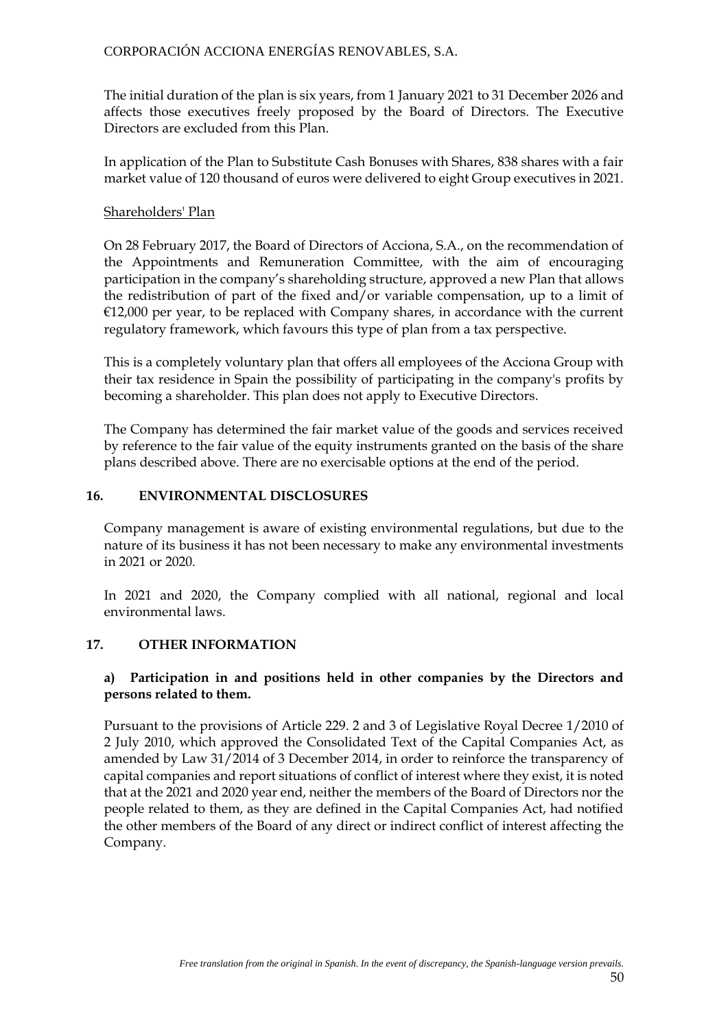The initial duration of the plan is six years, from 1 January 2021 to 31 December 2026 and affects those executives freely proposed by the Board of Directors. The Executive Directors are excluded from this Plan.

In application of the Plan to Substitute Cash Bonuses with Shares, 838 shares with a fair market value of 120 thousand of euros were delivered to eight Group executives in 2021.

Shareholders' Plan

On 28 February 2017, the Board of Directors of Acciona, S.A., on the recommendation of the Appointments and Remuneration Committee, with the aim of encouraging participation in the company's shareholding structure, approved a new Plan that allows the redistribution of part of the fixed and/or variable compensation, up to a limit of €12,000 per year, to be replaced with Company shares, in accordance with the current regulatory framework, which favours this type of plan from a tax perspective.

This is a completely voluntary plan that offers all employees of the Acciona Group with their tax residence in Spain the possibility of participating in the company's profits by becoming a shareholder. This plan does not apply to Executive Directors.

The Company has determined the fair market value of the goods and services received by reference to the fair value of the equity instruments granted on the basis of the share plans described above. There are no exercisable options at the end of the period.

## 16. ENVIRONMENTAL DISCLOSURES

Company management is aware of existing environmental regulations, but due to the nature of its business it has not been necessary to make any environmental investments in 2021 or 2020.

In 2021 and 2020, the Company complied with all national, regional and local environmental laws.

## 17. OTHER INFORMATION

### a) Participation in and positions held in other companies by the Directors and persons related to them.

Pursuant to the provisions of Article 229. 2 and 3 of Legislative Royal Decree 1/2010 of 2 July 2010, which approved the Consolidated Text of the Capital Companies Act, as amended by Law 31/2014 of 3 December 2014, in order to reinforce the transparency of capital companies and report situations of conflict of interest where they exist, it is noted that at the 2021 and 2020 year end, neither the members of the Board of Directors nor the people related to them, as they are defined in the Capital Companies Act, had notified the other members of the Board of any direct or indirect conflict of interest affecting the Company.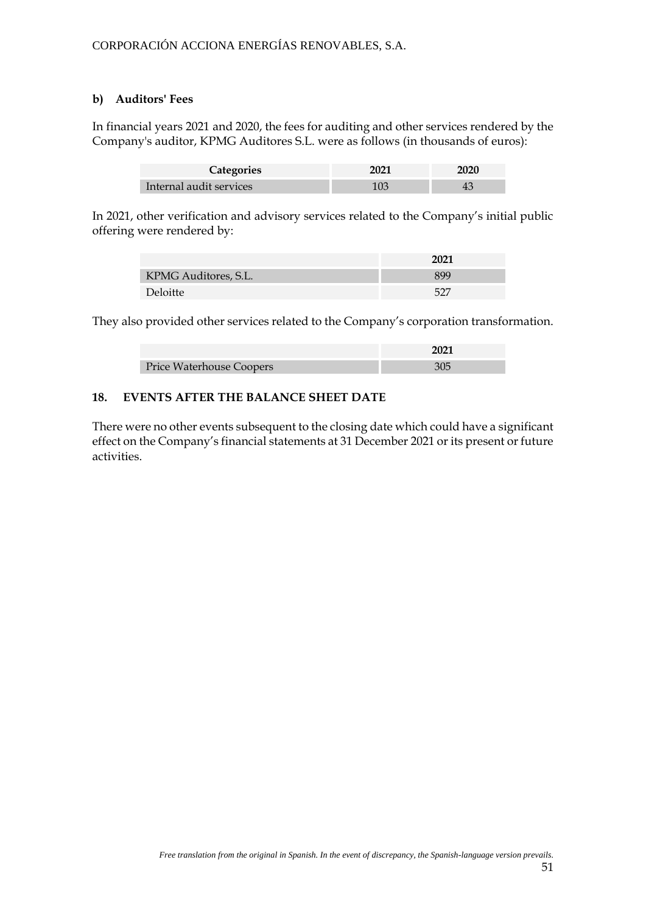### b) Auditors' Fees

In financial years 2021 and 2020, the fees for auditing and other services rendered by the Company's auditor, KPMG Auditores S.L. were as follows (in thousands of euros):

| Categories | 2021 | 2020 |
|---|---|---|
| Internal audit services | 103 | 43 |

In 2021, other verification and advisory services related to the Company's initial public offering were rendered by:

| | 2021 |
|---|---|
| KPMG Auditores, S.L. | 899 |
| Deloitte | 527 |

They also provided other services related to the Company's corporation transformation.

| | 2021 |
|---|---|
| Price Waterhouse Coopers | 305 |

## 18. EVENTS AFTER THE BALANCE SHEET DATE

There were no other events subsequent to the closing date which could have a significant effect on the Company's financial statements at 31 December 2021 or its present or future activities.

*Free translation from the original in Spanish. In the event of discrepancy, the Spanish-language version prevails.*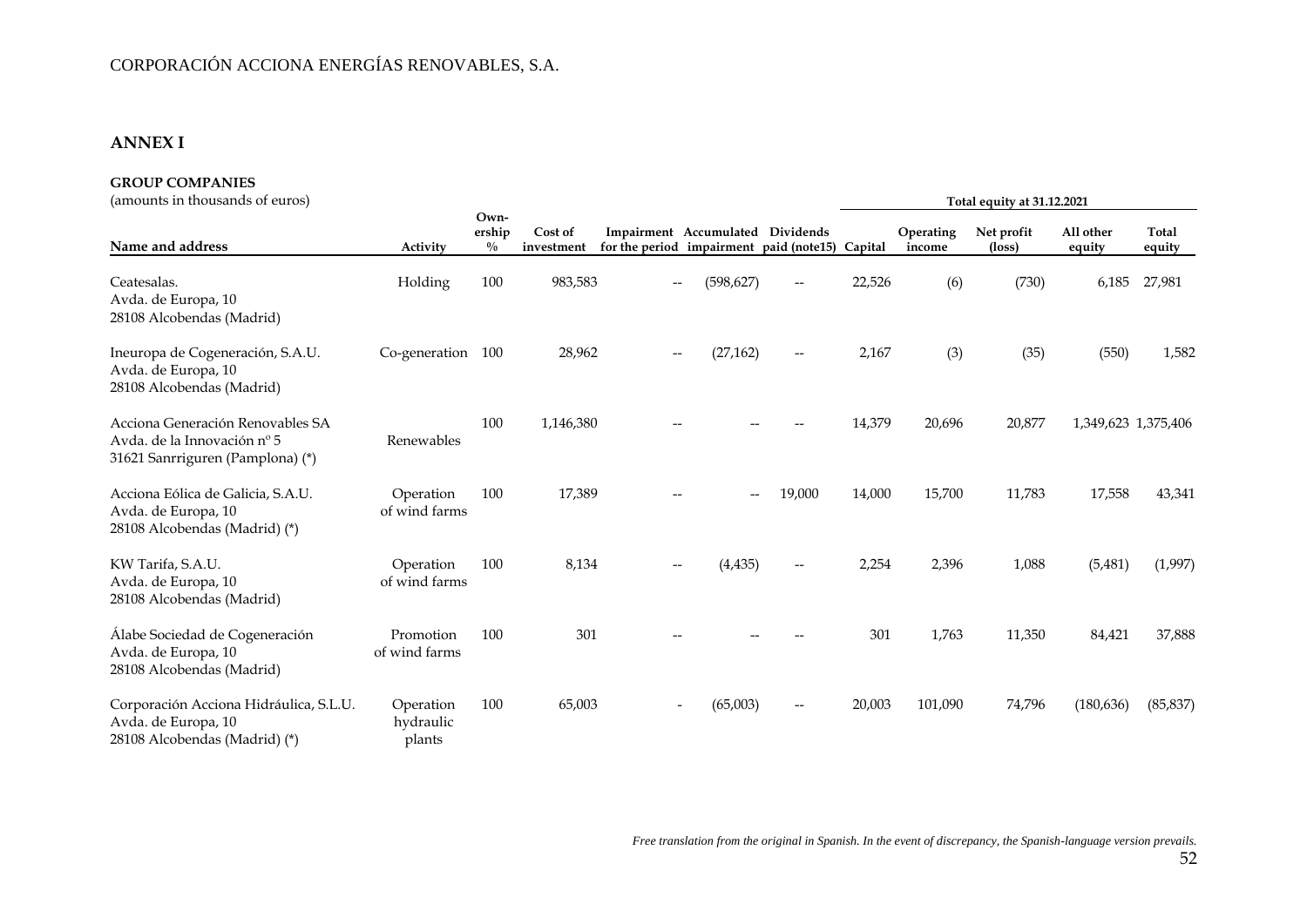CORPORACIÓN ACCIONA ENERGÍAS RENOVABLES, S.A.

## ANNEX I

### GROUP COMPANIES

(amounts in thousands of euros)

| Name and address | Activity | Ownership % | Cost of investment | Impairment for the period | Accumulated impairment | Dividends paid (note15) | Total equity at 31.12.2021 | | | | |
|---|---|---|---|---|---|---|---|---|---|---|---|
| | | | | | | | Capital | Operating income | Net profit (loss) | All other equity | Total equity |
| Ceatesalas. Avda. de Europa, 10 28108 Alcobendas (Madrid) | Holding | 100 | 983,583 | -- | (598,627) | -- | 22,526 | (6) | (730) | 6,185 | 27,981 |
| Ineuropa de Cogeneración, S.A.U. Avda. de Europa, 10 28108 Alcobendas (Madrid) | Co-generation | 100 | 28,962 | -- | (27,162) | -- | 2,167 | (3) | (35) | (550) | 1,582 |
| Acciona Generación Renovables SA Avda. de la Innovación nº 5 31621 Sanrriguren (Pamplona) (*) | Renewables | 100 | 1,146,380 | -- | -- | -- | 14,379 | 20,696 | 20,877 | 1,349,623 | 1,375,406 |
| Acciona Eólica de Galicia, S.A.U. Avda. de Europa, 10 28108 Alcobendas (Madrid) (*) | Operation of wind farms | 100 | 17,389 | -- | -- | 19,000 | 14,000 | 15,700 | 11,783 | 17,558 | 43,341 |
| KW Tarifa, S.A.U. Avda. de Europa, 10 28108 Alcobendas (Madrid) | Operation of wind farms | 100 | 8,134 | -- | (4,435) | -- | 2,254 | 2,396 | 1,088 | (5,481) | (1,997) |
| Álabe Sociedad de Cogeneración Avda. de Europa, 10 28108 Alcobendas (Madrid) | Promotion of wind farms | 100 | 301 | -- | -- | -- | 301 | 1,763 | 11,350 | 84,421 | 37,888 |
| Corporación Acciona Hidráulica, S.L.U. Avda. de Europa, 10 28108 Alcobendas (Madrid) (*) | Operation hydraulic plants | 100 | 65,003 | - | (65,003) | -- | 20,003 | 101,090 | 74,796 | (180,636) | (85,837) |

*Free translation from the original in Spanish. In the event of discrepancy, the Spanish-language version prevails.*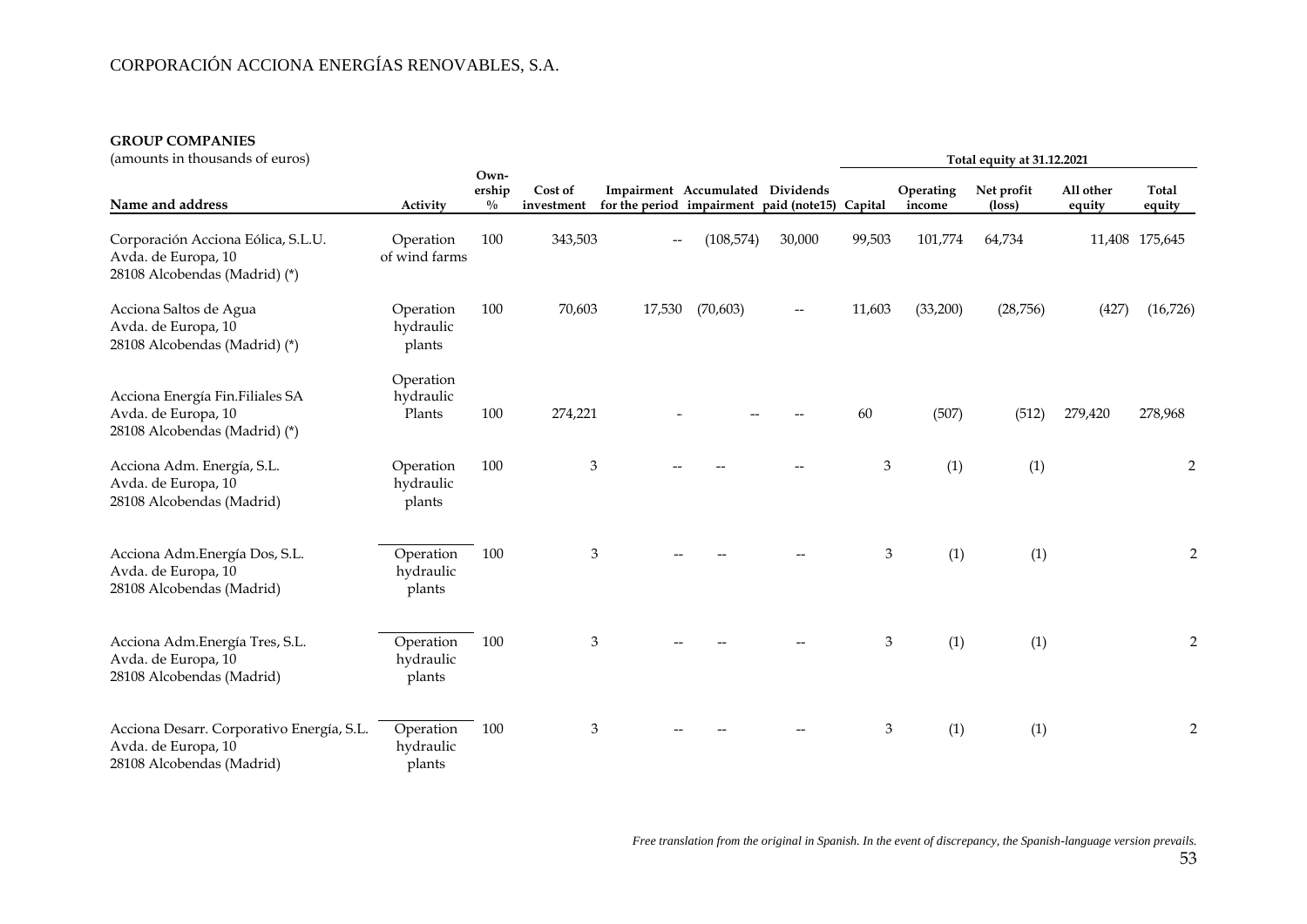CORPORACIÓN ACCIONA ENERGÍAS RENOVABLES, S.A.

**GROUP COMPANIES**

(amounts in thousands of euros)

| Name and address | Activity | Ownership % | Cost of investment | Impairment for the period | Accumulated impairment | Dividends paid (note15) | Total equity at 31.12.2021 | | | | |
|---|---|---|---|---|---|---|---|---|---|---|---|
| | | | | | | | Capital | Operating income | Net profit (loss) | All other equity | Total equity |
| Corporación Acciona Eólica, S.L.U. Avda. de Europa, 10 28108 Alcobendas (Madrid) (*) | Operation of wind farms | 100 | 343,503 | -- | (108,574) | 30,000 | 99,503 | 101,774 | 64,734 | 11,408 | 175,645 |
| Acciona Saltos de Agua Avda. de Europa, 10 28108 Alcobendas (Madrid) (*) | Operation hydraulic plants | 100 | 70,603 | 17,530 | (70,603) | -- | 11,603 | (33,200) | (28,756) | (427) | (16,726) |
| Acciona Energía Fin.Filiales SA Avda. de Europa, 10 28108 Alcobendas (Madrid) (*) | Operation hydraulic Plants | 100 | 274,221 | - | -- | -- | 60 | (507) | (512) | 279,420 | 278,968 |
| Acciona Adm. Energía, S.L. Avda. de Europa, 10 28108 Alcobendas (Madrid) | Operation hydraulic plants | 100 | 3 | -- | -- | -- | 3 | (1) | (1) | | 2 |
| Acciona Adm.Energía Dos, S.L. Avda. de Europa, 10 28108 Alcobendas (Madrid) | Operation hydraulic plants | 100 | 3 | -- | -- | -- | 3 | (1) | (1) | | 2 |
| Acciona Adm.Energía Tres, S.L. Avda. de Europa, 10 28108 Alcobendas (Madrid) | Operation hydraulic plants | 100 | 3 | -- | -- | -- | 3 | (1) | (1) | | 2 |
| Acciona Desarr. Corporativo Energía, S.L. Avda. de Europa, 10 28108 Alcobendas (Madrid) | Operation hydraulic plants | 100 | 3 | -- | -- | -- | 3 | (1) | (1) | | 2 |

*Free translation from the original in Spanish. In the event of discrepancy, the Spanish-language version prevails.*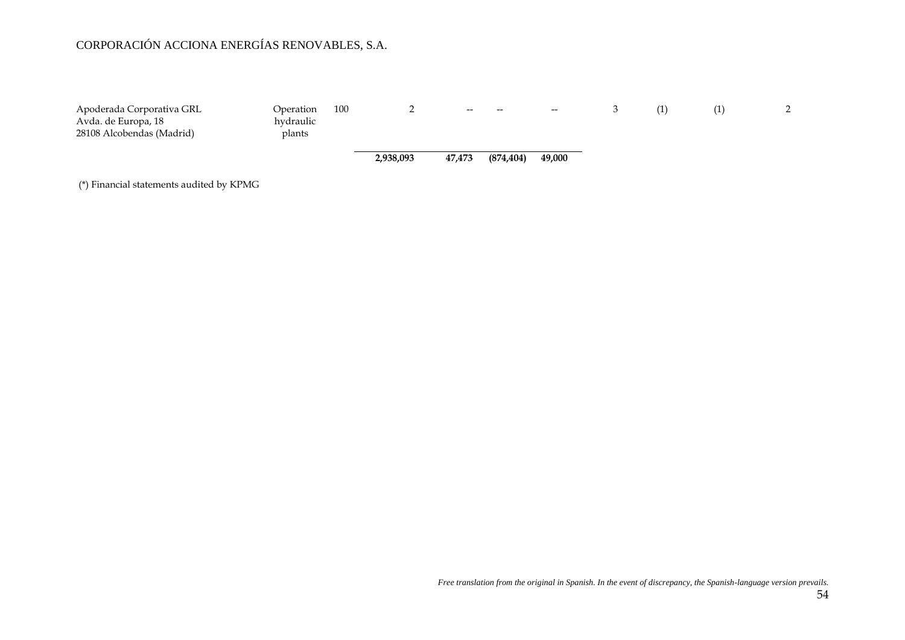CORPORACIÓN ACCIONA ENERGÍAS RENOVABLES, S.A.

| | | | | | | | | | | |
|---|---|---|---|---|---|---|---|---|---|---|
| Apoderada Corporativa GRL<br>Avda. de Europa, 18<br>28108 Alcobendas (Madrid) | Operation hydraulic plants | 100 | 2 | -- | -- | -- | 3 | (1) | (1) | 2 |
| | | | **2,938,093** | **47,473** | **(874,404)** | **49,000** | | | | |

(*) Financial statements audited by KPMG

*Free translation from the original in Spanish. In the event of discrepancy, the Spanish-language version prevails.*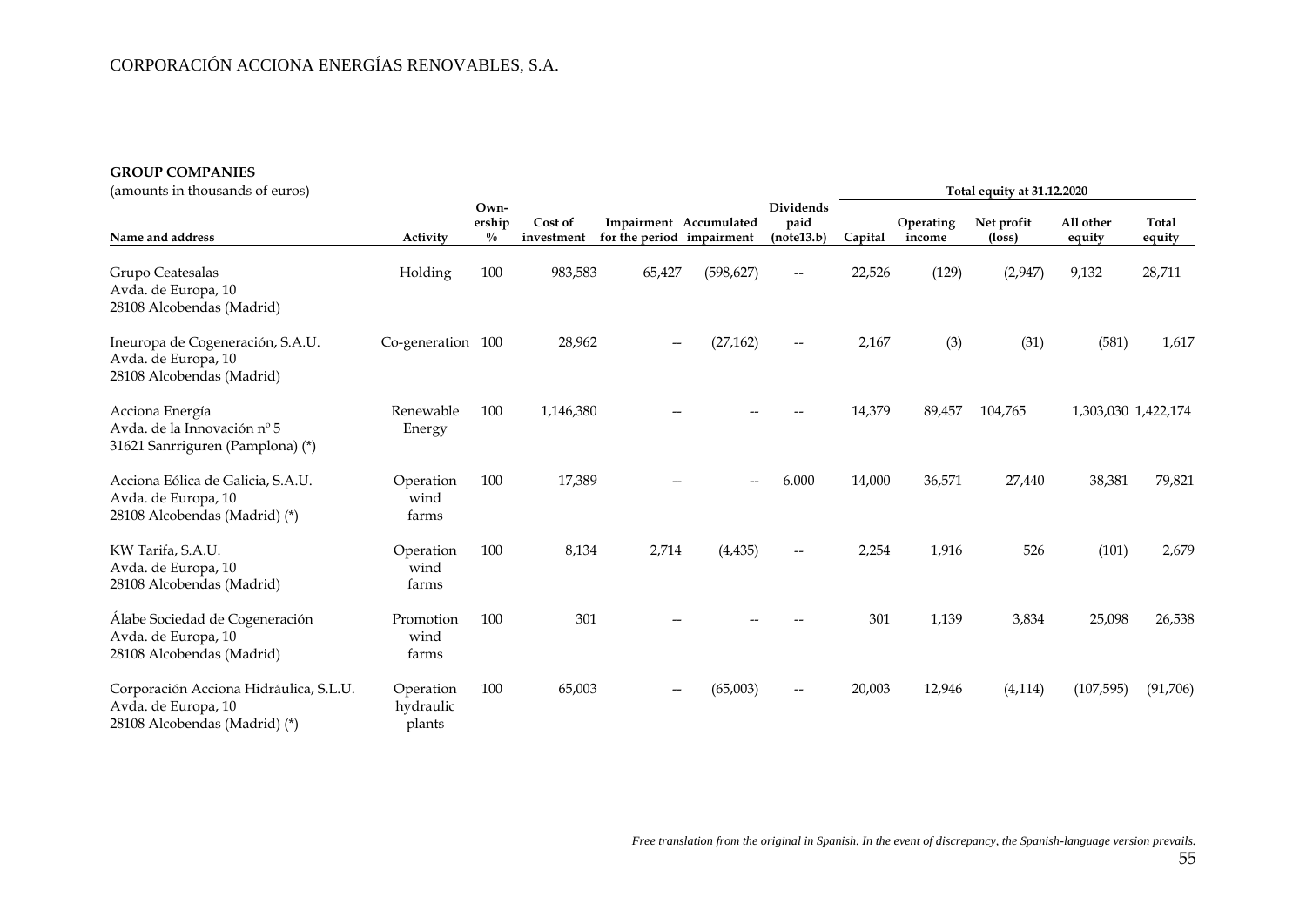## GROUP COMPANIES

(amounts in thousands of euros)

| Name and address | Activity | Own-ership % | Cost of investment | Impairment for the period | Accumulated impairment | Dividends paid (note13.b) | Total equity at 31.12.2020 | | | | |
|---|---|---|---|---|---|---|---|---|---|---|---|
| | | | | | | | Capital | Operating income | Net profit (loss) | All other equity | Total equity |
| Grupo Ceatesalas<br>Avda. de Europa, 10<br>28108 Alcobendas (Madrid) | Holding | 100 | 983,583 | 65,427 | (598,627) | -- | 22,526 | (129) | (2,947) | 9,132 | 28,711 |
| Ineuropa de Cogeneración, S.A.U.<br>Avda. de Europa, 10<br>28108 Alcobendas (Madrid) | Co-generation | 100 | 28,962 | -- | (27,162) | -- | 2,167 | (3) | (31) | (581) | 1,617 |
| Acciona Energía<br>Avda. de la Innovación nº 5<br>31621 Sanrriguren (Pamplona) (*) | Renewable Energy | 100 | 1,146,380 | -- | -- | -- | 14,379 | 89,457 | 104,765 | 1,303,030 | 1,422,174 |
| Acciona Eólica de Galicia, S.A.U.<br>Avda. de Europa, 10<br>28108 Alcobendas (Madrid) (*) | Operation wind farms | 100 | 17,389 | -- | -- | 6.000 | 14,000 | 36,571 | 27,440 | 38,381 | 79,821 |
| KW Tarifa, S.A.U.<br>Avda. de Europa, 10<br>28108 Alcobendas (Madrid) | Operation wind farms | 100 | 8,134 | 2,714 | (4,435) | -- | 2,254 | 1,916 | 526 | (101) | 2,679 |
| Álabe Sociedad de Cogeneración<br>Avda. de Europa, 10<br>28108 Alcobendas (Madrid) | Promotion wind farms | 100 | 301 | -- | -- | -- | 301 | 1,139 | 3,834 | 25,098 | 26,538 |
| Corporación Acciona Hidráulica, S.L.U.<br>Avda. de Europa, 10<br>28108 Alcobendas (Madrid) (*) | Operation hydraulic plants | 100 | 65,003 | -- | (65,003) | -- | 20,003 | 12,946 | (4,114) | (107,595) | (91,706) |

*Free translation from the original in Spanish. In the event of discrepancy, the Spanish-language version prevails.*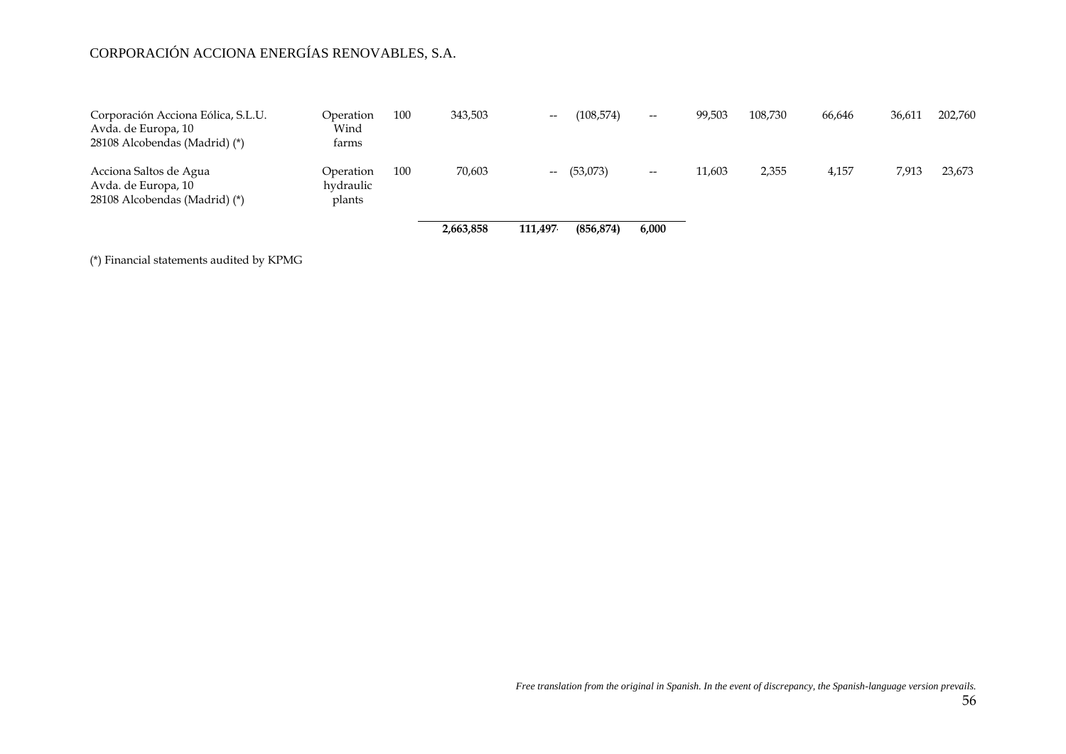| | | | | | | | | | | | |
|---|---|---|---|---|---|---|---|---|---|---|---|
| Corporación Acciona Eólica, S.L.U.<br>Avda. de Europa, 10<br>28108 Alcobendas (Madrid) (*) | Operation Wind farms | 100 | 343,503 | -- | (108,574) | -- | 99,503 | 108,730 | 66,646 | 36,611 | 202,760 |
| Acciona Saltos de Agua<br>Avda. de Europa, 10<br>28108 Alcobendas (Madrid) (*) | Operation hydraulic plants | 100 | 70,603 | -- | (53,073) | -- | 11,603 | 2,355 | 4,157 | 7,913 | 23,673 |
| | | | **2,663,858** | **111,497** | **(856,874)** | **6,000** | | | | | |

(*) Financial statements audited by KPMG

*Free translation from the original in Spanish. In the event of discrepancy, the Spanish-language version prevails.*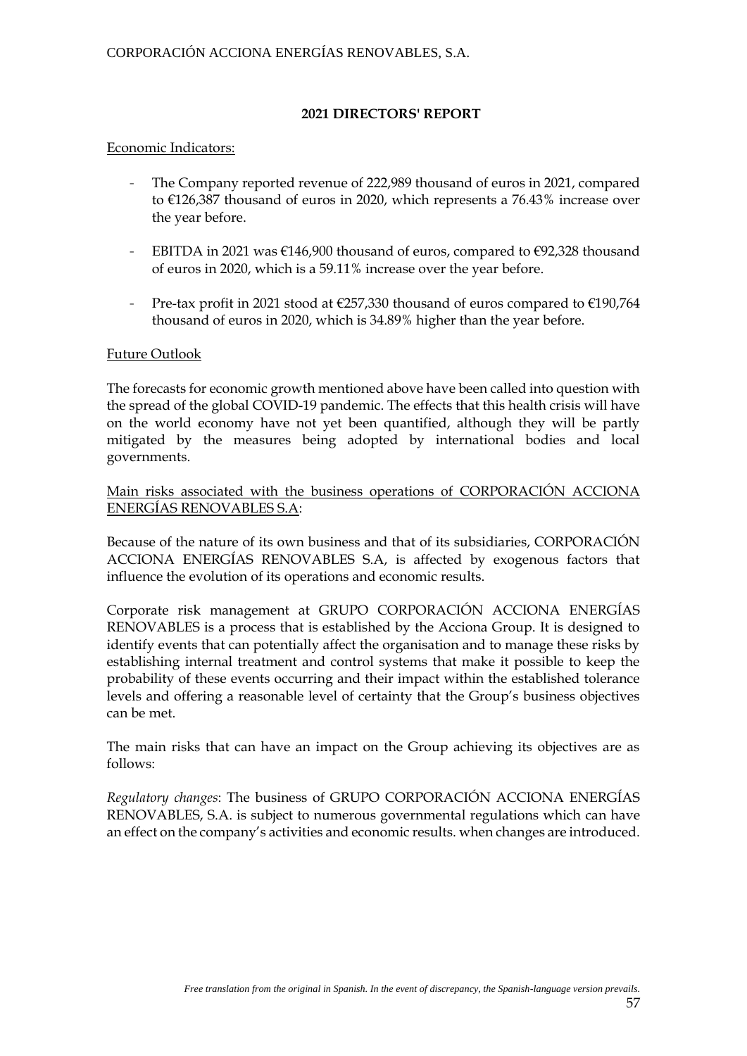## 2021 DIRECTORS' REPORT

Economic Indicators:

- The Company reported revenue of 222,989 thousand of euros in 2021, compared to €126,387 thousand of euros in 2020, which represents a 76.43% increase over the year before.
- EBITDA in 2021 was €146,900 thousand of euros, compared to €92,328 thousand of euros in 2020, which is a 59.11% increase over the year before.
- Pre-tax profit in 2021 stood at €257,330 thousand of euros compared to €190,764 thousand of euros in 2020, which is 34.89% higher than the year before.

Future Outlook

The forecasts for economic growth mentioned above have been called into question with the spread of the global COVID-19 pandemic. The effects that this health crisis will have on the world economy have not yet been quantified, although they will be partly mitigated by the measures being adopted by international bodies and local governments.

Main risks associated with the business operations of CORPORACIÓN ACCIONA ENERGÍAS RENOVABLES S.A:

Because of the nature of its own business and that of its subsidiaries, CORPORACIÓN ACCIONA ENERGÍAS RENOVABLES S.A, is affected by exogenous factors that influence the evolution of its operations and economic results.

Corporate risk management at GRUPO CORPORACIÓN ACCIONA ENERGÍAS RENOVABLES is a process that is established by the Acciona Group. It is designed to identify events that can potentially affect the organisation and to manage these risks by establishing internal treatment and control systems that make it possible to keep the probability of these events occurring and their impact within the established tolerance levels and offering a reasonable level of certainty that the Group's business objectives can be met.

The main risks that can have an impact on the Group achieving its objectives are as follows:

*Regulatory changes*: The business of GRUPO CORPORACIÓN ACCIONA ENERGÍAS RENOVABLES, S.A. is subject to numerous governmental regulations which can have an effect on the company's activities and economic results. when changes are introduced.

*Free translation from the original in Spanish. In the event of discrepancy, the Spanish-language version prevails.*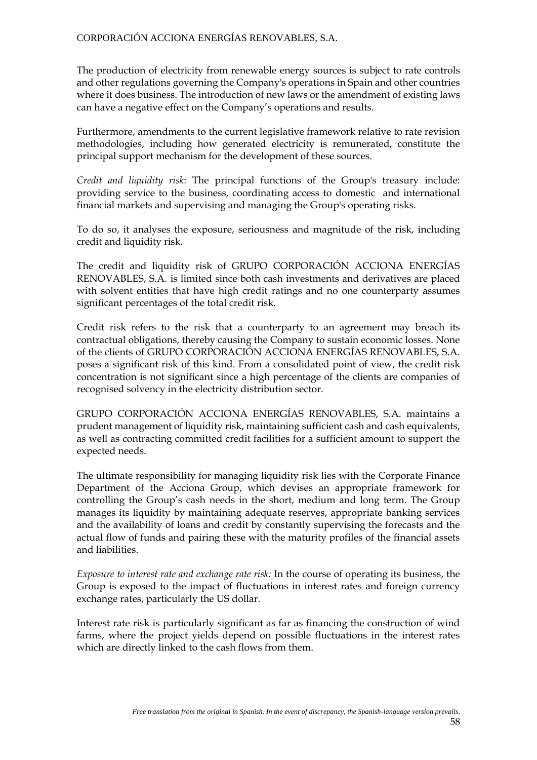The production of electricity from renewable energy sources is subject to rate controls and other regulations governing the Company's operations in Spain and other countries where it does business. The introduction of new laws or the amendment of existing laws can have a negative effect on the Company's operations and results.

Furthermore, amendments to the current legislative framework relative to rate revision methodologies, including how generated electricity is remunerated, constitute the principal support mechanism for the development of these sources.

*Credit and liquidity risk*: The principal functions of the Group's treasury include: providing service to the business, coordinating access to domestic and international financial markets and supervising and managing the Group's operating risks.

To do so, it analyses the exposure, seriousness and magnitude of the risk, including credit and liquidity risk.

The credit and liquidity risk of GRUPO CORPORACIÓN ACCIONA ENERGÍAS RENOVABLES, S.A. is limited since both cash investments and derivatives are placed with solvent entities that have high credit ratings and no one counterparty assumes significant percentages of the total credit risk.

Credit risk refers to the risk that a counterparty to an agreement may breach its contractual obligations, thereby causing the Company to sustain economic losses. None of the clients of GRUPO CORPORACIÓN ACCIONA ENERGÍAS RENOVABLES, S.A. poses a significant risk of this kind. From a consolidated point of view, the credit risk concentration is not significant since a high percentage of the clients are companies of recognised solvency in the electricity distribution sector.

GRUPO CORPORACIÓN ACCIONA ENERGÍAS RENOVABLES, S.A. maintains a prudent management of liquidity risk, maintaining sufficient cash and cash equivalents, as well as contracting committed credit facilities for a sufficient amount to support the expected needs.

The ultimate responsibility for managing liquidity risk lies with the Corporate Finance Department of the Acciona Group, which devises an appropriate framework for controlling the Group's cash needs in the short, medium and long term. The Group manages its liquidity by maintaining adequate reserves, appropriate banking services and the availability of loans and credit by constantly supervising the forecasts and the actual flow of funds and pairing these with the maturity profiles of the financial assets and liabilities.

*Exposure to interest rate and exchange rate risk:* In the course of operating its business, the Group is exposed to the impact of fluctuations in interest rates and foreign currency exchange rates, particularly the US dollar.

Interest rate risk is particularly significant as far as financing the construction of wind farms, where the project yields depend on possible fluctuations in the interest rates which are directly linked to the cash flows from them.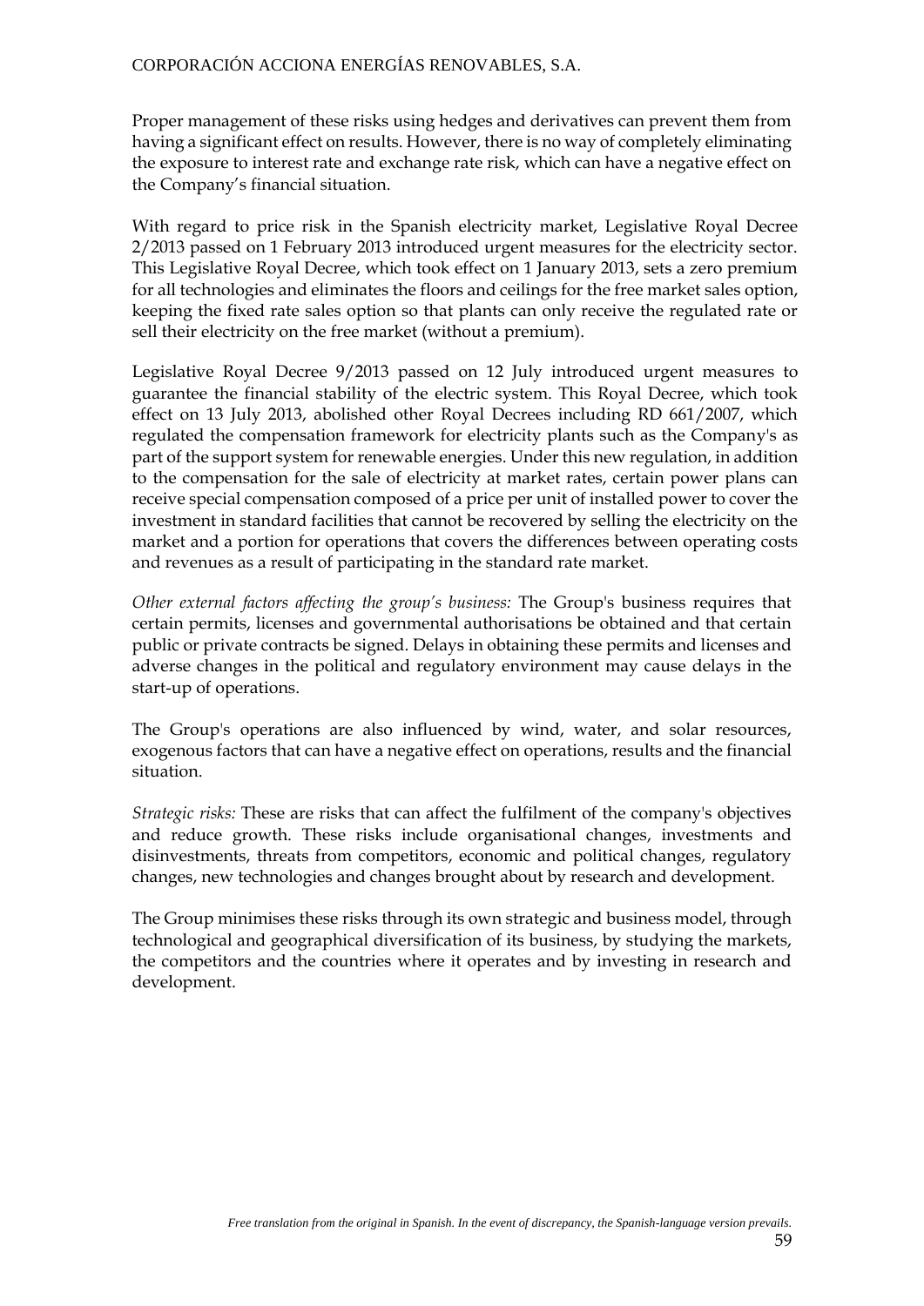Proper management of these risks using hedges and derivatives can prevent them from having a significant effect on results. However, there is no way of completely eliminating the exposure to interest rate and exchange rate risk, which can have a negative effect on the Company's financial situation.

With regard to price risk in the Spanish electricity market, Legislative Royal Decree 2/2013 passed on 1 February 2013 introduced urgent measures for the electricity sector. This Legislative Royal Decree, which took effect on 1 January 2013, sets a zero premium for all technologies and eliminates the floors and ceilings for the free market sales option, keeping the fixed rate sales option so that plants can only receive the regulated rate or sell their electricity on the free market (without a premium).

Legislative Royal Decree 9/2013 passed on 12 July introduced urgent measures to guarantee the financial stability of the electric system. This Royal Decree, which took effect on 13 July 2013, abolished other Royal Decrees including RD 661/2007, which regulated the compensation framework for electricity plants such as the Company's as part of the support system for renewable energies. Under this new regulation, in addition to the compensation for the sale of electricity at market rates, certain power plans can receive special compensation composed of a price per unit of installed power to cover the investment in standard facilities that cannot be recovered by selling the electricity on the market and a portion for operations that covers the differences between operating costs and revenues as a result of participating in the standard rate market.

*Other external factors affecting the group's business:* The Group's business requires that certain permits, licenses and governmental authorisations be obtained and that certain public or private contracts be signed. Delays in obtaining these permits and licenses and adverse changes in the political and regulatory environment may cause delays in the start-up of operations.

The Group's operations are also influenced by wind, water, and solar resources, exogenous factors that can have a negative effect on operations, results and the financial situation.

*Strategic risks:* These are risks that can affect the fulfilment of the company's objectives and reduce growth. These risks include organisational changes, investments and disinvestments, threats from competitors, economic and political changes, regulatory changes, new technologies and changes brought about by research and development.

The Group minimises these risks through its own strategic and business model, through technological and geographical diversification of its business, by studying the markets, the competitors and the countries where it operates and by investing in research and development.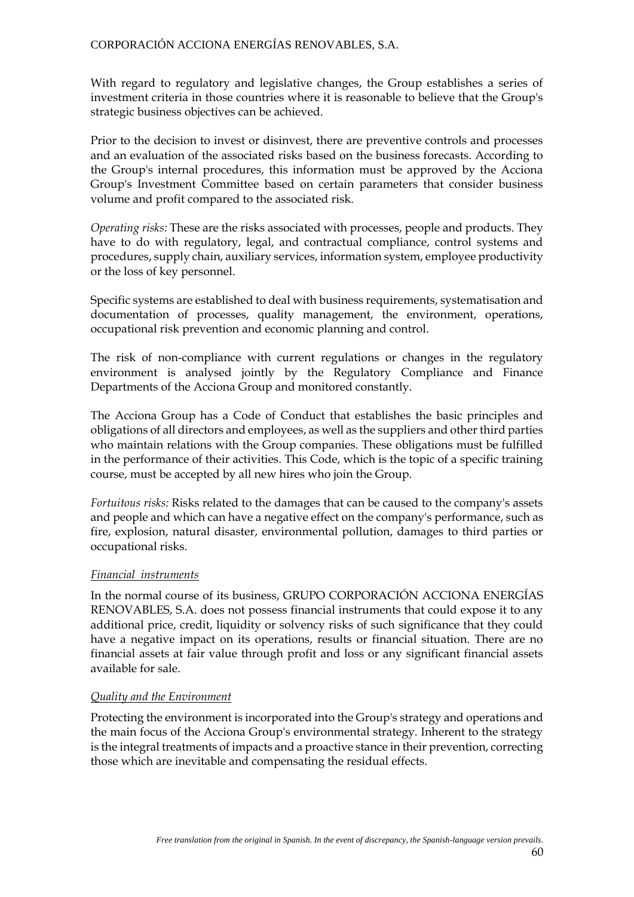With regard to regulatory and legislative changes, the Group establishes a series of investment criteria in those countries where it is reasonable to believe that the Group's strategic business objectives can be achieved.

Prior to the decision to invest or disinvest, there are preventive controls and processes and an evaluation of the associated risks based on the business forecasts. According to the Group's internal procedures, this information must be approved by the Acciona Group's Investment Committee based on certain parameters that consider business volume and profit compared to the associated risk.

*Operating risks:* These are the risks associated with processes, people and products. They have to do with regulatory, legal, and contractual compliance, control systems and procedures, supply chain, auxiliary services, information system, employee productivity or the loss of key personnel.

Specific systems are established to deal with business requirements, systematisation and documentation of processes, quality management, the environment, operations, occupational risk prevention and economic planning and control.

The risk of non-compliance with current regulations or changes in the regulatory environment is analysed jointly by the Regulatory Compliance and Finance Departments of the Acciona Group and monitored constantly.

The Acciona Group has a Code of Conduct that establishes the basic principles and obligations of all directors and employees, as well as the suppliers and other third parties who maintain relations with the Group companies. These obligations must be fulfilled in the performance of their activities. This Code, which is the topic of a specific training course, must be accepted by all new hires who join the Group.

*Fortuitous risks:* Risks related to the damages that can be caused to the company's assets and people and which can have a negative effect on the company's performance, such as fire, explosion, natural disaster, environmental pollution, damages to third parties or occupational risks.

<u>*Financial instruments*</u>

In the normal course of its business, GRUPO CORPORACIÓN ACCIONA ENERGÍAS RENOVABLES, S.A. does not possess financial instruments that could expose it to any additional price, credit, liquidity or solvency risks of such significance that they could have a negative impact on its operations, results or financial situation. There are no financial assets at fair value through profit and loss or any significant financial assets available for sale.

<u>*Quality and the Environment*</u>

Protecting the environment is incorporated into the Group's strategy and operations and the main focus of the Acciona Group's environmental strategy. Inherent to the strategy is the integral treatments of impacts and a proactive stance in their prevention, correcting those which are inevitable and compensating the residual effects.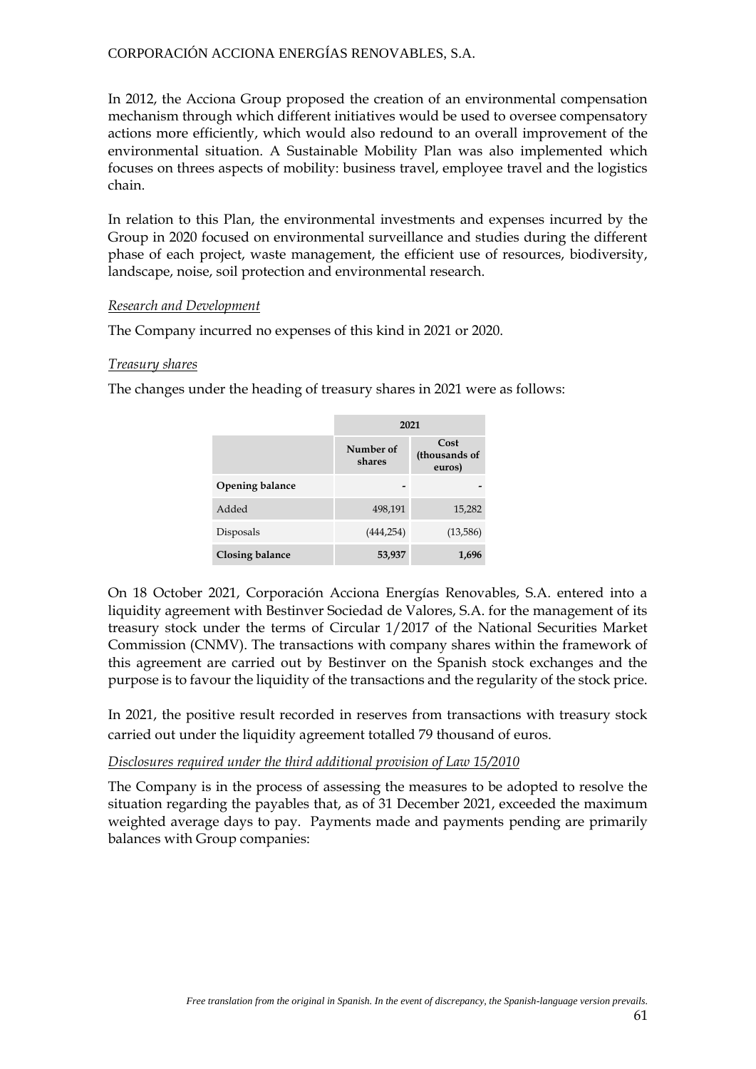In 2012, the Acciona Group proposed the creation of an environmental compensation mechanism through which different initiatives would be used to oversee compensatory actions more efficiently, which would also redound to an overall improvement of the environmental situation. A Sustainable Mobility Plan was also implemented which focuses on threes aspects of mobility: business travel, employee travel and the logistics chain.

In relation to this Plan, the environmental investments and expenses incurred by the Group in 2020 focused on environmental surveillance and studies during the different phase of each project, waste management, the efficient use of resources, biodiversity, landscape, noise, soil protection and environmental research.

*Research and Development*

The Company incurred no expenses of this kind in 2021 or 2020.

*Treasury shares*

The changes under the heading of treasury shares in 2021 were as follows:

| | 2021 | |
|---|---|---|
| | Number of shares | Cost (thousands of euros) |
| **Opening balance** | - | - |
| Added | 498,191 | 15,282 |
| Disposals | (444,254) | (13,586) |
| **Closing balance** | **53,937** | **1,696** |

On 18 October 2021, Corporación Acciona Energías Renovables, S.A. entered into a liquidity agreement with Bestinver Sociedad de Valores, S.A. for the management of its treasury stock under the terms of Circular 1/2017 of the National Securities Market Commission (CNMV). The transactions with company shares within the framework of this agreement are carried out by Bestinver on the Spanish stock exchanges and the purpose is to favour the liquidity of the transactions and the regularity of the stock price.

In 2021, the positive result recorded in reserves from transactions with treasury stock carried out under the liquidity agreement totalled 79 thousand of euros.

*Disclosures required under the third additional provision of Law 15/2010*

The Company is in the process of assessing the measures to be adopted to resolve the situation regarding the payables that, as of 31 December 2021, exceeded the maximum weighted average days to pay. Payments made and payments pending are primarily balances with Group companies: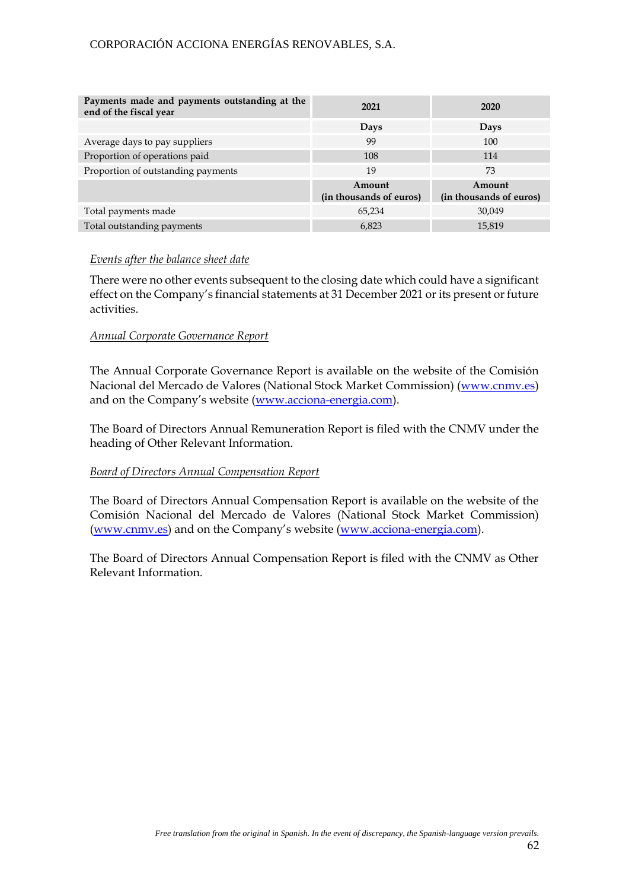| Payments made and payments outstanding at the end of the fiscal year | 2021 | 2020 |
|---|---|---|
| | **Days** | **Days** |
| Average days to pay suppliers | 99 | 100 |
| Proportion of operations paid | 108 | 114 |
| Proportion of outstanding payments | 19 | 73 |
| | **Amount (in thousands of euros)** | **Amount (in thousands of euros)** |
| Total payments made | 65,234 | 30,049 |
| Total outstanding payments | 6,823 | 15,819 |

*Events after the balance sheet date*

There were no other events subsequent to the closing date which could have a significant effect on the Company's financial statements at 31 December 2021 or its present or future activities.

*Annual Corporate Governance Report*

The Annual Corporate Governance Report is available on the website of the Comisión Nacional del Mercado de Valores (National Stock Market Commission) (www.cnmv.es) and on the Company's website (www.acciona-energia.com).

The Board of Directors Annual Remuneration Report is filed with the CNMV under the heading of Other Relevant Information.

*Board of Directors Annual Compensation Report*

The Board of Directors Annual Compensation Report is available on the website of the Comisión Nacional del Mercado de Valores (National Stock Market Commission) (www.cnmv.es) and on the Company's website (www.acciona-energia.com).

The Board of Directors Annual Compensation Report is filed with the CNMV as Other Relevant Information.